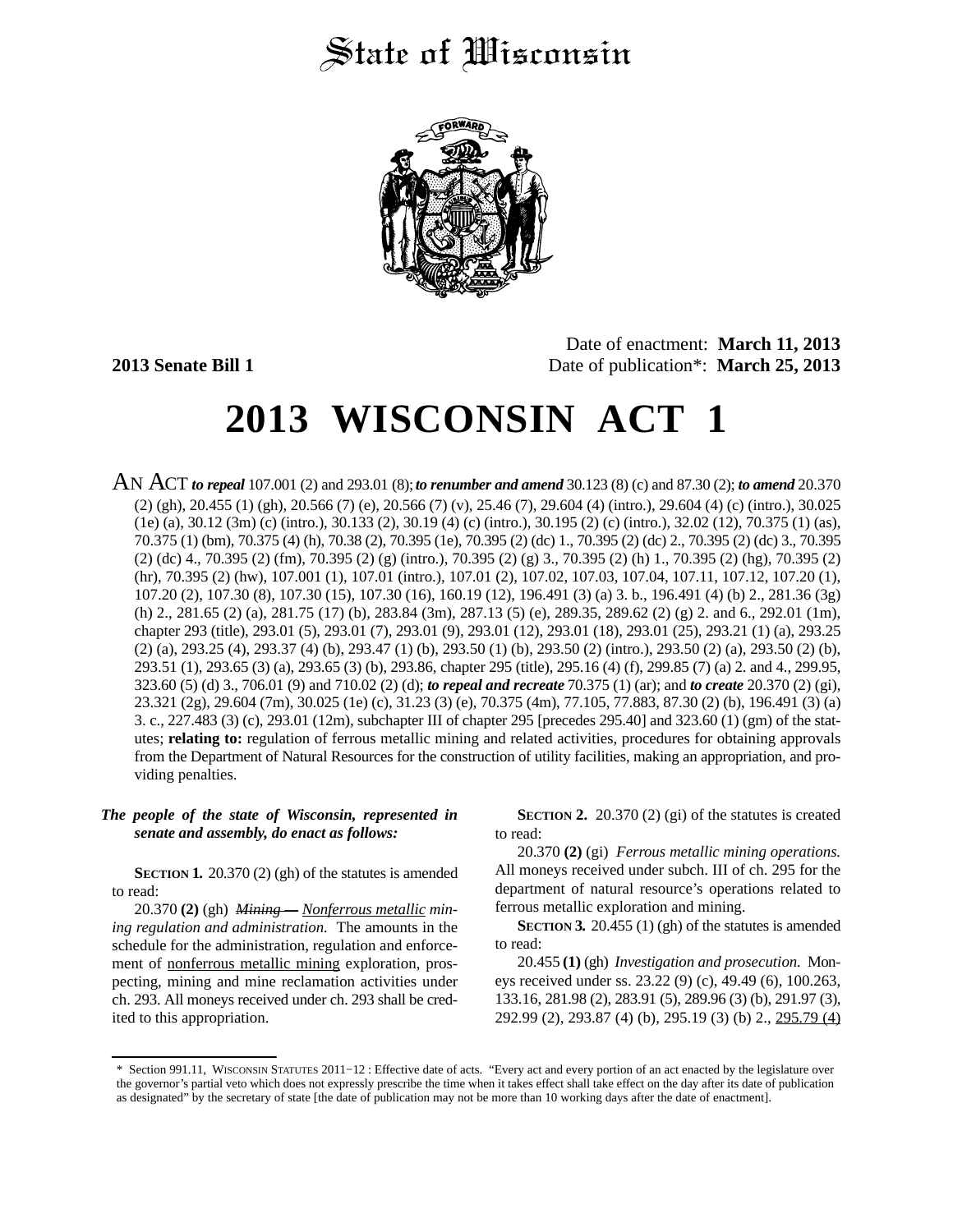# State of Wisconsin

**2013 Senate Bill 1**

Date of enactment: **March 11, 2013**
Date of publication*: **March 25, 2013**

# 2013 WISCONSIN ACT 1

AN ACT ***to repeal*** 107.001 (2) and 293.01 (8); ***to renumber and amend*** 30.123 (8) (c) and 87.30 (2); ***to amend*** 20.370 (2) (gh), 20.455 (1) (gh), 20.566 (7) (e), 20.566 (7) (v), 25.46 (7), 29.604 (4) (intro.), 29.604 (4) (c) (intro.), 30.025 (1e) (a), 30.12 (3m) (c) (intro.), 30.133 (2), 30.19 (4) (c) (intro.), 30.195 (2) (c) (intro.), 32.02 (12), 70.375 (1) (as), 70.375 (1) (bm), 70.375 (4) (h), 70.38 (2), 70.395 (1e), 70.395 (2) (dc) 1., 70.395 (2) (dc) 2., 70.395 (2) (dc) 3., 70.395 (2) (dc) 4., 70.395 (2) (fm), 70.395 (2) (g) (intro.), 70.395 (2) (g) 3., 70.395 (2) (h) 1., 70.395 (2) (hg), 70.395 (2) (hr), 70.395 (2) (hw), 107.001 (1), 107.01 (intro.), 107.01 (2), 107.02, 107.03, 107.04, 107.11, 107.12, 107.20 (1), 107.20 (2), 107.30 (8), 107.30 (15), 107.30 (16), 160.19 (12), 196.491 (3) (a) 3. b., 196.491 (4) (b) 2., 281.36 (3g) (h) 2., 281.65 (2) (a), 281.75 (17) (b), 283.84 (3m), 287.13 (5) (e), 289.35, 289.62 (2) (g) 2. and 6., 292.01 (1m), chapter 293 (title), 293.01 (5), 293.01 (7), 293.01 (9), 293.01 (12), 293.01 (18), 293.01 (25), 293.21 (1) (a), 293.25 (2) (a), 293.25 (4), 293.37 (4) (b), 293.47 (1) (b), 293.50 (1) (b), 293.50 (2) (intro.), 293.50 (2) (a), 293.50 (2) (b), 293.51 (1), 293.65 (3) (a), 293.65 (3) (b), 293.86, chapter 295 (title), 295.16 (4) (f), 299.85 (7) (a) 2. and 4., 299.95, 323.60 (5) (d) 3., 706.01 (9) and 710.02 (2) (d); ***to repeal and recreate*** 70.375 (1) (ar); and ***to create*** 20.370 (2) (gi), 23.321 (2g), 29.604 (7m), 30.025 (1e) (c), 31.23 (3) (e), 70.375 (4m), 77.105, 77.883, 87.30 (2) (b), 196.491 (3) (a) 3. c., 227.483 (3) (c), 293.01 (12m), subchapter III of chapter 295 [precedes 295.40] and 323.60 (1) (gm) of the statutes; **relating to:** regulation of ferrous metallic mining and related activities, procedures for obtaining approvals from the Department of Natural Resources for the construction of utility facilities, making an appropriation, and providing penalties.

***The people of the state of Wisconsin, represented in senate and assembly, do enact as follows:***

**SECTION 1.** 20.370 (2) (gh) of the statutes is amended to read:

20.370 **(2)** (gh) *~~Mining —~~ Nonferrous metallic mining regulation and administration.* The amounts in the schedule for the administration, regulation and enforcement of nonferrous metallic mining exploration, prospecting, mining and mine reclamation activities under ch. 293. All moneys received under ch. 293 shall be credited to this appropriation.

**SECTION 2.** 20.370 (2) (gi) of the statutes is created to read:

20.370 **(2)** (gi) *Ferrous metallic mining operations.* All moneys received under subch. III of ch. 295 for the department of natural resource's operations related to ferrous metallic exploration and mining.

**SECTION 3.** 20.455 (1) (gh) of the statutes is amended to read:

20.455 **(1)** (gh) *Investigation and prosecution.* Moneys received under ss. 23.22 (9) (c), 49.49 (6), 100.263, 133.16, 281.98 (2), 283.91 (5), 289.96 (3) (b), 291.97 (3), 292.99 (2), 293.87 (4) (b), 295.19 (3) (b) 2., 295.79 (4)

\* Section 991.11, WISCONSIN STATUTES 2011−12 : Effective date of acts. "Every act and every portion of an act enacted by the legislature over the governor's partial veto which does not expressly prescribe the time when it takes effect shall take effect on the day after its date of publication as designated" by the secretary of state [the date of publication may not be more than 10 working days after the date of enactment].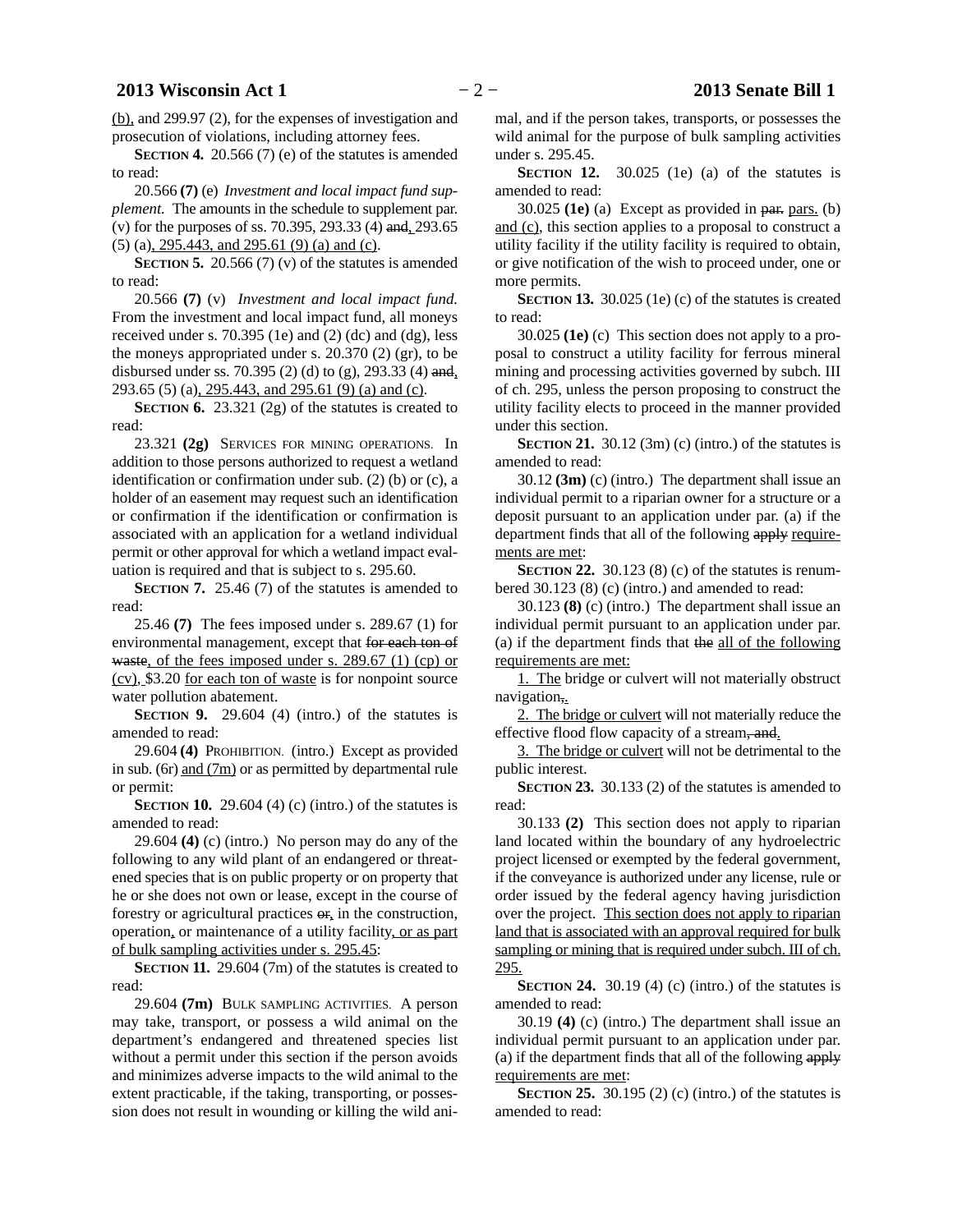(b), and 299.97 (2), for the expenses of investigation and prosecution of violations, including attorney fees.

**SECTION 4.** 20.566 (7) (e) of the statutes is amended to read:

20.566 **(7)** (e) *Investment and local impact fund supplement.* The amounts in the schedule to supplement par. (v) for the purposes of ss. 70.395, 293.33 (4) ~~and~~, 293.65 (5) (a), 295.443, and 295.61 (9) (a) and (c).

**SECTION 5.** 20.566 (7) (v) of the statutes is amended to read:

20.566 **(7)** (v) *Investment and local impact fund.* From the investment and local impact fund, all moneys received under s. 70.395 (1e) and (2) (dc) and (dg), less the moneys appropriated under s. 20.370 (2) (gr), to be disbursed under ss. 70.395 (2) (d) to (g), 293.33 (4) ~~and~~, 293.65 (5) (a), 295.443, and 295.61 (9) (a) and (c).

**SECTION 6.** 23.321 (2g) of the statutes is created to read:

23.321 **(2g)** SERVICES FOR MINING OPERATIONS. In addition to those persons authorized to request a wetland identification or confirmation under sub. (2) (b) or (c), a holder of an easement may request such an identification or confirmation if the identification or confirmation is associated with an application for a wetland individual permit or other approval for which a wetland impact evaluation is required and that is subject to s. 295.60.

**SECTION 7.** 25.46 (7) of the statutes is amended to read:

25.46 **(7)** The fees imposed under s. 289.67 (1) for environmental management, except that ~~for each ton of waste~~, of the fees imposed under s. 289.67 (1) (cp) or (cv), $3.20 for each ton of waste is for nonpoint source water pollution abatement.

**SECTION 9.** 29.604 (4) (intro.) of the statutes is amended to read:

29.604 **(4)** PROHIBITION. (intro.) Except as provided in sub. (6r) and (7m) or as permitted by departmental rule or permit:

**SECTION 10.** 29.604 (4) (c) (intro.) of the statutes is amended to read:

29.604 **(4)** (c) (intro.) No person may do any of the following to any wild plant of an endangered or threatened species that is on public property or on property that he or she does not own or lease, except in the course of forestry or agricultural practices ~~or~~, in the construction, operation, or maintenance of a utility facility, or as part of bulk sampling activities under s. 295.45:

**SECTION 11.** 29.604 (7m) of the statutes is created to read:

29.604 **(7m)** BULK SAMPLING ACTIVITIES. A person may take, transport, or possess a wild animal on the department's endangered and threatened species list without a permit under this section if the person avoids and minimizes adverse impacts to the wild animal to the extent practicable, if the taking, transporting, or possession does not result in wounding or killing the wild animal, and if the person takes, transports, or possesses the wild animal for the purpose of bulk sampling activities under s. 295.45.

**SECTION 12.** 30.025 (1e) (a) of the statutes is amended to read:

30.025 **(1e)** (a) Except as provided in ~~par.~~ pars. (b) and (c), this section applies to a proposal to construct a utility facility if the utility facility is required to obtain, or give notification of the wish to proceed under, one or more permits.

**SECTION 13.** 30.025 (1e) (c) of the statutes is created to read:

30.025 **(1e)** (c) This section does not apply to a proposal to construct a utility facility for ferrous mineral mining and processing activities governed by subch. III of ch. 295, unless the person proposing to construct the utility facility elects to proceed in the manner provided under this section.

**SECTION 21.** 30.12 (3m) (c) (intro.) of the statutes is amended to read:

30.12 **(3m)** (c) (intro.) The department shall issue an individual permit to a riparian owner for a structure or a deposit pursuant to an application under par. (a) if the department finds that all of the following ~~apply~~ requirements are met:

**SECTION 22.** 30.123 (8) (c) of the statutes is renumbered 30.123 (8) (c) (intro.) and amended to read:

30.123 **(8)** (c) (intro.) The department shall issue an individual permit pursuant to an application under par. (a) if the department finds that ~~the~~ all of the following requirements are met:

1. The bridge or culvert will not materially obstruct navigation~~,~~.

2. The bridge or culvert will not materially reduce the effective flood flow capacity of a stream~~, and~~.

3. The bridge or culvert will not be detrimental to the public interest.

**SECTION 23.** 30.133 (2) of the statutes is amended to read:

30.133 **(2)** This section does not apply to riparian land located within the boundary of any hydroelectric project licensed or exempted by the federal government, if the conveyance is authorized under any license, rule or order issued by the federal agency having jurisdiction over the project. This section does not apply to riparian land that is associated with an approval required for bulk sampling or mining that is required under subch. III of ch. 295.

**SECTION 24.** 30.19 (4) (c) (intro.) of the statutes is amended to read:

30.19 **(4)** (c) (intro.) The department shall issue an individual permit pursuant to an application under par. (a) if the department finds that all of the following ~~apply~~ requirements are met:

**SECTION 25.** 30.195 (2) (c) (intro.) of the statutes is amended to read: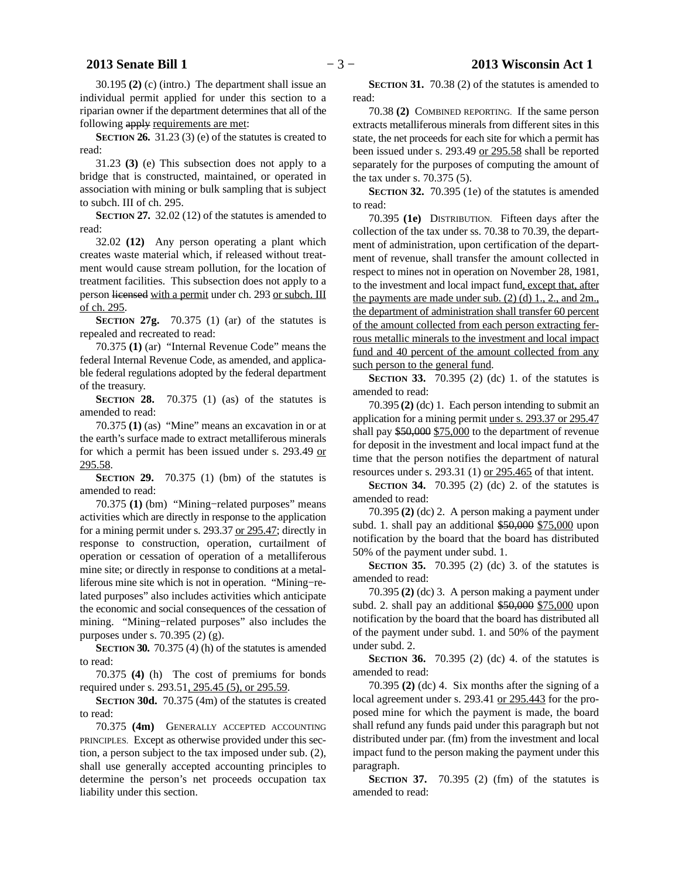30.195 **(2)** (c) (intro.) The department shall issue an individual permit applied for under this section to a riparian owner if the department determines that all of the following ~~apply~~ requirements are met:

**SECTION 26.** 31.23 (3) (e) of the statutes is created to read:

31.23 **(3)** (e) This subsection does not apply to a bridge that is constructed, maintained, or operated in association with mining or bulk sampling that is subject to subch. III of ch. 295.

**SECTION 27.** 32.02 (12) of the statutes is amended to read:

32.02 **(12)** Any person operating a plant which creates waste material which, if released without treatment would cause stream pollution, for the location of treatment facilities. This subsection does not apply to a person ~~licensed~~ with a permit under ch. 293 or subch. III of ch. 295.

**SECTION 27g.** 70.375 (1) (ar) of the statutes is repealed and recreated to read:

70.375 **(1)** (ar) "Internal Revenue Code" means the federal Internal Revenue Code, as amended, and applicable federal regulations adopted by the federal department of the treasury.

**SECTION 28.** 70.375 (1) (as) of the statutes is amended to read:

70.375 **(1)** (as) "Mine" means an excavation in or at the earth's surface made to extract metalliferous minerals for which a permit has been issued under s. 293.49 or 295.58.

**SECTION 29.** 70.375 (1) (bm) of the statutes is amended to read:

70.375 **(1)** (bm) "Mining−related purposes" means activities which are directly in response to the application for a mining permit under s. 293.37 or 295.47; directly in response to construction, operation, curtailment of operation or cessation of operation of a metalliferous mine site; or directly in response to conditions at a metalliferous mine site which is not in operation. "Mining−related purposes" also includes activities which anticipate the economic and social consequences of the cessation of mining. "Mining−related purposes" also includes the purposes under s. 70.395 (2) (g).

**SECTION 30.** 70.375 (4) (h) of the statutes is amended to read:

70.375 **(4)** (h) The cost of premiums for bonds required under s. 293.51, 295.45 (5), or 295.59.

**SECTION 30d.** 70.375 (4m) of the statutes is created to read:

70.375 **(4m)** GENERALLY ACCEPTED ACCOUNTING PRINCIPLES. Except as otherwise provided under this section, a person subject to the tax imposed under sub. (2), shall use generally accepted accounting principles to determine the person's net proceeds occupation tax liability under this section.

**SECTION 31.** 70.38 (2) of the statutes is amended to read:

70.38 **(2)** COMBINED REPORTING. If the same person extracts metalliferous minerals from different sites in this state, the net proceeds for each site for which a permit has been issued under s. 293.49 or 295.58 shall be reported separately for the purposes of computing the amount of the tax under s. 70.375 (5).

**SECTION 32.** 70.395 (1e) of the statutes is amended to read:

70.395 **(1e)** DISTRIBUTION. Fifteen days after the collection of the tax under ss. 70.38 to 70.39, the department of administration, upon certification of the department of revenue, shall transfer the amount collected in respect to mines not in operation on November 28, 1981, to the investment and local impact fund, except that, after the payments are made under sub. (2) (d) 1., 2., and 2m., the department of administration shall transfer 60 percent of the amount collected from each person extracting ferrous metallic minerals to the investment and local impact fund and 40 percent of the amount collected from any such person to the general fund.

**SECTION 33.** 70.395 (2) (dc) 1. of the statutes is amended to read:

70.395 **(2)** (dc) 1. Each person intending to submit an application for a mining permit under s. 293.37 or 295.47 shall pay ~~$50,000~~ $75,000 to the department of revenue for deposit in the investment and local impact fund at the time that the person notifies the department of natural resources under s. 293.31 (1) or 295.465 of that intent.

**SECTION 34.** 70.395 (2) (dc) 2. of the statutes is amended to read:

70.395 **(2)** (dc) 2. A person making a payment under subd. 1. shall pay an additional ~~$50,000~~ $75,000 upon notification by the board that the board has distributed 50% of the payment under subd. 1.

**SECTION 35.** 70.395 (2) (dc) 3. of the statutes is amended to read:

70.395 **(2)** (dc) 3. A person making a payment under subd. 2. shall pay an additional ~~$50,000~~ $75,000 upon notification by the board that the board has distributed all of the payment under subd. 1. and 50% of the payment under subd. 2.

**SECTION 36.** 70.395 (2) (dc) 4. of the statutes is amended to read:

70.395 **(2)** (dc) 4. Six months after the signing of a local agreement under s. 293.41 or 295.443 for the proposed mine for which the payment is made, the board shall refund any funds paid under this paragraph but not distributed under par. (fm) from the investment and local impact fund to the person making the payment under this paragraph.

**SECTION 37.** 70.395 (2) (fm) of the statutes is amended to read: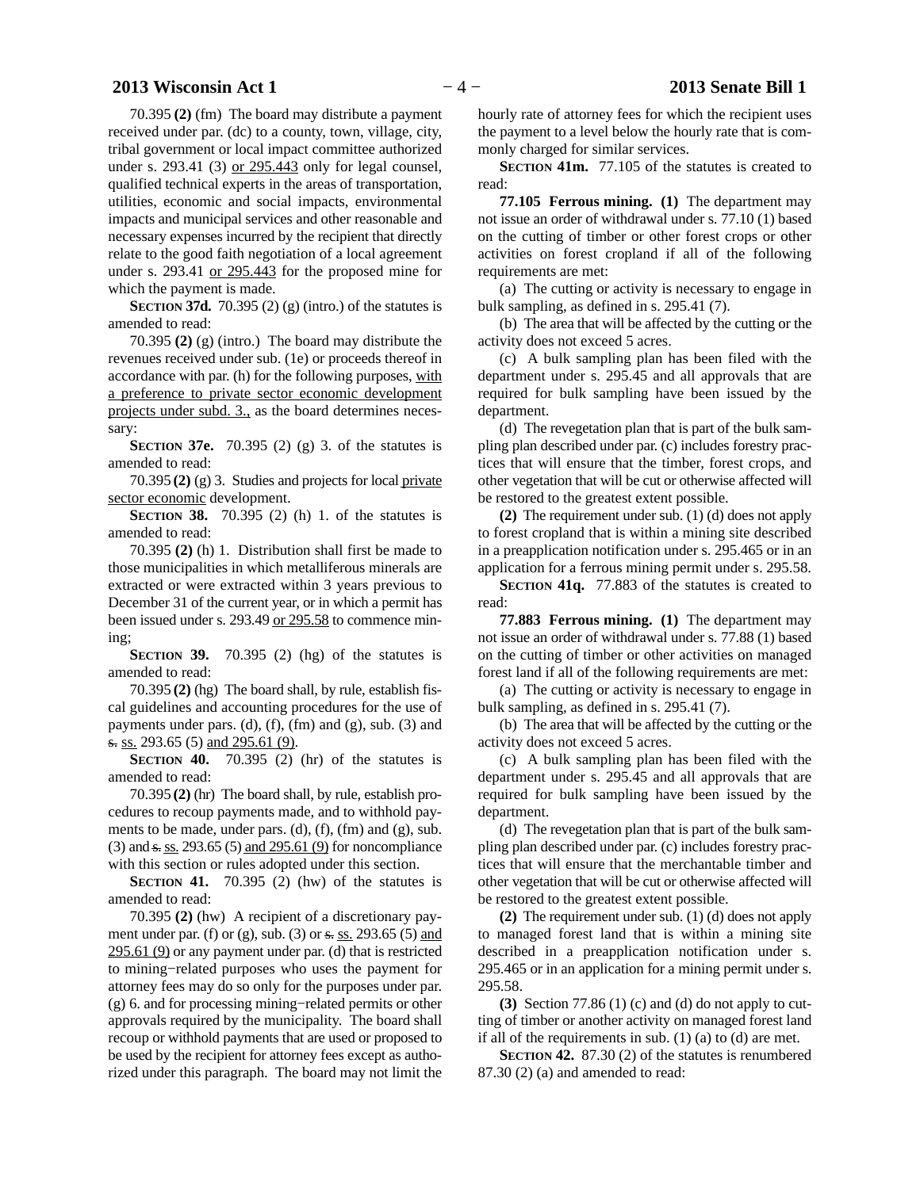70.395 **(2)** (fm) The board may distribute a payment received under par. (dc) to a county, town, village, city, tribal government or local impact committee authorized under s. 293.41 (3) <u>or 295.443</u> only for legal counsel, qualified technical experts in the areas of transportation, utilities, economic and social impacts, environmental impacts and municipal services and other reasonable and necessary expenses incurred by the recipient that directly relate to the good faith negotiation of a local agreement under s. 293.41 <u>or 295.443</u> for the proposed mine for which the payment is made.

**SECTION 37d.** 70.395 (2) (g) (intro.) of the statutes is amended to read:

70.395 **(2)** (g) (intro.) The board may distribute the revenues received under sub. (1e) or proceeds thereof in accordance with par. (h) for the following purposes, <u>with a preference to private sector economic development projects under subd. 3.,</u> as the board determines necessary:

**SECTION 37e.** 70.395 (2) (g) 3. of the statutes is amended to read:

70.395 **(2)** (g) 3. Studies and projects for local <u>private sector economic</u> development.

**SECTION 38.** 70.395 (2) (h) 1. of the statutes is amended to read:

70.395 **(2)** (h) 1. Distribution shall first be made to those municipalities in which metalliferous minerals are extracted or were extracted within 3 years previous to December 31 of the current year, or in which a permit has been issued under s. 293.49 <u>or 295.58</u> to commence mining;

**SECTION 39.** 70.395 (2) (hg) of the statutes is amended to read:

70.395 **(2)** (hg) The board shall, by rule, establish fiscal guidelines and accounting procedures for the use of payments under pars. (d), (f), (fm) and (g), sub. (3) and ~~s.~~ <u>ss.</u> 293.65 (5) <u>and 295.61 (9)</u>.

**SECTION 40.** 70.395 (2) (hr) of the statutes is amended to read:

70.395 **(2)** (hr) The board shall, by rule, establish procedures to recoup payments made, and to withhold payments to be made, under pars. (d), (f), (fm) and (g), sub. (3) and ~~s.~~ <u>ss.</u> 293.65 (5) <u>and 295.61 (9)</u> for noncompliance with this section or rules adopted under this section.

**SECTION 41.** 70.395 (2) (hw) of the statutes is amended to read:

70.395 **(2)** (hw) A recipient of a discretionary payment under par. (f) or (g), sub. (3) or ~~s.~~ <u>ss.</u> 293.65 (5) <u>and 295.61 (9)</u> or any payment under par. (d) that is restricted to mining−related purposes who uses the payment for attorney fees may do so only for the purposes under par. (g) 6. and for processing mining−related permits or other approvals required by the municipality. The board shall recoup or withhold payments that are used or proposed to be used by the recipient for attorney fees except as authorized under this paragraph. The board may not limit the hourly rate of attorney fees for which the recipient uses the payment to a level below the hourly rate that is commonly charged for similar services.

**SECTION 41m.** 77.105 of the statutes is created to read:

**77.105 Ferrous mining. (1)** The department may not issue an order of withdrawal under s. 77.10 (1) based on the cutting of timber or other forest crops or other activities on forest cropland if all of the following requirements are met:

(a) The cutting or activity is necessary to engage in bulk sampling, as defined in s. 295.41 (7).

(b) The area that will be affected by the cutting or the activity does not exceed 5 acres.

(c) A bulk sampling plan has been filed with the department under s. 295.45 and all approvals that are required for bulk sampling have been issued by the department.

(d) The revegetation plan that is part of the bulk sampling plan described under par. (c) includes forestry practices that will ensure that the timber, forest crops, and other vegetation that will be cut or otherwise affected will be restored to the greatest extent possible.

**(2)** The requirement under sub. (1) (d) does not apply to forest cropland that is within a mining site described in a preapplication notification under s. 295.465 or in an application for a ferrous mining permit under s. 295.58.

**SECTION 41q.** 77.883 of the statutes is created to read:

**77.883 Ferrous mining. (1)** The department may not issue an order of withdrawal under s. 77.88 (1) based on the cutting of timber or other activities on managed forest land if all of the following requirements are met:

(a) The cutting or activity is necessary to engage in bulk sampling, as defined in s. 295.41 (7).

(b) The area that will be affected by the cutting or the activity does not exceed 5 acres.

(c) A bulk sampling plan has been filed with the department under s. 295.45 and all approvals that are required for bulk sampling have been issued by the department.

(d) The revegetation plan that is part of the bulk sampling plan described under par. (c) includes forestry practices that will ensure that the merchantable timber and other vegetation that will be cut or otherwise affected will be restored to the greatest extent possible.

**(2)** The requirement under sub. (1) (d) does not apply to managed forest land that is within a mining site described in a preapplication notification under s. 295.465 or in an application for a mining permit under s. 295.58.

**(3)** Section 77.86 (1) (c) and (d) do not apply to cutting of timber or another activity on managed forest land if all of the requirements in sub. (1) (a) to (d) are met.

**SECTION 42.** 87.30 (2) of the statutes is renumbered 87.30 (2) (a) and amended to read: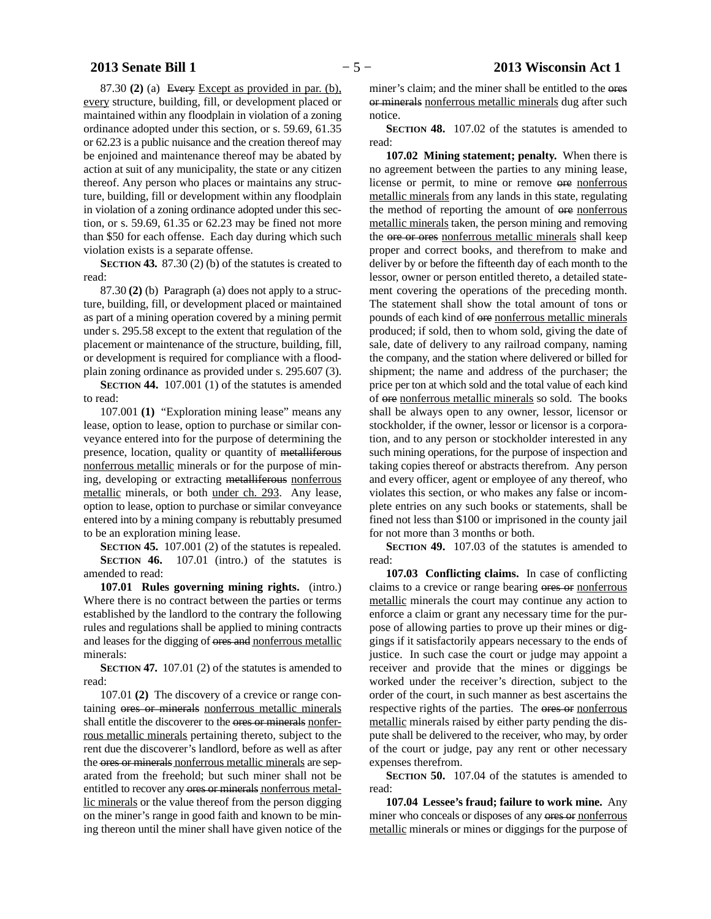87.30 **(2)** (a) ~~Every~~ Except as provided in par. (b), every structure, building, fill, or development placed or maintained within any floodplain in violation of a zoning ordinance adopted under this section, or s. 59.69, 61.35 or 62.23 is a public nuisance and the creation thereof may be enjoined and maintenance thereof may be abated by action at suit of any municipality, the state or any citizen thereof. Any person who places or maintains any structure, building, fill or development within any floodplain in violation of a zoning ordinance adopted under this section, or s. 59.69, 61.35 or 62.23 may be fined not more than $50 for each offense. Each day during which such violation exists is a separate offense.

**SECTION 43.** 87.30 (2) (b) of the statutes is created to read:

87.30 **(2)** (b) Paragraph (a) does not apply to a structure, building, fill, or development placed or maintained as part of a mining operation covered by a mining permit under s. 295.58 except to the extent that regulation of the placement or maintenance of the structure, building, fill, or development is required for compliance with a floodplain zoning ordinance as provided under s. 295.607 (3).

**SECTION 44.** 107.001 (1) of the statutes is amended to read:

107.001 **(1)** "Exploration mining lease" means any lease, option to lease, option to purchase or similar conveyance entered into for the purpose of determining the presence, location, quality or quantity of ~~metalliferous~~ nonferrous metallic minerals or for the purpose of mining, developing or extracting ~~metalliferous~~ nonferrous metallic minerals, or both under ch. 293. Any lease, option to lease, option to purchase or similar conveyance entered into by a mining company is rebuttably presumed to be an exploration mining lease.

**SECTION 45.** 107.001 (2) of the statutes is repealed.

**SECTION 46.** 107.01 (intro.) of the statutes is amended to read:

**107.01 Rules governing mining rights.** (intro.) Where there is no contract between the parties or terms established by the landlord to the contrary the following rules and regulations shall be applied to mining contracts and leases for the digging of ~~ores and~~ nonferrous metallic minerals:

**SECTION 47.** 107.01 (2) of the statutes is amended to read:

107.01 **(2)** The discovery of a crevice or range containing ~~ores or minerals~~ nonferrous metallic minerals shall entitle the discoverer to the ~~ores or minerals~~ nonferrous metallic minerals pertaining thereto, subject to the rent due the discoverer's landlord, before as well as after the ~~ores or minerals~~ nonferrous metallic minerals are separated from the freehold; but such miner shall not be entitled to recover any ~~ores or minerals~~ nonferrous metallic minerals or the value thereof from the person digging on the miner's range in good faith and known to be mining thereon until the miner shall have given notice of the miner's claim; and the miner shall be entitled to the ~~ores or minerals~~ nonferrous metallic minerals dug after such notice.

**SECTION 48.** 107.02 of the statutes is amended to read:

**107.02 Mining statement; penalty.** When there is no agreement between the parties to any mining lease, license or permit, to mine or remove ~~ore~~ nonferrous metallic minerals from any lands in this state, regulating the method of reporting the amount of ~~ore~~ nonferrous metallic minerals taken, the person mining and removing the ~~ore or ores~~ nonferrous metallic minerals shall keep proper and correct books, and therefrom to make and deliver by or before the fifteenth day of each month to the lessor, owner or person entitled thereto, a detailed statement covering the operations of the preceding month. The statement shall show the total amount of tons or pounds of each kind of ~~ore~~ nonferrous metallic minerals produced; if sold, then to whom sold, giving the date of sale, date of delivery to any railroad company, naming the company, and the station where delivered or billed for shipment; the name and address of the purchaser; the price per ton at which sold and the total value of each kind of ~~ore~~ nonferrous metallic minerals so sold. The books shall be always open to any owner, lessor, licensor or stockholder, if the owner, lessor or licensor is a corporation, and to any person or stockholder interested in any such mining operations, for the purpose of inspection and taking copies thereof or abstracts therefrom. Any person and every officer, agent or employee of any thereof, who violates this section, or who makes any false or incomplete entries on any such books or statements, shall be fined not less than $100 or imprisoned in the county jail for not more than 3 months or both.

**SECTION 49.** 107.03 of the statutes is amended to read:

**107.03 Conflicting claims.** In case of conflicting claims to a crevice or range bearing ~~ores or~~ nonferrous metallic minerals the court may continue any action to enforce a claim or grant any necessary time for the purpose of allowing parties to prove up their mines or diggings if it satisfactorily appears necessary to the ends of justice. In such case the court or judge may appoint a receiver and provide that the mines or diggings be worked under the receiver's direction, subject to the order of the court, in such manner as best ascertains the respective rights of the parties. The ~~ores or~~ nonferrous metallic minerals raised by either party pending the dispute shall be delivered to the receiver, who may, by order of the court or judge, pay any rent or other necessary expenses therefrom.

**SECTION 50.** 107.04 of the statutes is amended to read:

**107.04 Lessee's fraud; failure to work mine.** Any miner who conceals or disposes of any ~~ores or~~ nonferrous metallic minerals or mines or diggings for the purpose of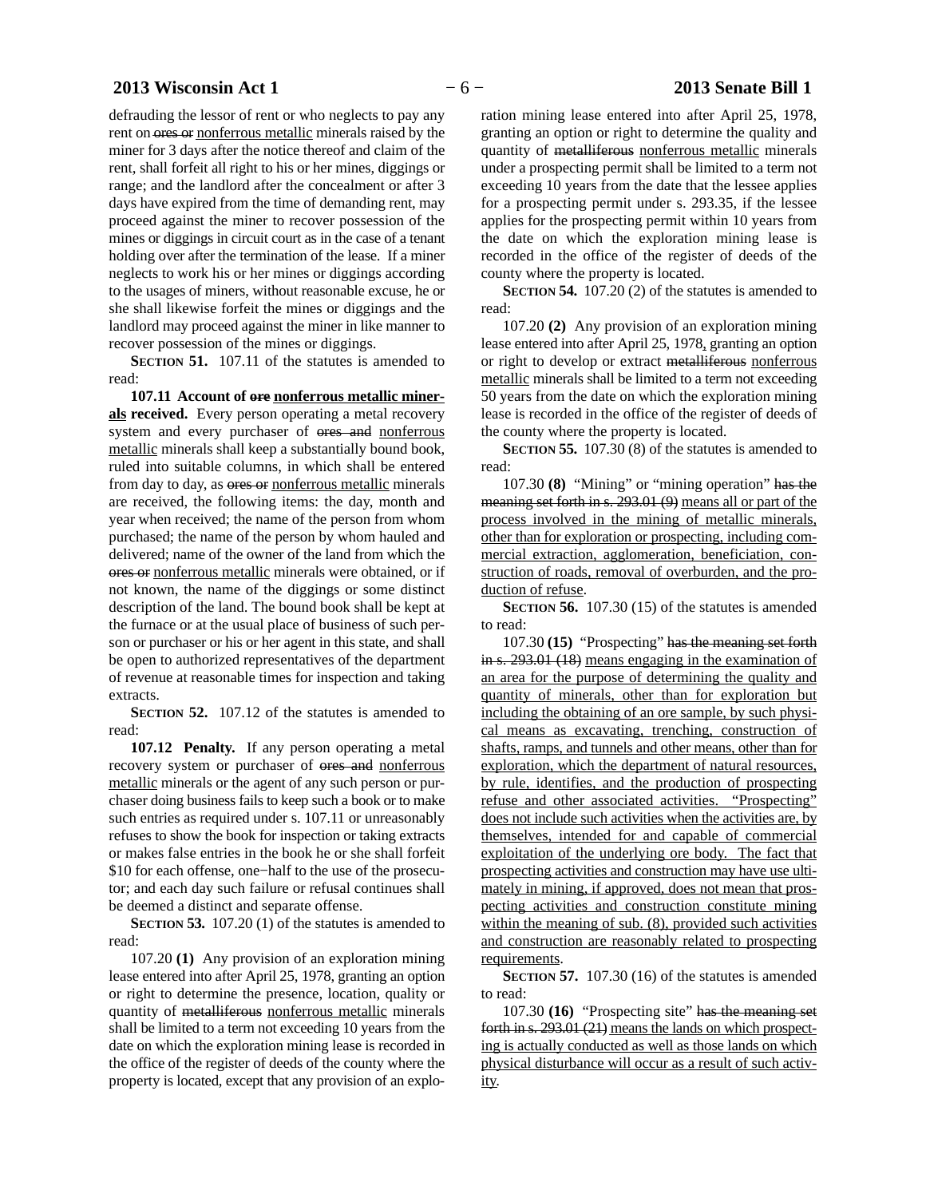defrauding the lessor of rent or who neglects to pay any rent on ~~ores or~~ nonferrous metallic minerals raised by the miner for 3 days after the notice thereof and claim of the rent, shall forfeit all right to his or her mines, diggings or range; and the landlord after the concealment or after 3 days have expired from the time of demanding rent, may proceed against the miner to recover possession of the mines or diggings in circuit court as in the case of a tenant holding over after the termination of the lease. If a miner neglects to work his or her mines or diggings according to the usages of miners, without reasonable excuse, he or she shall likewise forfeit the mines or diggings and the landlord may proceed against the miner in like manner to recover possession of the mines or diggings.

**SECTION 51.** 107.11 of the statutes is amended to read:

**107.11 Account of ~~ore~~ nonferrous metallic minerals received.** Every person operating a metal recovery system and every purchaser of ~~ores and~~ nonferrous metallic minerals shall keep a substantially bound book, ruled into suitable columns, in which shall be entered from day to day, as ~~ores or~~ nonferrous metallic minerals are received, the following items: the day, month and year when received; the name of the person from whom purchased; the name of the person by whom hauled and delivered; name of the owner of the land from which the ~~ores or~~ nonferrous metallic minerals were obtained, or if not known, the name of the diggings or some distinct description of the land. The bound book shall be kept at the furnace or at the usual place of business of such person or purchaser or his or her agent in this state, and shall be open to authorized representatives of the department of revenue at reasonable times for inspection and taking extracts.

**SECTION 52.** 107.12 of the statutes is amended to read:

**107.12 Penalty.** If any person operating a metal recovery system or purchaser of ~~ores and~~ nonferrous metallic minerals or the agent of any such person or purchaser doing business fails to keep such a book or to make such entries as required under s. 107.11 or unreasonably refuses to show the book for inspection or taking extracts or makes false entries in the book he or she shall forfeit $10 for each offense, one−half to the use of the prosecutor; and each day such failure or refusal continues shall be deemed a distinct and separate offense.

**SECTION 53.** 107.20 (1) of the statutes is amended to read:

107.20 **(1)** Any provision of an exploration mining lease entered into after April 25, 1978, granting an option or right to determine the presence, location, quality or quantity of ~~metalliferous~~ nonferrous metallic minerals shall be limited to a term not exceeding 10 years from the date on which the exploration mining lease is recorded in the office of the register of deeds of the county where the property is located, except that any provision of an exploration mining lease entered into after April 25, 1978, granting an option or right to determine the quality and quantity of ~~metalliferous~~ nonferrous metallic minerals under a prospecting permit shall be limited to a term not exceeding 10 years from the date that the lessee applies for a prospecting permit under s. 293.35, if the lessee applies for the prospecting permit within 10 years from the date on which the exploration mining lease is recorded in the office of the register of deeds of the county where the property is located.

**SECTION 54.** 107.20 (2) of the statutes is amended to read:

107.20 **(2)** Any provision of an exploration mining lease entered into after April 25, 1978, granting an option or right to develop or extract ~~metalliferous~~ nonferrous metallic minerals shall be limited to a term not exceeding 50 years from the date on which the exploration mining lease is recorded in the office of the register of deeds of the county where the property is located.

**SECTION 55.** 107.30 (8) of the statutes is amended to read:

107.30 **(8)** "Mining" or "mining operation" ~~has the meaning set forth in s. 293.01 (9)~~ means all or part of the process involved in the mining of metallic minerals, other than for exploration or prospecting, including commercial extraction, agglomeration, beneficiation, construction of roads, removal of overburden, and the production of refuse.

**SECTION 56.** 107.30 (15) of the statutes is amended to read:

107.30 **(15)** "Prospecting" ~~has the meaning set forth in s. 293.01 (18)~~ means engaging in the examination of an area for the purpose of determining the quality and quantity of minerals, other than for exploration but including the obtaining of an ore sample, by such physical means as excavating, trenching, construction of shafts, ramps, and tunnels and other means, other than for exploration, which the department of natural resources, by rule, identifies, and the production of prospecting refuse and other associated activities. "Prospecting" does not include such activities when the activities are, by themselves, intended for and capable of commercial exploitation of the underlying ore body. The fact that prospecting activities and construction may have use ultimately in mining, if approved, does not mean that prospecting activities and construction constitute mining within the meaning of sub. (8), provided such activities and construction are reasonably related to prospecting requirements.

**SECTION 57.** 107.30 (16) of the statutes is amended to read:

107.30 **(16)** "Prospecting site" ~~has the meaning set forth in s. 293.01 (21)~~ means the lands on which prospecting is actually conducted as well as those lands on which physical disturbance will occur as a result of such activity.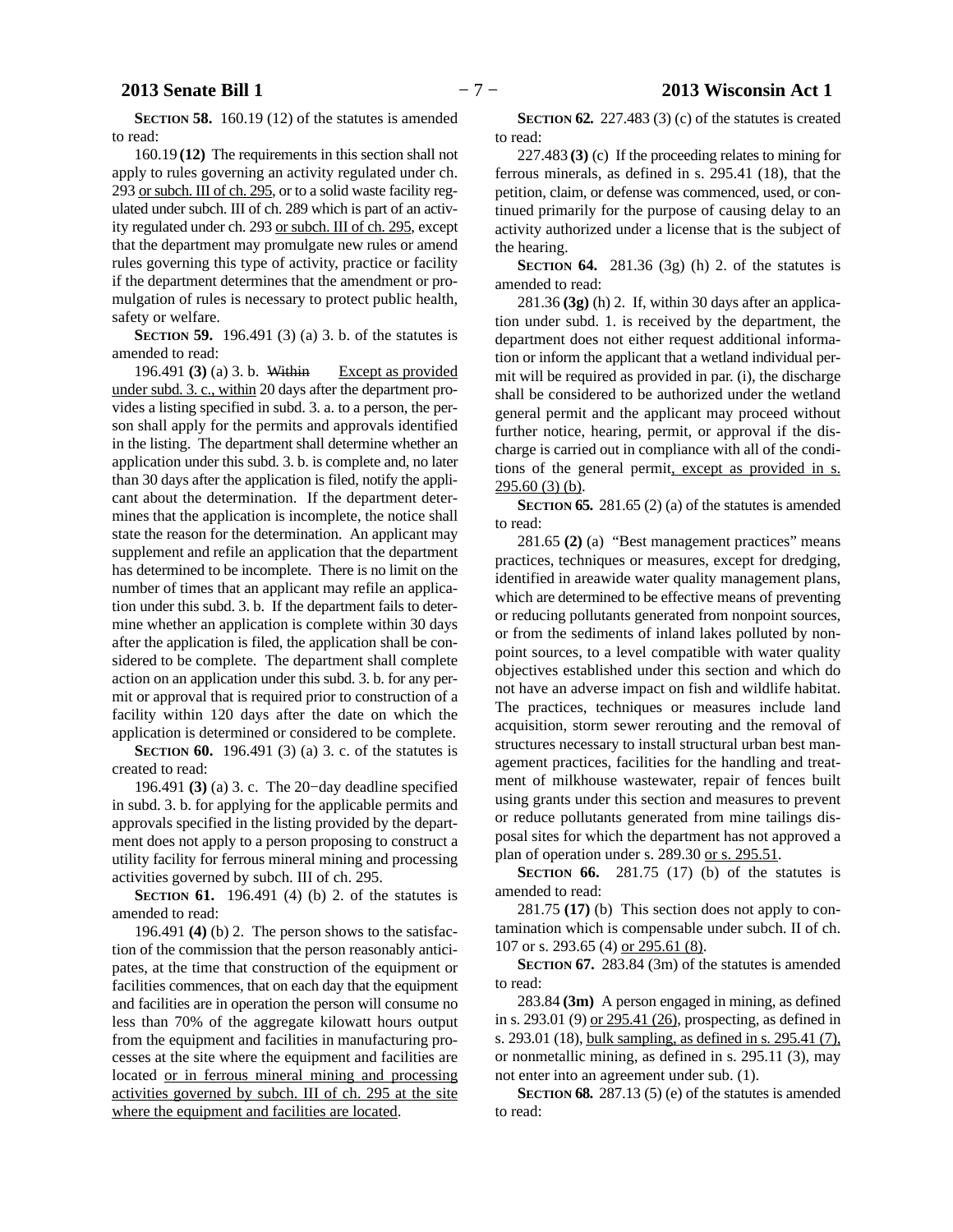**SECTION 58.** 160.19 (12) of the statutes is amended to read:

160.19 **(12)** The requirements in this section shall not apply to rules governing an activity regulated under ch. 293 or subch. III of ch. 295, or to a solid waste facility regulated under subch. III of ch. 289 which is part of an activity regulated under ch. 293 or subch. III of ch. 295, except that the department may promulgate new rules or amend rules governing this type of activity, practice or facility if the department determines that the amendment or promulgation of rules is necessary to protect public health, safety or welfare.

**SECTION 59.** 196.491 (3) (a) 3. b. of the statutes is amended to read:

196.491 **(3)** (a) 3. b. ~~Within~~ Except as provided under subd. 3. c., within 20 days after the department provides a listing specified in subd. 3. a. to a person, the person shall apply for the permits and approvals identified in the listing. The department shall determine whether an application under this subd. 3. b. is complete and, no later than 30 days after the application is filed, notify the applicant about the determination. If the department determines that the application is incomplete, the notice shall state the reason for the determination. An applicant may supplement and refile an application that the department has determined to be incomplete. There is no limit on the number of times that an applicant may refile an application under this subd. 3. b. If the department fails to determine whether an application is complete within 30 days after the application is filed, the application shall be considered to be complete. The department shall complete action on an application under this subd. 3. b. for any permit or approval that is required prior to construction of a facility within 120 days after the date on which the application is determined or considered to be complete.

**SECTION 60.** 196.491 (3) (a) 3. c. of the statutes is created to read:

196.491 **(3)** (a) 3. c. The 20−day deadline specified in subd. 3. b. for applying for the applicable permits and approvals specified in the listing provided by the department does not apply to a person proposing to construct a utility facility for ferrous mineral mining and processing activities governed by subch. III of ch. 295.

**SECTION 61.** 196.491 (4) (b) 2. of the statutes is amended to read:

196.491 **(4)** (b) 2. The person shows to the satisfaction of the commission that the person reasonably anticipates, at the time that construction of the equipment or facilities commences, that on each day that the equipment and facilities are in operation the person will consume no less than 70% of the aggregate kilowatt hours output from the equipment and facilities in manufacturing processes at the site where the equipment and facilities are located or in ferrous mineral mining and processing activities governed by subch. III of ch. 295 at the site where the equipment and facilities are located.

**SECTION 62.** 227.483 (3) (c) of the statutes is created to read:

227.483 **(3)** (c) If the proceeding relates to mining for ferrous minerals, as defined in s. 295.41 (18), that the petition, claim, or defense was commenced, used, or continued primarily for the purpose of causing delay to an activity authorized under a license that is the subject of the hearing.

**SECTION 64.** 281.36 (3g) (h) 2. of the statutes is amended to read:

281.36 **(3g)** (h) 2. If, within 30 days after an application under subd. 1. is received by the department, the department does not either request additional information or inform the applicant that a wetland individual permit will be required as provided in par. (i), the discharge shall be considered to be authorized under the wetland general permit and the applicant may proceed without further notice, hearing, permit, or approval if the discharge is carried out in compliance with all of the conditions of the general permit, except as provided in s. 295.60 (3) (b).

**SECTION 65.** 281.65 (2) (a) of the statutes is amended to read:

281.65 **(2)** (a) "Best management practices" means practices, techniques or measures, except for dredging, identified in areawide water quality management plans, which are determined to be effective means of preventing or reducing pollutants generated from nonpoint sources, or from the sediments of inland lakes polluted by nonpoint sources, to a level compatible with water quality objectives established under this section and which do not have an adverse impact on fish and wildlife habitat. The practices, techniques or measures include land acquisition, storm sewer rerouting and the removal of structures necessary to install structural urban best management practices, facilities for the handling and treatment of milkhouse wastewater, repair of fences built using grants under this section and measures to prevent or reduce pollutants generated from mine tailings disposal sites for which the department has not approved a plan of operation under s. 289.30 or s. 295.51.

**SECTION 66.** 281.75 (17) (b) of the statutes is amended to read:

281.75 **(17)** (b) This section does not apply to contamination which is compensable under subch. II of ch. 107 or s. 293.65 (4) or 295.61 (8).

**SECTION 67.** 283.84 (3m) of the statutes is amended to read:

283.84 **(3m)** A person engaged in mining, as defined in s. 293.01 (9) or 295.41 (26), prospecting, as defined in s. 293.01 (18), bulk sampling, as defined in s. 295.41 (7), or nonmetallic mining, as defined in s. 295.11 (3), may not enter into an agreement under sub. (1).

**SECTION 68.** 287.13 (5) (e) of the statutes is amended to read: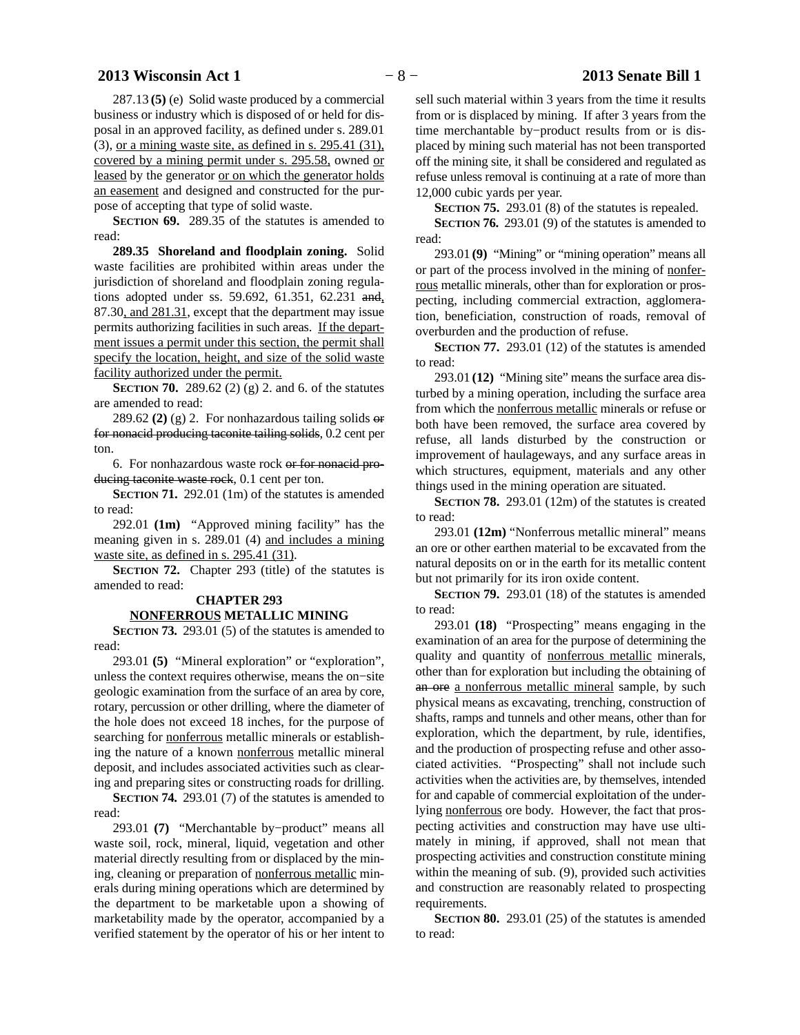287.13 **(5)** (e) Solid waste produced by a commercial business or industry which is disposed of or held for disposal in an approved facility, as defined under s. 289.01 (3), or a mining waste site, as defined in s. 295.41 (31), covered by a mining permit under s. 295.58, owned or leased by the generator or on which the generator holds an easement and designed and constructed for the purpose of accepting that type of solid waste.

**SECTION 69.** 289.35 of the statutes is amended to read:

**289.35 Shoreland and floodplain zoning.** Solid waste facilities are prohibited within areas under the jurisdiction of shoreland and floodplain zoning regulations adopted under ss. 59.692, 61.351, 62.231 ~~and~~, 87.30, and 281.31, except that the department may issue permits authorizing facilities in such areas. If the department issues a permit under this section, the permit shall specify the location, height, and size of the solid waste facility authorized under the permit.

**SECTION 70.** 289.62 (2) (g) 2. and 6. of the statutes are amended to read:

289.62 **(2)** (g) 2. For nonhazardous tailing solids ~~or for nonacid producing taconite tailing solids~~, 0.2 cent per ton.

6. For nonhazardous waste rock ~~or for nonacid producing taconite waste rock~~, 0.1 cent per ton.

**SECTION 71.** 292.01 (1m) of the statutes is amended to read:

292.01 **(1m)** "Approved mining facility" has the meaning given in s. 289.01 (4) and includes a mining waste site, as defined in s. 295.41 (31).

**SECTION 72.** Chapter 293 (title) of the statutes is amended to read:

**CHAPTER 293**

**NONFERROUS METALLIC MINING**

**SECTION 73.** 293.01 (5) of the statutes is amended to read:

293.01 **(5)** "Mineral exploration" or "exploration", unless the context requires otherwise, means the on−site geologic examination from the surface of an area by core, rotary, percussion or other drilling, where the diameter of the hole does not exceed 18 inches, for the purpose of searching for nonferrous metallic minerals or establishing the nature of a known nonferrous metallic mineral deposit, and includes associated activities such as clearing and preparing sites or constructing roads for drilling.

**SECTION 74.** 293.01 (7) of the statutes is amended to read:

293.01 **(7)** "Merchantable by−product" means all waste soil, rock, mineral, liquid, vegetation and other material directly resulting from or displaced by the mining, cleaning or preparation of nonferrous metallic minerals during mining operations which are determined by the department to be marketable upon a showing of marketability made by the operator, accompanied by a verified statement by the operator of his or her intent to sell such material within 3 years from the time it results from or is displaced by mining. If after 3 years from the time merchantable by−product results from or is displaced by mining such material has not been transported off the mining site, it shall be considered and regulated as refuse unless removal is continuing at a rate of more than 12,000 cubic yards per year.

**SECTION 75.** 293.01 (8) of the statutes is repealed.

**SECTION 76.** 293.01 (9) of the statutes is amended to read:

293.01 **(9)** "Mining" or "mining operation" means all or part of the process involved in the mining of nonferrous metallic minerals, other than for exploration or prospecting, including commercial extraction, agglomeration, beneficiation, construction of roads, removal of overburden and the production of refuse.

**SECTION 77.** 293.01 (12) of the statutes is amended to read:

293.01 **(12)** "Mining site" means the surface area disturbed by a mining operation, including the surface area from which the nonferrous metallic minerals or refuse or both have been removed, the surface area covered by refuse, all lands disturbed by the construction or improvement of haulageways, and any surface areas in which structures, equipment, materials and any other things used in the mining operation are situated.

**SECTION 78.** 293.01 (12m) of the statutes is created to read:

293.01 **(12m)** "Nonferrous metallic mineral" means an ore or other earthen material to be excavated from the natural deposits on or in the earth for its metallic content but not primarily for its iron oxide content.

**SECTION 79.** 293.01 (18) of the statutes is amended to read:

293.01 **(18)** "Prospecting" means engaging in the examination of an area for the purpose of determining the quality and quantity of nonferrous metallic minerals, other than for exploration but including the obtaining of ~~an ore~~ a nonferrous metallic mineral sample, by such physical means as excavating, trenching, construction of shafts, ramps and tunnels and other means, other than for exploration, which the department, by rule, identifies, and the production of prospecting refuse and other associated activities. "Prospecting" shall not include such activities when the activities are, by themselves, intended for and capable of commercial exploitation of the underlying nonferrous ore body. However, the fact that prospecting activities and construction may have use ultimately in mining, if approved, shall not mean that prospecting activities and construction constitute mining within the meaning of sub. (9), provided such activities and construction are reasonably related to prospecting requirements.

**SECTION 80.** 293.01 (25) of the statutes is amended to read: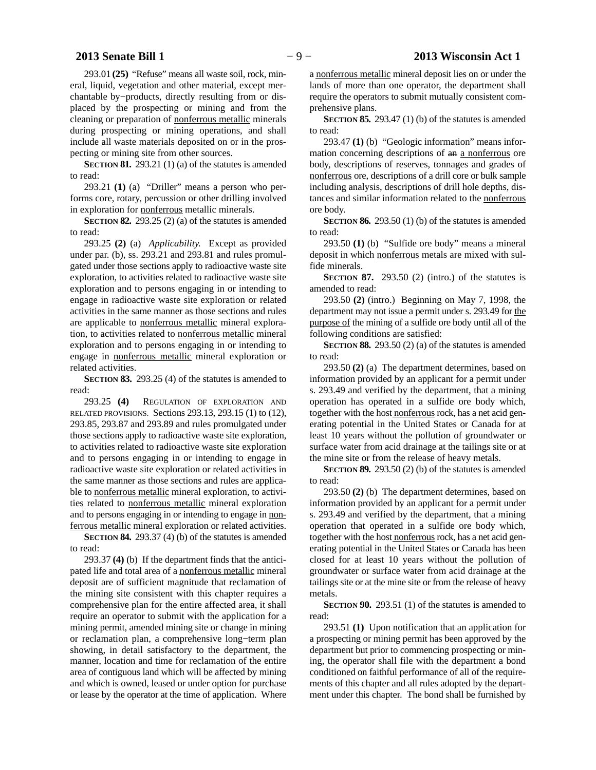293.01 **(25)** "Refuse" means all waste soil, rock, mineral, liquid, vegetation and other material, except merchantable by−products, directly resulting from or displaced by the prospecting or mining and from the cleaning or preparation of <u>nonferrous metallic</u> minerals during prospecting or mining operations, and shall include all waste materials deposited on or in the prospecting or mining site from other sources.

**SECTION 81.** 293.21 (1) (a) of the statutes is amended to read:

293.21 **(1)** (a) "Driller" means a person who performs core, rotary, percussion or other drilling involved in exploration for <u>nonferrous</u> metallic minerals.

**SECTION 82.** 293.25 (2) (a) of the statutes is amended to read:

293.25 **(2)** (a) *Applicability.* Except as provided under par. (b), ss. 293.21 and 293.81 and rules promulgated under those sections apply to radioactive waste site exploration, to activities related to radioactive waste site exploration and to persons engaging in or intending to engage in radioactive waste site exploration or related activities in the same manner as those sections and rules are applicable to <u>nonferrous metallic</u> mineral exploration, to activities related to <u>nonferrous metallic</u> mineral exploration and to persons engaging in or intending to engage in <u>nonferrous metallic</u> mineral exploration or related activities.

**SECTION 83.** 293.25 (4) of the statutes is amended to read:

293.25 **(4)** REGULATION OF EXPLORATION AND RELATED PROVISIONS. Sections 293.13, 293.15 (1) to (12), 293.85, 293.87 and 293.89 and rules promulgated under those sections apply to radioactive waste site exploration, to activities related to radioactive waste site exploration and to persons engaging in or intending to engage in radioactive waste site exploration or related activities in the same manner as those sections and rules are applicable to <u>nonferrous metallic</u> mineral exploration, to activities related to <u>nonferrous metallic</u> mineral exploration and to persons engaging in or intending to engage in <u>nonferrous metallic</u> mineral exploration or related activities.

**SECTION 84.** 293.37 (4) (b) of the statutes is amended to read:

293.37 **(4)** (b) If the department finds that the anticipated life and total area of a <u>nonferrous metallic</u> mineral deposit are of sufficient magnitude that reclamation of the mining site consistent with this chapter requires a comprehensive plan for the entire affected area, it shall require an operator to submit with the application for a mining permit, amended mining site or change in mining or reclamation plan, a comprehensive long−term plan showing, in detail satisfactory to the department, the manner, location and time for reclamation of the entire area of contiguous land which will be affected by mining and which is owned, leased or under option for purchase or lease by the operator at the time of application. Where a <u>nonferrous metallic</u> mineral deposit lies on or under the lands of more than one operator, the department shall require the operators to submit mutually consistent comprehensive plans.

**SECTION 85.** 293.47 (1) (b) of the statutes is amended to read:

293.47 **(1)** (b) "Geologic information" means information concerning descriptions of ~~an~~ <u>a nonferrous</u> ore body, descriptions of reserves, tonnages and grades of <u>nonferrous</u> ore, descriptions of a drill core or bulk sample including analysis, descriptions of drill hole depths, distances and similar information related to the <u>nonferrous</u> ore body.

**SECTION 86.** 293.50 (1) (b) of the statutes is amended to read:

293.50 **(1)** (b) "Sulfide ore body" means a mineral deposit in which <u>nonferrous</u> metals are mixed with sulfide minerals.

**SECTION 87.** 293.50 (2) (intro.) of the statutes is amended to read:

293.50 **(2)** (intro.) Beginning on May 7, 1998, the department may not issue a permit under s. 293.49 for <u>the purpose of</u> the mining of a sulfide ore body until all of the following conditions are satisfied:

**SECTION 88.** 293.50 (2) (a) of the statutes is amended to read:

293.50 **(2)** (a) The department determines, based on information provided by an applicant for a permit under s. 293.49 and verified by the department, that a mining operation has operated in a sulfide ore body which, together with the host <u>nonferrous</u> rock, has a net acid generating potential in the United States or Canada for at least 10 years without the pollution of groundwater or surface water from acid drainage at the tailings site or at the mine site or from the release of heavy metals.

**SECTION 89.** 293.50 (2) (b) of the statutes is amended to read:

293.50 **(2)** (b) The department determines, based on information provided by an applicant for a permit under s. 293.49 and verified by the department, that a mining operation that operated in a sulfide ore body which, together with the host <u>nonferrous</u> rock, has a net acid generating potential in the United States or Canada has been closed for at least 10 years without the pollution of groundwater or surface water from acid drainage at the tailings site or at the mine site or from the release of heavy metals.

**SECTION 90.** 293.51 (1) of the statutes is amended to read:

293.51 **(1)** Upon notification that an application for a prospecting or mining permit has been approved by the department but prior to commencing prospecting or mining, the operator shall file with the department a bond conditioned on faithful performance of all of the requirements of this chapter and all rules adopted by the department under this chapter. The bond shall be furnished by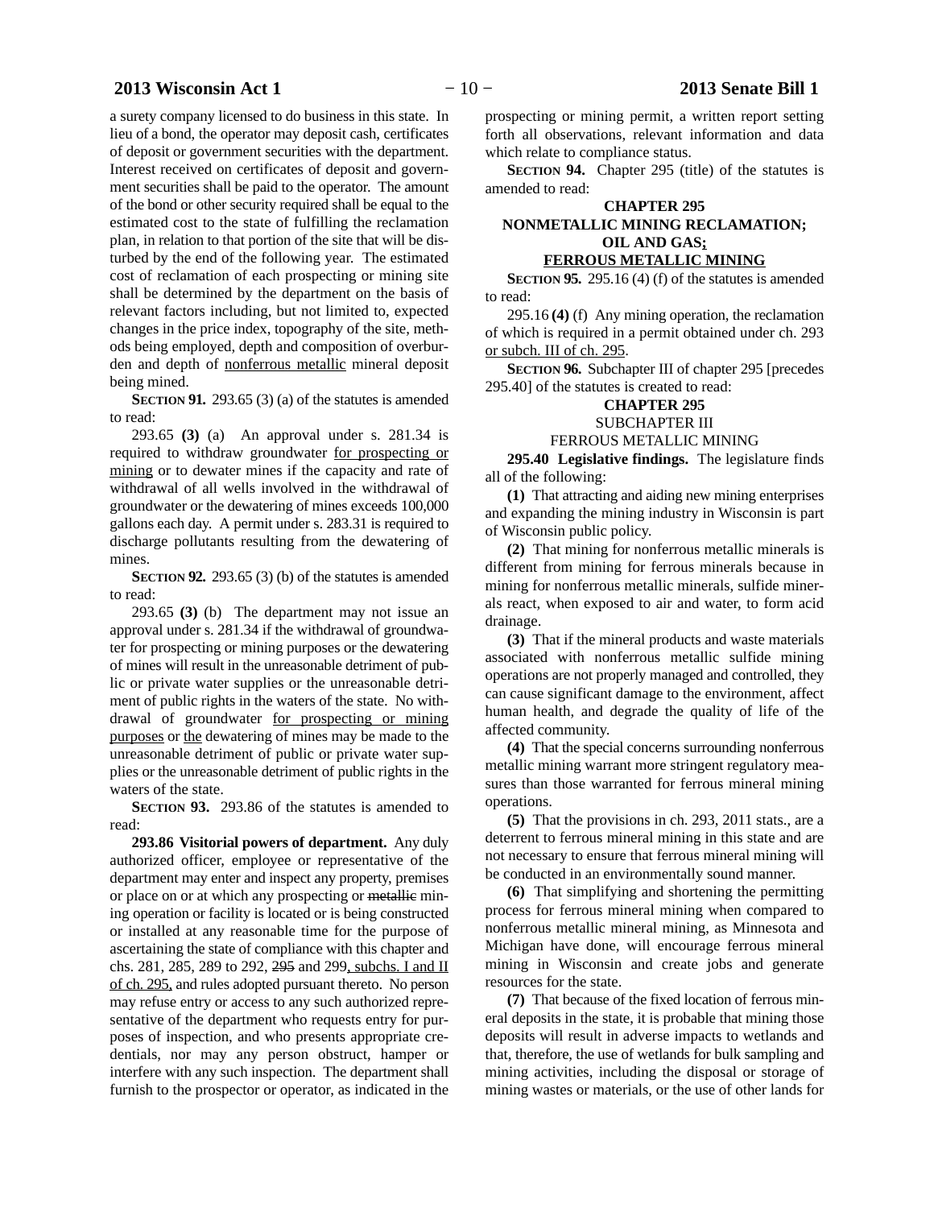a surety company licensed to do business in this state. In lieu of a bond, the operator may deposit cash, certificates of deposit or government securities with the department. Interest received on certificates of deposit and government securities shall be paid to the operator. The amount of the bond or other security required shall be equal to the estimated cost to the state of fulfilling the reclamation plan, in relation to that portion of the site that will be disturbed by the end of the following year. The estimated cost of reclamation of each prospecting or mining site shall be determined by the department on the basis of relevant factors including, but not limited to, expected changes in the price index, topography of the site, methods being employed, depth and composition of overburden and depth of nonferrous metallic mineral deposit being mined.

**SECTION 91.** 293.65 (3) (a) of the statutes is amended to read:

293.65 **(3)** (a) An approval under s. 281.34 is required to withdraw groundwater for prospecting or mining or to dewater mines if the capacity and rate of withdrawal of all wells involved in the withdrawal of groundwater or the dewatering of mines exceeds 100,000 gallons each day. A permit under s. 283.31 is required to discharge pollutants resulting from the dewatering of mines.

**SECTION 92.** 293.65 (3) (b) of the statutes is amended to read:

293.65 **(3)** (b) The department may not issue an approval under s. 281.34 if the withdrawal of groundwater for prospecting or mining purposes or the dewatering of mines will result in the unreasonable detriment of public or private water supplies or the unreasonable detriment of public rights in the waters of the state. No withdrawal of groundwater for prospecting or mining purposes or the dewatering of mines may be made to the unreasonable detriment of public or private water supplies or the unreasonable detriment of public rights in the waters of the state.

**SECTION 93.** 293.86 of the statutes is amended to read:

**293.86 Visitorial powers of department.** Any duly authorized officer, employee or representative of the department may enter and inspect any property, premises or place on or at which any prospecting or ~~metallic~~ mining operation or facility is located or is being constructed or installed at any reasonable time for the purpose of ascertaining the state of compliance with this chapter and chs. 281, 285, 289 to 292, ~~295~~ and 299, subchs. I and II of ch. 295, and rules adopted pursuant thereto. No person may refuse entry or access to any such authorized representative of the department who requests entry for purposes of inspection, and who presents appropriate credentials, nor may any person obstruct, hamper or interfere with any such inspection. The department shall furnish to the prospector or operator, as indicated in the prospecting or mining permit, a written report setting forth all observations, relevant information and data which relate to compliance status.

**SECTION 94.** Chapter 295 (title) of the statutes is amended to read:

**CHAPTER 295**
**NONMETALLIC MINING RECLAMATION;**
**OIL AND GAS;**
**FERROUS METALLIC MINING**

**SECTION 95.** 295.16 (4) (f) of the statutes is amended to read:

295.16 **(4)** (f) Any mining operation, the reclamation of which is required in a permit obtained under ch. 293 or subch. III of ch. 295.

**SECTION 96.** Subchapter III of chapter 295 [precedes 295.40] of the statutes is created to read:

**CHAPTER 295**
SUBCHAPTER III
FERROUS METALLIC MINING

**295.40 Legislative findings.** The legislature finds all of the following:

**(1)** That attracting and aiding new mining enterprises and expanding the mining industry in Wisconsin is part of Wisconsin public policy.

**(2)** That mining for nonferrous metallic minerals is different from mining for ferrous minerals because in mining for nonferrous metallic minerals, sulfide minerals react, when exposed to air and water, to form acid drainage.

**(3)** That if the mineral products and waste materials associated with nonferrous metallic sulfide mining operations are not properly managed and controlled, they can cause significant damage to the environment, affect human health, and degrade the quality of life of the affected community.

**(4)** That the special concerns surrounding nonferrous metallic mining warrant more stringent regulatory measures than those warranted for ferrous mineral mining operations.

**(5)** That the provisions in ch. 293, 2011 stats., are a deterrent to ferrous mineral mining in this state and are not necessary to ensure that ferrous mineral mining will be conducted in an environmentally sound manner.

**(6)** That simplifying and shortening the permitting process for ferrous mineral mining when compared to nonferrous metallic mineral mining, as Minnesota and Michigan have done, will encourage ferrous mineral mining in Wisconsin and create jobs and generate resources for the state.

**(7)** That because of the fixed location of ferrous mineral deposits in the state, it is probable that mining those deposits will result in adverse impacts to wetlands and that, therefore, the use of wetlands for bulk sampling and mining activities, including the disposal or storage of mining wastes or materials, or the use of other lands for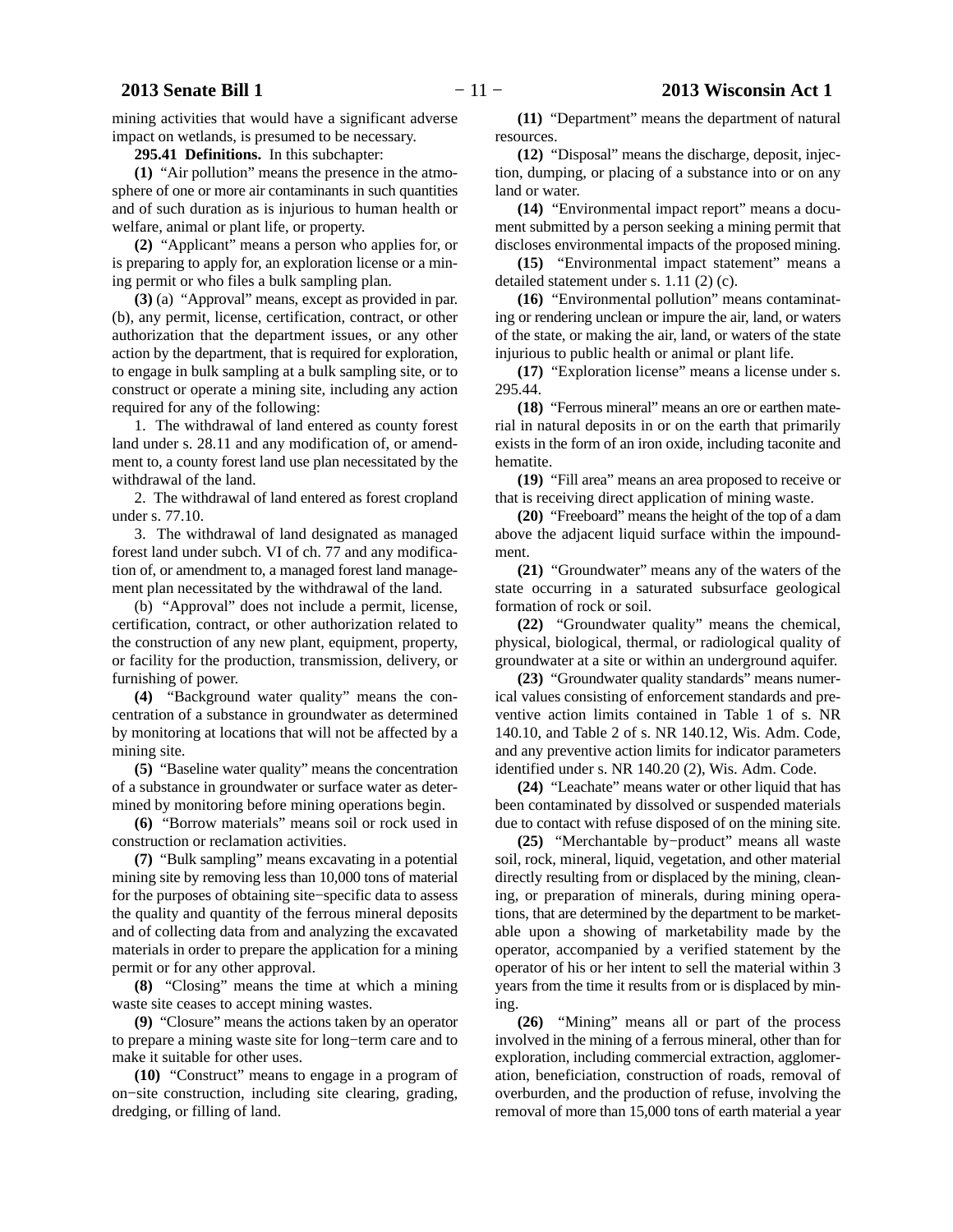mining activities that would have a significant adverse impact on wetlands, is presumed to be necessary.

**295.41 Definitions.** In this subchapter:

**(1)** "Air pollution" means the presence in the atmosphere of one or more air contaminants in such quantities and of such duration as is injurious to human health or welfare, animal or plant life, or property.

**(2)** "Applicant" means a person who applies for, or is preparing to apply for, an exploration license or a mining permit or who files a bulk sampling plan.

**(3)** (a) "Approval" means, except as provided in par. (b), any permit, license, certification, contract, or other authorization that the department issues, or any other action by the department, that is required for exploration, to engage in bulk sampling at a bulk sampling site, or to construct or operate a mining site, including any action required for any of the following:

1. The withdrawal of land entered as county forest land under s. 28.11 and any modification of, or amendment to, a county forest land use plan necessitated by the withdrawal of the land.

2. The withdrawal of land entered as forest cropland under s. 77.10.

3. The withdrawal of land designated as managed forest land under subch. VI of ch. 77 and any modification of, or amendment to, a managed forest land management plan necessitated by the withdrawal of the land.

(b) "Approval" does not include a permit, license, certification, contract, or other authorization related to the construction of any new plant, equipment, property, or facility for the production, transmission, delivery, or furnishing of power.

**(4)** "Background water quality" means the concentration of a substance in groundwater as determined by monitoring at locations that will not be affected by a mining site.

**(5)** "Baseline water quality" means the concentration of a substance in groundwater or surface water as determined by monitoring before mining operations begin.

**(6)** "Borrow materials" means soil or rock used in construction or reclamation activities.

**(7)** "Bulk sampling" means excavating in a potential mining site by removing less than 10,000 tons of material for the purposes of obtaining site−specific data to assess the quality and quantity of the ferrous mineral deposits and of collecting data from and analyzing the excavated materials in order to prepare the application for a mining permit or for any other approval.

**(8)** "Closing" means the time at which a mining waste site ceases to accept mining wastes.

**(9)** "Closure" means the actions taken by an operator to prepare a mining waste site for long−term care and to make it suitable for other uses.

**(10)** "Construct" means to engage in a program of on−site construction, including site clearing, grading, dredging, or filling of land.

**(11)** "Department" means the department of natural resources.

**(12)** "Disposal" means the discharge, deposit, injection, dumping, or placing of a substance into or on any land or water.

**(14)** "Environmental impact report" means a document submitted by a person seeking a mining permit that discloses environmental impacts of the proposed mining.

**(15)** "Environmental impact statement" means a detailed statement under s. 1.11 (2) (c).

**(16)** "Environmental pollution" means contaminating or rendering unclean or impure the air, land, or waters of the state, or making the air, land, or waters of the state injurious to public health or animal or plant life.

**(17)** "Exploration license" means a license under s. 295.44.

**(18)** "Ferrous mineral" means an ore or earthen material in natural deposits in or on the earth that primarily exists in the form of an iron oxide, including taconite and hematite.

**(19)** "Fill area" means an area proposed to receive or that is receiving direct application of mining waste.

**(20)** "Freeboard" means the height of the top of a dam above the adjacent liquid surface within the impoundment.

**(21)** "Groundwater" means any of the waters of the state occurring in a saturated subsurface geological formation of rock or soil.

**(22)** "Groundwater quality" means the chemical, physical, biological, thermal, or radiological quality of groundwater at a site or within an underground aquifer.

**(23)** "Groundwater quality standards" means numerical values consisting of enforcement standards and preventive action limits contained in Table 1 of s. NR 140.10, and Table 2 of s. NR 140.12, Wis. Adm. Code, and any preventive action limits for indicator parameters identified under s. NR 140.20 (2), Wis. Adm. Code.

**(24)** "Leachate" means water or other liquid that has been contaminated by dissolved or suspended materials due to contact with refuse disposed of on the mining site.

**(25)** "Merchantable by−product" means all waste soil, rock, mineral, liquid, vegetation, and other material directly resulting from or displaced by the mining, cleaning, or preparation of minerals, during mining operations, that are determined by the department to be marketable upon a showing of marketability made by the operator, accompanied by a verified statement by the operator of his or her intent to sell the material within 3 years from the time it results from or is displaced by mining.

**(26)** "Mining" means all or part of the process involved in the mining of a ferrous mineral, other than for exploration, including commercial extraction, agglomeration, beneficiation, construction of roads, removal of overburden, and the production of refuse, involving the removal of more than 15,000 tons of earth material a year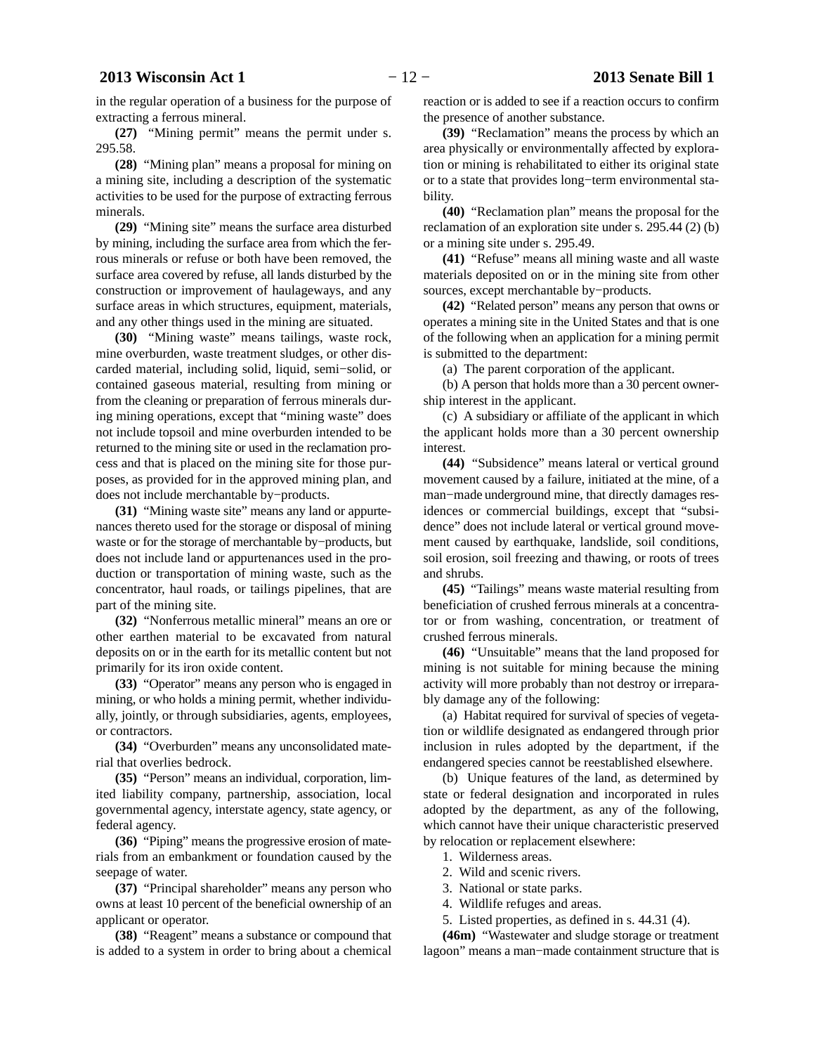in the regular operation of a business for the purpose of extracting a ferrous mineral.

**(27)** "Mining permit" means the permit under s. 295.58.

**(28)** "Mining plan" means a proposal for mining on a mining site, including a description of the systematic activities to be used for the purpose of extracting ferrous minerals.

**(29)** "Mining site" means the surface area disturbed by mining, including the surface area from which the ferrous minerals or refuse or both have been removed, the surface area covered by refuse, all lands disturbed by the construction or improvement of haulageways, and any surface areas in which structures, equipment, materials, and any other things used in the mining are situated.

**(30)** "Mining waste" means tailings, waste rock, mine overburden, waste treatment sludges, or other discarded material, including solid, liquid, semi−solid, or contained gaseous material, resulting from mining or from the cleaning or preparation of ferrous minerals during mining operations, except that "mining waste" does not include topsoil and mine overburden intended to be returned to the mining site or used in the reclamation process and that is placed on the mining site for those purposes, as provided for in the approved mining plan, and does not include merchantable by−products.

**(31)** "Mining waste site" means any land or appurtenances thereto used for the storage or disposal of mining waste or for the storage of merchantable by−products, but does not include land or appurtenances used in the production or transportation of mining waste, such as the concentrator, haul roads, or tailings pipelines, that are part of the mining site.

**(32)** "Nonferrous metallic mineral" means an ore or other earthen material to be excavated from natural deposits on or in the earth for its metallic content but not primarily for its iron oxide content.

**(33)** "Operator" means any person who is engaged in mining, or who holds a mining permit, whether individually, jointly, or through subsidiaries, agents, employees, or contractors.

**(34)** "Overburden" means any unconsolidated material that overlies bedrock.

**(35)** "Person" means an individual, corporation, limited liability company, partnership, association, local governmental agency, interstate agency, state agency, or federal agency.

**(36)** "Piping" means the progressive erosion of materials from an embankment or foundation caused by the seepage of water.

**(37)** "Principal shareholder" means any person who owns at least 10 percent of the beneficial ownership of an applicant or operator.

**(38)** "Reagent" means a substance or compound that is added to a system in order to bring about a chemical reaction or is added to see if a reaction occurs to confirm the presence of another substance.

**(39)** "Reclamation" means the process by which an area physically or environmentally affected by exploration or mining is rehabilitated to either its original state or to a state that provides long−term environmental stability.

**(40)** "Reclamation plan" means the proposal for the reclamation of an exploration site under s. 295.44 (2) (b) or a mining site under s. 295.49.

**(41)** "Refuse" means all mining waste and all waste materials deposited on or in the mining site from other sources, except merchantable by−products.

**(42)** "Related person" means any person that owns or operates a mining site in the United States and that is one of the following when an application for a mining permit is submitted to the department:

(a) The parent corporation of the applicant.

(b) A person that holds more than a 30 percent ownership interest in the applicant.

(c) A subsidiary or affiliate of the applicant in which the applicant holds more than a 30 percent ownership interest.

**(44)** "Subsidence" means lateral or vertical ground movement caused by a failure, initiated at the mine, of a man−made underground mine, that directly damages residences or commercial buildings, except that "subsidence" does not include lateral or vertical ground movement caused by earthquake, landslide, soil conditions, soil erosion, soil freezing and thawing, or roots of trees and shrubs.

**(45)** "Tailings" means waste material resulting from beneficiation of crushed ferrous minerals at a concentrator or from washing, concentration, or treatment of crushed ferrous minerals.

**(46)** "Unsuitable" means that the land proposed for mining is not suitable for mining because the mining activity will more probably than not destroy or irreparably damage any of the following:

(a) Habitat required for survival of species of vegetation or wildlife designated as endangered through prior inclusion in rules adopted by the department, if the endangered species cannot be reestablished elsewhere.

(b) Unique features of the land, as determined by state or federal designation and incorporated in rules adopted by the department, as any of the following, which cannot have their unique characteristic preserved by relocation or replacement elsewhere:

1. Wilderness areas.
2. Wild and scenic rivers.
3. National or state parks.
4. Wildlife refuges and areas.
5. Listed properties, as defined in s. 44.31 (4).

**(46m)** "Wastewater and sludge storage or treatment lagoon" means a man−made containment structure that is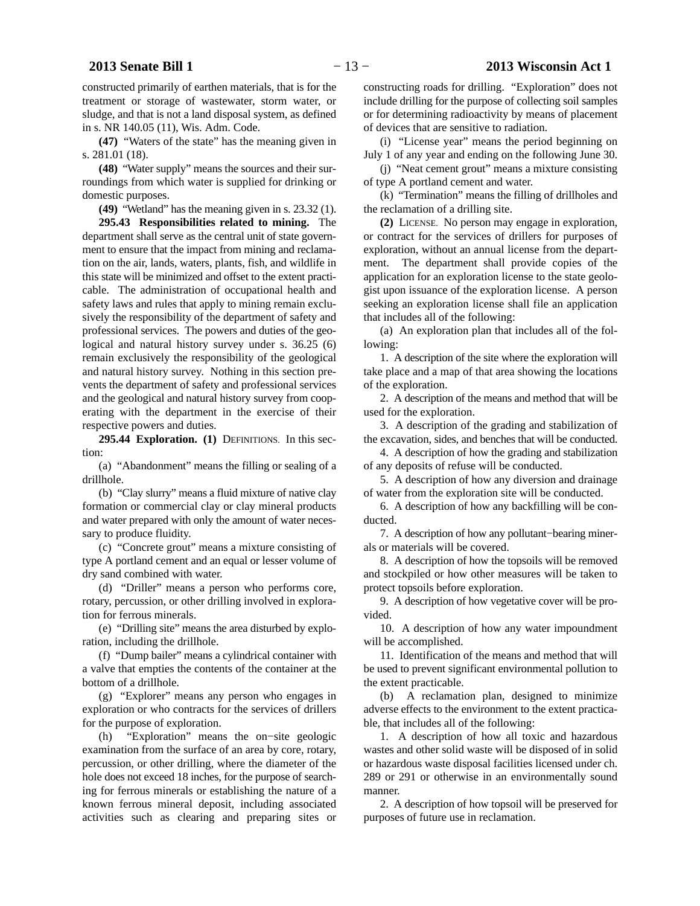constructed primarily of earthen materials, that is for the treatment or storage of wastewater, storm water, or sludge, and that is not a land disposal system, as defined in s. NR 140.05 (11), Wis. Adm. Code.

**(47)** "Waters of the state" has the meaning given in s. 281.01 (18).

**(48)** "Water supply" means the sources and their surroundings from which water is supplied for drinking or domestic purposes.

**(49)** "Wetland" has the meaning given in s. 23.32 (1).

**295.43 Responsibilities related to mining.** The department shall serve as the central unit of state government to ensure that the impact from mining and reclamation on the air, lands, waters, plants, fish, and wildlife in this state will be minimized and offset to the extent practicable. The administration of occupational health and safety laws and rules that apply to mining remain exclusively the responsibility of the department of safety and professional services. The powers and duties of the geological and natural history survey under s. 36.25 (6) remain exclusively the responsibility of the geological and natural history survey. Nothing in this section prevents the department of safety and professional services and the geological and natural history survey from cooperating with the department in the exercise of their respective powers and duties.

**295.44 Exploration. (1)** DEFINITIONS. In this section:

(a) "Abandonment" means the filling or sealing of a drillhole.

(b) "Clay slurry" means a fluid mixture of native clay formation or commercial clay or clay mineral products and water prepared with only the amount of water necessary to produce fluidity.

(c) "Concrete grout" means a mixture consisting of type A portland cement and an equal or lesser volume of dry sand combined with water.

(d) "Driller" means a person who performs core, rotary, percussion, or other drilling involved in exploration for ferrous minerals.

(e) "Drilling site" means the area disturbed by exploration, including the drillhole.

(f) "Dump bailer" means a cylindrical container with a valve that empties the contents of the container at the bottom of a drillhole.

(g) "Explorer" means any person who engages in exploration or who contracts for the services of drillers for the purpose of exploration.

(h) "Exploration" means the on−site geologic examination from the surface of an area by core, rotary, percussion, or other drilling, where the diameter of the hole does not exceed 18 inches, for the purpose of searching for ferrous minerals or establishing the nature of a known ferrous mineral deposit, including associated activities such as clearing and preparing sites or constructing roads for drilling. "Exploration" does not include drilling for the purpose of collecting soil samples or for determining radioactivity by means of placement of devices that are sensitive to radiation.

(i) "License year" means the period beginning on July 1 of any year and ending on the following June 30.

(j) "Neat cement grout" means a mixture consisting of type A portland cement and water.

(k) "Termination" means the filling of drillholes and the reclamation of a drilling site.

**(2)** LICENSE. No person may engage in exploration, or contract for the services of drillers for purposes of exploration, without an annual license from the department. The department shall provide copies of the application for an exploration license to the state geologist upon issuance of the exploration license. A person seeking an exploration license shall file an application that includes all of the following:

(a) An exploration plan that includes all of the following:

1. A description of the site where the exploration will take place and a map of that area showing the locations of the exploration.

2. A description of the means and method that will be used for the exploration.

3. A description of the grading and stabilization of the excavation, sides, and benches that will be conducted.

4. A description of how the grading and stabilization of any deposits of refuse will be conducted.

5. A description of how any diversion and drainage of water from the exploration site will be conducted.

6. A description of how any backfilling will be conducted.

7. A description of how any pollutant−bearing minerals or materials will be covered.

8. A description of how the topsoils will be removed and stockpiled or how other measures will be taken to protect topsoils before exploration.

9. A description of how vegetative cover will be provided.

10. A description of how any water impoundment will be accomplished.

11. Identification of the means and method that will be used to prevent significant environmental pollution to the extent practicable.

(b) A reclamation plan, designed to minimize adverse effects to the environment to the extent practicable, that includes all of the following:

1. A description of how all toxic and hazardous wastes and other solid waste will be disposed of in solid or hazardous waste disposal facilities licensed under ch. 289 or 291 or otherwise in an environmentally sound manner.

2. A description of how topsoil will be preserved for purposes of future use in reclamation.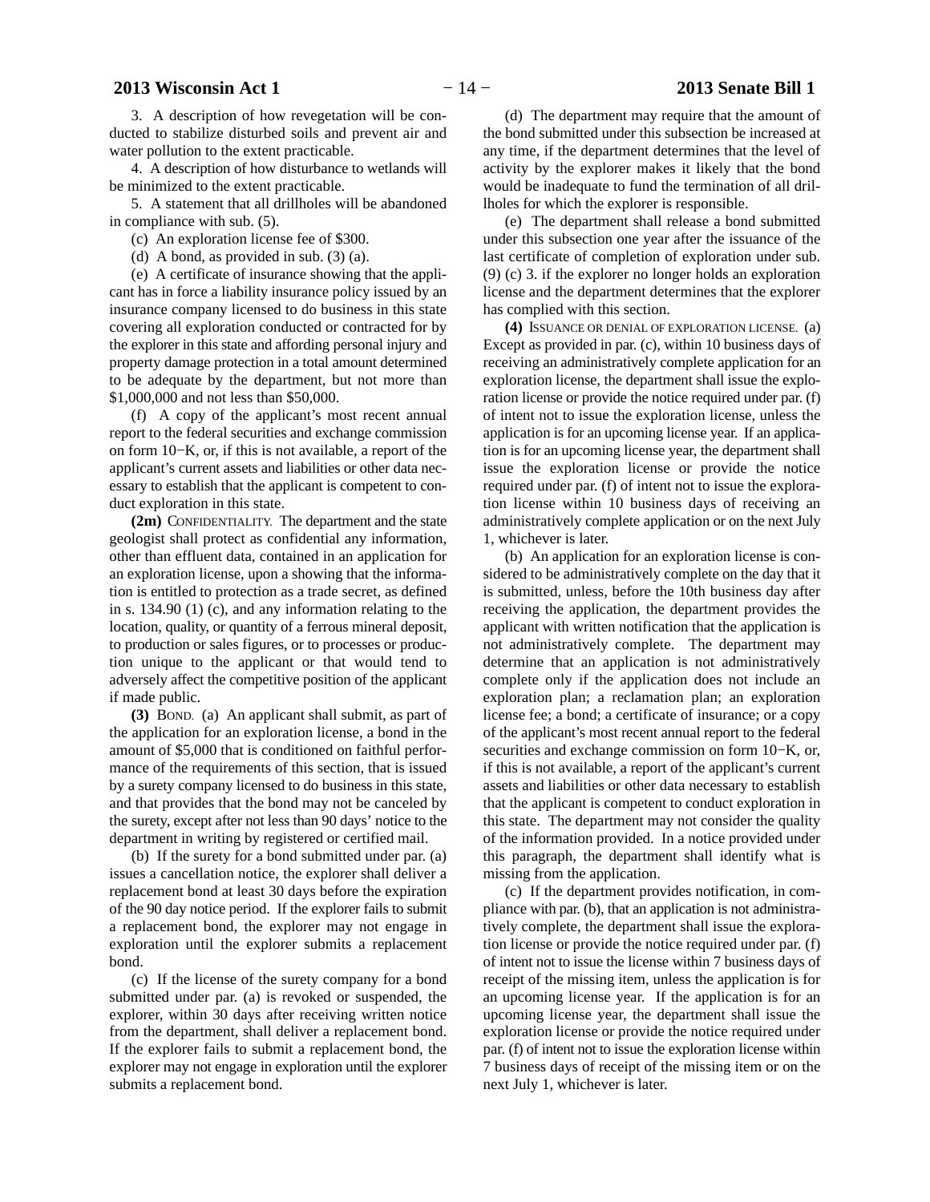3. A description of how revegetation will be conducted to stabilize disturbed soils and prevent air and water pollution to the extent practicable.

4. A description of how disturbance to wetlands will be minimized to the extent practicable.

5. A statement that all drillholes will be abandoned in compliance with sub. (5).

(c) An exploration license fee of $300.

(d) A bond, as provided in sub. (3) (a).

(e) A certificate of insurance showing that the applicant has in force a liability insurance policy issued by an insurance company licensed to do business in this state covering all exploration conducted or contracted for by the explorer in this state and affording personal injury and property damage protection in a total amount determined to be adequate by the department, but not more than $1,000,000 and not less than $50,000.

(f) A copy of the applicant's most recent annual report to the federal securities and exchange commission on form 10−K, or, if this is not available, a report of the applicant's current assets and liabilities or other data necessary to establish that the applicant is competent to conduct exploration in this state.

**(2m)** CONFIDENTIALITY. The department and the state geologist shall protect as confidential any information, other than effluent data, contained in an application for an exploration license, upon a showing that the information is entitled to protection as a trade secret, as defined in s. 134.90 (1) (c), and any information relating to the location, quality, or quantity of a ferrous mineral deposit, to production or sales figures, or to processes or production unique to the applicant or that would tend to adversely affect the competitive position of the applicant if made public.

**(3)** BOND. (a) An applicant shall submit, as part of the application for an exploration license, a bond in the amount of $5,000 that is conditioned on faithful performance of the requirements of this section, that is issued by a surety company licensed to do business in this state, and that provides that the bond may not be canceled by the surety, except after not less than 90 days' notice to the department in writing by registered or certified mail.

(b) If the surety for a bond submitted under par. (a) issues a cancellation notice, the explorer shall deliver a replacement bond at least 30 days before the expiration of the 90 day notice period. If the explorer fails to submit a replacement bond, the explorer may not engage in exploration until the explorer submits a replacement bond.

(c) If the license of the surety company for a bond submitted under par. (a) is revoked or suspended, the explorer, within 30 days after receiving written notice from the department, shall deliver a replacement bond. If the explorer fails to submit a replacement bond, the explorer may not engage in exploration until the explorer submits a replacement bond.

(d) The department may require that the amount of the bond submitted under this subsection be increased at any time, if the department determines that the level of activity by the explorer makes it likely that the bond would be inadequate to fund the termination of all drillholes for which the explorer is responsible.

(e) The department shall release a bond submitted under this subsection one year after the issuance of the last certificate of completion of exploration under sub. (9) (c) 3. if the explorer no longer holds an exploration license and the department determines that the explorer has complied with this section.

**(4)** ISSUANCE OR DENIAL OF EXPLORATION LICENSE. (a) Except as provided in par. (c), within 10 business days of receiving an administratively complete application for an exploration license, the department shall issue the exploration license or provide the notice required under par. (f) of intent not to issue the exploration license, unless the application is for an upcoming license year. If an application is for an upcoming license year, the department shall issue the exploration license or provide the notice required under par. (f) of intent not to issue the exploration license within 10 business days of receiving an administratively complete application or on the next July 1, whichever is later.

(b) An application for an exploration license is considered to be administratively complete on the day that it is submitted, unless, before the 10th business day after receiving the application, the department provides the applicant with written notification that the application is not administratively complete. The department may determine that an application is not administratively complete only if the application does not include an exploration plan; a reclamation plan; an exploration license fee; a bond; a certificate of insurance; or a copy of the applicant's most recent annual report to the federal securities and exchange commission on form 10−K, or, if this is not available, a report of the applicant's current assets and liabilities or other data necessary to establish that the applicant is competent to conduct exploration in this state. The department may not consider the quality of the information provided. In a notice provided under this paragraph, the department shall identify what is missing from the application.

(c) If the department provides notification, in compliance with par. (b), that an application is not administratively complete, the department shall issue the exploration license or provide the notice required under par. (f) of intent not to issue the license within 7 business days of receipt of the missing item, unless the application is for an upcoming license year. If the application is for an upcoming license year, the department shall issue the exploration license or provide the notice required under par. (f) of intent not to issue the exploration license within 7 business days of receipt of the missing item or on the next July 1, whichever is later.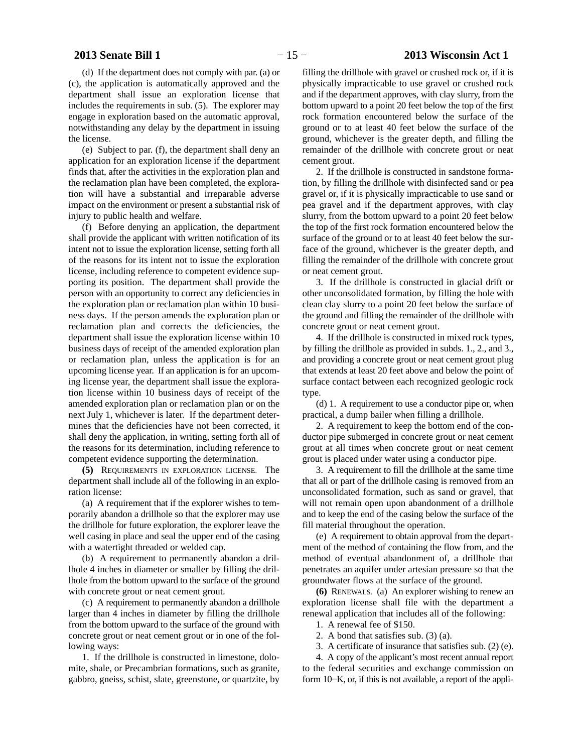(d) If the department does not comply with par. (a) or (c), the application is automatically approved and the department shall issue an exploration license that includes the requirements in sub. (5). The explorer may engage in exploration based on the automatic approval, notwithstanding any delay by the department in issuing the license.

(e) Subject to par. (f), the department shall deny an application for an exploration license if the department finds that, after the activities in the exploration plan and the reclamation plan have been completed, the exploration will have a substantial and irreparable adverse impact on the environment or present a substantial risk of injury to public health and welfare.

(f) Before denying an application, the department shall provide the applicant with written notification of its intent not to issue the exploration license, setting forth all of the reasons for its intent not to issue the exploration license, including reference to competent evidence supporting its position. The department shall provide the person with an opportunity to correct any deficiencies in the exploration plan or reclamation plan within 10 business days. If the person amends the exploration plan or reclamation plan and corrects the deficiencies, the department shall issue the exploration license within 10 business days of receipt of the amended exploration plan or reclamation plan, unless the application is for an upcoming license year. If an application is for an upcoming license year, the department shall issue the exploration license within 10 business days of receipt of the amended exploration plan or reclamation plan or on the next July 1, whichever is later. If the department determines that the deficiencies have not been corrected, it shall deny the application, in writing, setting forth all of the reasons for its determination, including reference to competent evidence supporting the determination.

**(5)** REQUIREMENTS IN EXPLORATION LICENSE. The department shall include all of the following in an exploration license:

(a) A requirement that if the explorer wishes to temporarily abandon a drillhole so that the explorer may use the drillhole for future exploration, the explorer leave the well casing in place and seal the upper end of the casing with a watertight threaded or welded cap.

(b) A requirement to permanently abandon a drillhole 4 inches in diameter or smaller by filling the drillhole from the bottom upward to the surface of the ground with concrete grout or neat cement grout.

(c) A requirement to permanently abandon a drillhole larger than 4 inches in diameter by filling the drillhole from the bottom upward to the surface of the ground with concrete grout or neat cement grout or in one of the following ways:

1. If the drillhole is constructed in limestone, dolomite, shale, or Precambrian formations, such as granite, gabbro, gneiss, schist, slate, greenstone, or quartzite, by filling the drillhole with gravel or crushed rock or, if it is physically impracticable to use gravel or crushed rock and if the department approves, with clay slurry, from the bottom upward to a point 20 feet below the top of the first rock formation encountered below the surface of the ground or to at least 40 feet below the surface of the ground, whichever is the greater depth, and filling the remainder of the drillhole with concrete grout or neat cement grout.

2. If the drillhole is constructed in sandstone formation, by filling the drillhole with disinfected sand or pea gravel or, if it is physically impracticable to use sand or pea gravel and if the department approves, with clay slurry, from the bottom upward to a point 20 feet below the top of the first rock formation encountered below the surface of the ground or to at least 40 feet below the surface of the ground, whichever is the greater depth, and filling the remainder of the drillhole with concrete grout or neat cement grout.

3. If the drillhole is constructed in glacial drift or other unconsolidated formation, by filling the hole with clean clay slurry to a point 20 feet below the surface of the ground and filling the remainder of the drillhole with concrete grout or neat cement grout.

4. If the drillhole is constructed in mixed rock types, by filling the drillhole as provided in subds. 1., 2., and 3., and providing a concrete grout or neat cement grout plug that extends at least 20 feet above and below the point of surface contact between each recognized geologic rock type.

(d) 1. A requirement to use a conductor pipe or, when practical, a dump bailer when filling a drillhole.

2. A requirement to keep the bottom end of the conductor pipe submerged in concrete grout or neat cement grout at all times when concrete grout or neat cement grout is placed under water using a conductor pipe.

3. A requirement to fill the drillhole at the same time that all or part of the drillhole casing is removed from an unconsolidated formation, such as sand or gravel, that will not remain open upon abandonment of a drillhole and to keep the end of the casing below the surface of the fill material throughout the operation.

(e) A requirement to obtain approval from the department of the method of containing the flow from, and the method of eventual abandonment of, a drillhole that penetrates an aquifer under artesian pressure so that the groundwater flows at the surface of the ground.

**(6)** RENEWALS. (a) An explorer wishing to renew an exploration license shall file with the department a renewal application that includes all of the following:

1. A renewal fee of $150.

2. A bond that satisfies sub. (3) (a).

3. A certificate of insurance that satisfies sub. (2) (e).

4. A copy of the applicant's most recent annual report to the federal securities and exchange commission on form 10−K, or, if this is not available, a report of the appli-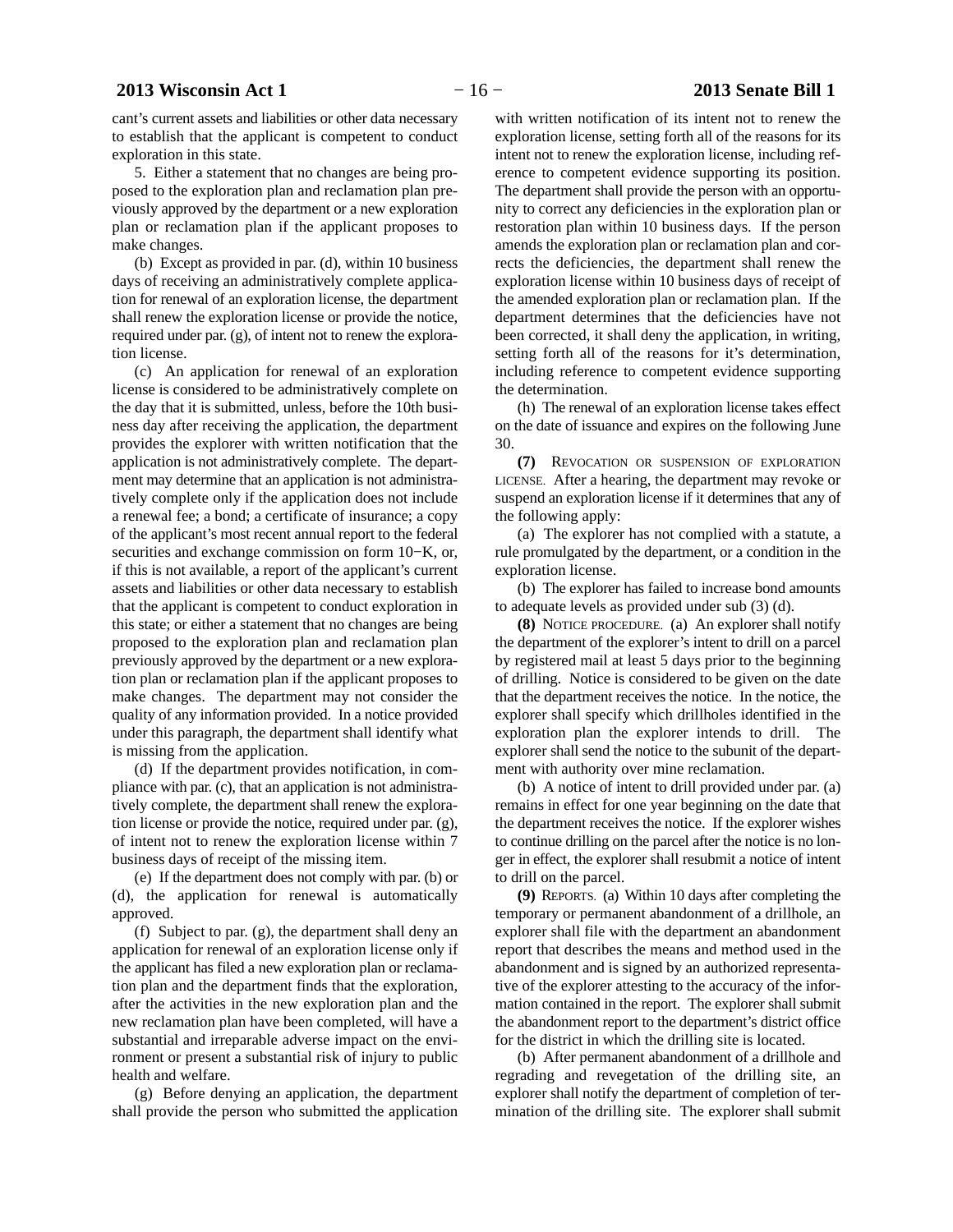cant's current assets and liabilities or other data necessary to establish that the applicant is competent to conduct exploration in this state.

5. Either a statement that no changes are being proposed to the exploration plan and reclamation plan previously approved by the department or a new exploration plan or reclamation plan if the applicant proposes to make changes.

(b) Except as provided in par. (d), within 10 business days of receiving an administratively complete application for renewal of an exploration license, the department shall renew the exploration license or provide the notice, required under par. (g), of intent not to renew the exploration license.

(c) An application for renewal of an exploration license is considered to be administratively complete on the day that it is submitted, unless, before the 10th business day after receiving the application, the department provides the explorer with written notification that the application is not administratively complete. The department may determine that an application is not administratively complete only if the application does not include a renewal fee; a bond; a certificate of insurance; a copy of the applicant's most recent annual report to the federal securities and exchange commission on form 10−K, or, if this is not available, a report of the applicant's current assets and liabilities or other data necessary to establish that the applicant is competent to conduct exploration in this state; or either a statement that no changes are being proposed to the exploration plan and reclamation plan previously approved by the department or a new exploration plan or reclamation plan if the applicant proposes to make changes. The department may not consider the quality of any information provided. In a notice provided under this paragraph, the department shall identify what is missing from the application.

(d) If the department provides notification, in compliance with par. (c), that an application is not administratively complete, the department shall renew the exploration license or provide the notice, required under par. (g), of intent not to renew the exploration license within 7 business days of receipt of the missing item.

(e) If the department does not comply with par. (b) or (d), the application for renewal is automatically approved.

(f) Subject to par. (g), the department shall deny an application for renewal of an exploration license only if the applicant has filed a new exploration plan or reclamation plan and the department finds that the exploration, after the activities in the new exploration plan and the new reclamation plan have been completed, will have a substantial and irreparable adverse impact on the environment or present a substantial risk of injury to public health and welfare.

(g) Before denying an application, the department shall provide the person who submitted the application with written notification of its intent not to renew the exploration license, setting forth all of the reasons for its intent not to renew the exploration license, including reference to competent evidence supporting its position. The department shall provide the person with an opportunity to correct any deficiencies in the exploration plan or restoration plan within 10 business days. If the person amends the exploration plan or reclamation plan and corrects the deficiencies, the department shall renew the exploration license within 10 business days of receipt of the amended exploration plan or reclamation plan. If the department determines that the deficiencies have not been corrected, it shall deny the application, in writing, setting forth all of the reasons for it's determination, including reference to competent evidence supporting the determination.

(h) The renewal of an exploration license takes effect on the date of issuance and expires on the following June 30.

**(7)** REVOCATION OR SUSPENSION OF EXPLORATION LICENSE. After a hearing, the department may revoke or suspend an exploration license if it determines that any of the following apply:

(a) The explorer has not complied with a statute, a rule promulgated by the department, or a condition in the exploration license.

(b) The explorer has failed to increase bond amounts to adequate levels as provided under sub (3) (d).

**(8)** NOTICE PROCEDURE. (a) An explorer shall notify the department of the explorer's intent to drill on a parcel by registered mail at least 5 days prior to the beginning of drilling. Notice is considered to be given on the date that the department receives the notice. In the notice, the explorer shall specify which drillholes identified in the exploration plan the explorer intends to drill. The explorer shall send the notice to the subunit of the department with authority over mine reclamation.

(b) A notice of intent to drill provided under par. (a) remains in effect for one year beginning on the date that the department receives the notice. If the explorer wishes to continue drilling on the parcel after the notice is no longer in effect, the explorer shall resubmit a notice of intent to drill on the parcel.

**(9)** REPORTS. (a) Within 10 days after completing the temporary or permanent abandonment of a drillhole, an explorer shall file with the department an abandonment report that describes the means and method used in the abandonment and is signed by an authorized representative of the explorer attesting to the accuracy of the information contained in the report. The explorer shall submit the abandonment report to the department's district office for the district in which the drilling site is located.

(b) After permanent abandonment of a drillhole and regrading and revegetation of the drilling site, an explorer shall notify the department of completion of termination of the drilling site. The explorer shall submit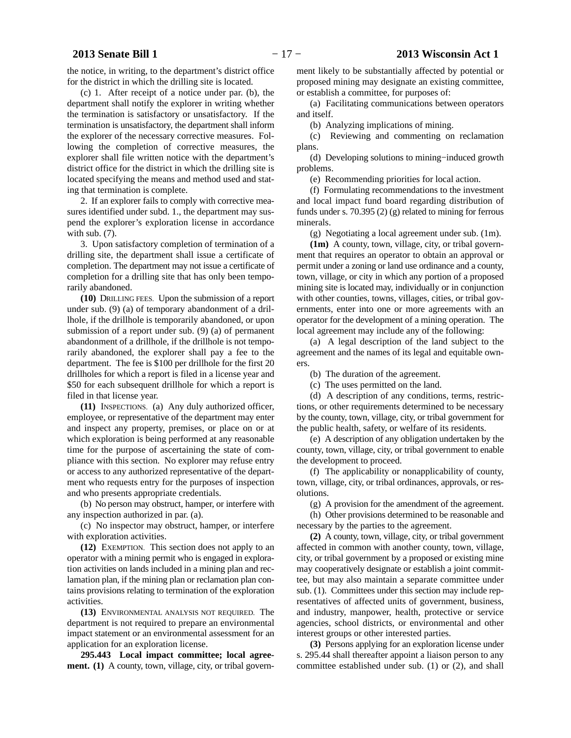the notice, in writing, to the department's district office for the district in which the drilling site is located.

(c) 1. After receipt of a notice under par. (b), the department shall notify the explorer in writing whether the termination is satisfactory or unsatisfactory. If the termination is unsatisfactory, the department shall inform the explorer of the necessary corrective measures. Following the completion of corrective measures, the explorer shall file written notice with the department's district office for the district in which the drilling site is located specifying the means and method used and stating that termination is complete.

2. If an explorer fails to comply with corrective measures identified under subd. 1., the department may suspend the explorer's exploration license in accordance with sub. (7).

3. Upon satisfactory completion of termination of a drilling site, the department shall issue a certificate of completion. The department may not issue a certificate of completion for a drilling site that has only been temporarily abandoned.

**(10)** DRILLING FEES. Upon the submission of a report under sub. (9) (a) of temporary abandonment of a drillhole, if the drillhole is temporarily abandoned, or upon submission of a report under sub. (9) (a) of permanent abandonment of a drillhole, if the drillhole is not temporarily abandoned, the explorer shall pay a fee to the department. The fee is $100 per drillhole for the first 20 drillholes for which a report is filed in a license year and $50 for each subsequent drillhole for which a report is filed in that license year.

**(11)** INSPECTIONS. (a) Any duly authorized officer, employee, or representative of the department may enter and inspect any property, premises, or place on or at which exploration is being performed at any reasonable time for the purpose of ascertaining the state of compliance with this section. No explorer may refuse entry or access to any authorized representative of the department who requests entry for the purposes of inspection and who presents appropriate credentials.

(b) No person may obstruct, hamper, or interfere with any inspection authorized in par. (a).

(c) No inspector may obstruct, hamper, or interfere with exploration activities.

**(12)** EXEMPTION. This section does not apply to an operator with a mining permit who is engaged in exploration activities on lands included in a mining plan and reclamation plan, if the mining plan or reclamation plan contains provisions relating to termination of the exploration activities.

**(13)** ENVIRONMENTAL ANALYSIS NOT REQUIRED. The department is not required to prepare an environmental impact statement or an environmental assessment for an application for an exploration license.

**295.443 Local impact committee; local agreement. (1)** A county, town, village, city, or tribal government likely to be substantially affected by potential or proposed mining may designate an existing committee, or establish a committee, for purposes of:

(a) Facilitating communications between operators and itself.

(b) Analyzing implications of mining.

(c) Reviewing and commenting on reclamation plans.

(d) Developing solutions to mining−induced growth problems.

(e) Recommending priorities for local action.

(f) Formulating recommendations to the investment and local impact fund board regarding distribution of funds under s. 70.395 (2) (g) related to mining for ferrous minerals.

(g) Negotiating a local agreement under sub. (1m).

**(1m)** A county, town, village, city, or tribal government that requires an operator to obtain an approval or permit under a zoning or land use ordinance and a county, town, village, or city in which any portion of a proposed mining site is located may, individually or in conjunction with other counties, towns, villages, cities, or tribal governments, enter into one or more agreements with an operator for the development of a mining operation. The local agreement may include any of the following:

(a) A legal description of the land subject to the agreement and the names of its legal and equitable owners.

(b) The duration of the agreement.

(c) The uses permitted on the land.

(d) A description of any conditions, terms, restrictions, or other requirements determined to be necessary by the county, town, village, city, or tribal government for the public health, safety, or welfare of its residents.

(e) A description of any obligation undertaken by the county, town, village, city, or tribal government to enable the development to proceed.

(f) The applicability or nonapplicability of county, town, village, city, or tribal ordinances, approvals, or resolutions.

(g) A provision for the amendment of the agreement.

(h) Other provisions determined to be reasonable and necessary by the parties to the agreement.

**(2)** A county, town, village, city, or tribal government affected in common with another county, town, village, city, or tribal government by a proposed or existing mine may cooperatively designate or establish a joint committee, but may also maintain a separate committee under sub. (1). Committees under this section may include representatives of affected units of government, business, and industry, manpower, health, protective or service agencies, school districts, or environmental and other interest groups or other interested parties.

**(3)** Persons applying for an exploration license under s. 295.44 shall thereafter appoint a liaison person to any committee established under sub. (1) or (2), and shall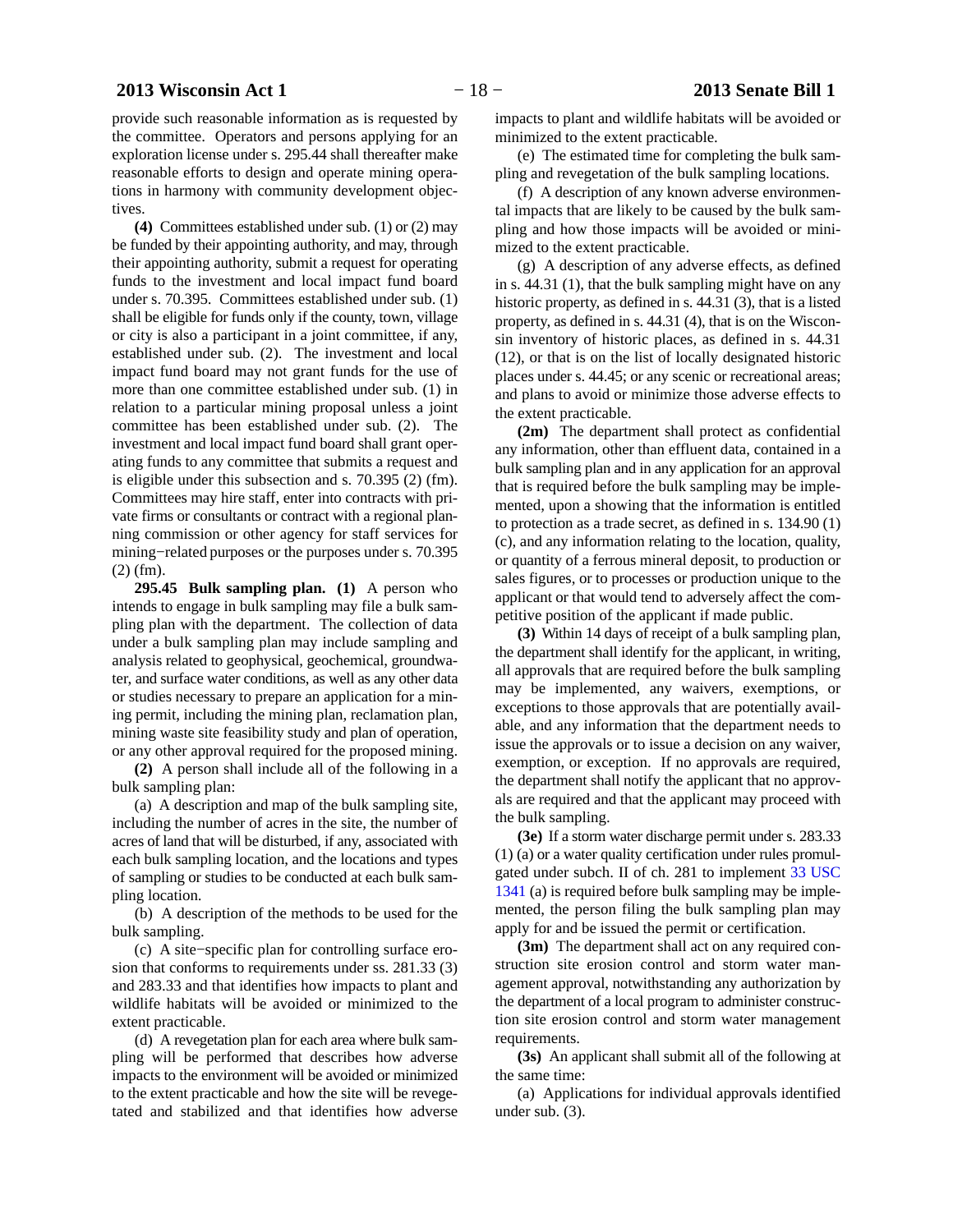provide such reasonable information as is requested by the committee. Operators and persons applying for an exploration license under s. 295.44 shall thereafter make reasonable efforts to design and operate mining operations in harmony with community development objectives.

**(4)** Committees established under sub. (1) or (2) may be funded by their appointing authority, and may, through their appointing authority, submit a request for operating funds to the investment and local impact fund board under s. 70.395. Committees established under sub. (1) shall be eligible for funds only if the county, town, village or city is also a participant in a joint committee, if any, established under sub. (2). The investment and local impact fund board may not grant funds for the use of more than one committee established under sub. (1) in relation to a particular mining proposal unless a joint committee has been established under sub. (2). The investment and local impact fund board shall grant operating funds to any committee that submits a request and is eligible under this subsection and s. 70.395 (2) (fm). Committees may hire staff, enter into contracts with private firms or consultants or contract with a regional planning commission or other agency for staff services for mining−related purposes or the purposes under s. 70.395 (2) (fm).

**295.45 Bulk sampling plan. (1)** A person who intends to engage in bulk sampling may file a bulk sampling plan with the department. The collection of data under a bulk sampling plan may include sampling and analysis related to geophysical, geochemical, groundwater, and surface water conditions, as well as any other data or studies necessary to prepare an application for a mining permit, including the mining plan, reclamation plan, mining waste site feasibility study and plan of operation, or any other approval required for the proposed mining.

**(2)** A person shall include all of the following in a bulk sampling plan:

(a) A description and map of the bulk sampling site, including the number of acres in the site, the number of acres of land that will be disturbed, if any, associated with each bulk sampling location, and the locations and types of sampling or studies to be conducted at each bulk sampling location.

(b) A description of the methods to be used for the bulk sampling.

(c) A site−specific plan for controlling surface erosion that conforms to requirements under ss. 281.33 (3) and 283.33 and that identifies how impacts to plant and wildlife habitats will be avoided or minimized to the extent practicable.

(d) A revegetation plan for each area where bulk sampling will be performed that describes how adverse impacts to the environment will be avoided or minimized to the extent practicable and how the site will be revegetated and stabilized and that identifies how adverse impacts to plant and wildlife habitats will be avoided or minimized to the extent practicable.

(e) The estimated time for completing the bulk sampling and revegetation of the bulk sampling locations.

(f) A description of any known adverse environmental impacts that are likely to be caused by the bulk sampling and how those impacts will be avoided or minimized to the extent practicable.

(g) A description of any adverse effects, as defined in s. 44.31 (1), that the bulk sampling might have on any historic property, as defined in s. 44.31 (3), that is a listed property, as defined in s. 44.31 (4), that is on the Wisconsin inventory of historic places, as defined in s. 44.31 (12), or that is on the list of locally designated historic places under s. 44.45; or any scenic or recreational areas; and plans to avoid or minimize those adverse effects to the extent practicable.

**(2m)** The department shall protect as confidential any information, other than effluent data, contained in a bulk sampling plan and in any application for an approval that is required before the bulk sampling may be implemented, upon a showing that the information is entitled to protection as a trade secret, as defined in s. 134.90 (1) (c), and any information relating to the location, quality, or quantity of a ferrous mineral deposit, to production or sales figures, or to processes or production unique to the applicant or that would tend to adversely affect the competitive position of the applicant if made public.

**(3)** Within 14 days of receipt of a bulk sampling plan, the department shall identify for the applicant, in writing, all approvals that are required before the bulk sampling may be implemented, any waivers, exemptions, or exceptions to those approvals that are potentially available, and any information that the department needs to issue the approvals or to issue a decision on any waiver, exemption, or exception. If no approvals are required, the department shall notify the applicant that no approvals are required and that the applicant may proceed with the bulk sampling.

**(3e)** If a storm water discharge permit under s. 283.33 (1) (a) or a water quality certification under rules promulgated under subch. II of ch. 281 to implement 33 USC 1341 (a) is required before bulk sampling may be implemented, the person filing the bulk sampling plan may apply for and be issued the permit or certification.

**(3m)** The department shall act on any required construction site erosion control and storm water management approval, notwithstanding any authorization by the department of a local program to administer construction site erosion control and storm water management requirements.

**(3s)** An applicant shall submit all of the following at the same time:

(a) Applications for individual approvals identified under sub. (3).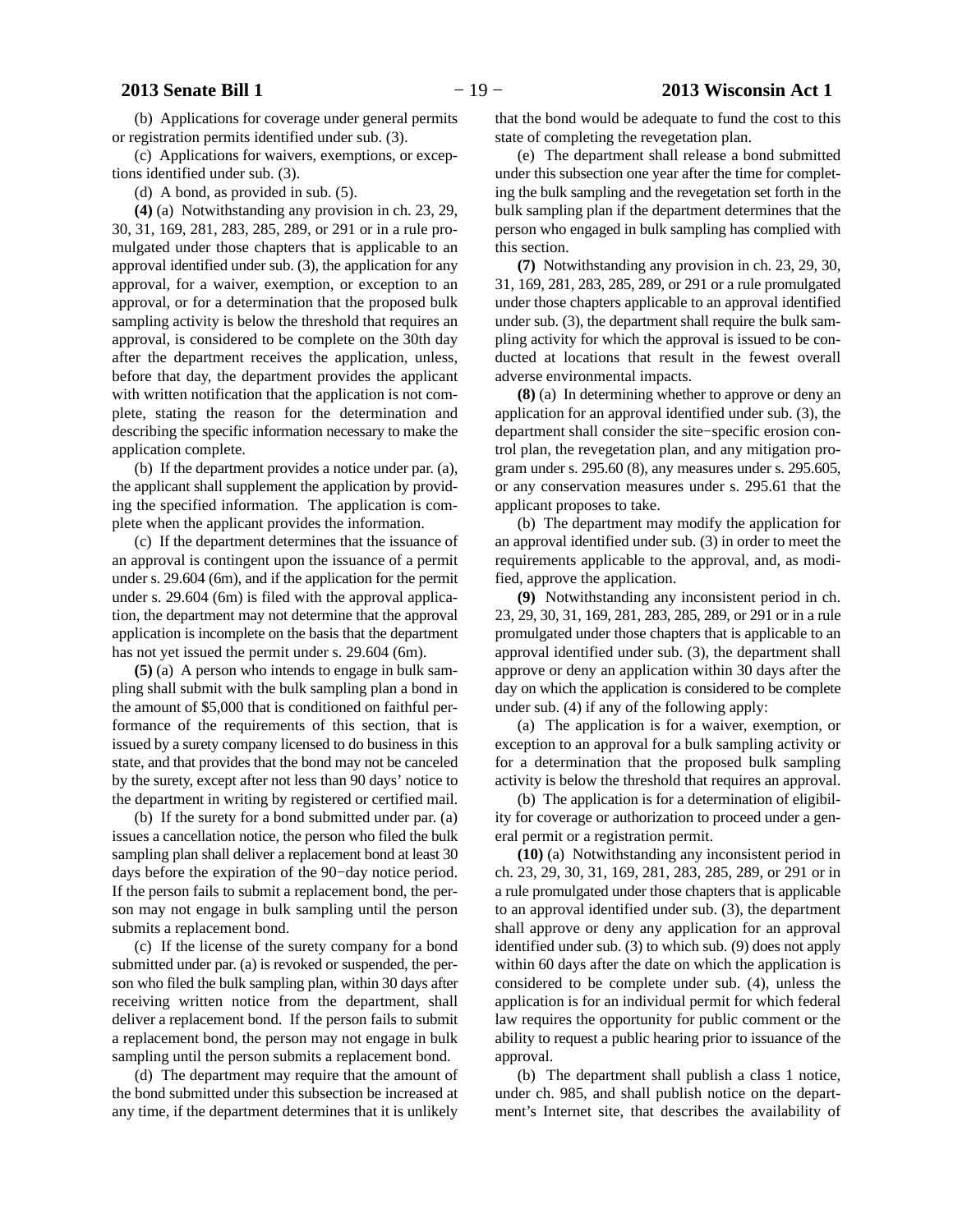(b) Applications for coverage under general permits or registration permits identified under sub. (3).

(c) Applications for waivers, exemptions, or exceptions identified under sub. (3).

(d) A bond, as provided in sub. (5).

**(4)** (a) Notwithstanding any provision in ch. 23, 29, 30, 31, 169, 281, 283, 285, 289, or 291 or in a rule promulgated under those chapters that is applicable to an approval identified under sub. (3), the application for any approval, for a waiver, exemption, or exception to an approval, or for a determination that the proposed bulk sampling activity is below the threshold that requires an approval, is considered to be complete on the 30th day after the department receives the application, unless, before that day, the department provides the applicant with written notification that the application is not complete, stating the reason for the determination and describing the specific information necessary to make the application complete.

(b) If the department provides a notice under par. (a), the applicant shall supplement the application by providing the specified information. The application is complete when the applicant provides the information.

(c) If the department determines that the issuance of an approval is contingent upon the issuance of a permit under s. 29.604 (6m), and if the application for the permit under s. 29.604 (6m) is filed with the approval application, the department may not determine that the approval application is incomplete on the basis that the department has not yet issued the permit under s. 29.604 (6m).

**(5)** (a) A person who intends to engage in bulk sampling shall submit with the bulk sampling plan a bond in the amount of $5,000 that is conditioned on faithful performance of the requirements of this section, that is issued by a surety company licensed to do business in this state, and that provides that the bond may not be canceled by the surety, except after not less than 90 days' notice to the department in writing by registered or certified mail.

(b) If the surety for a bond submitted under par. (a) issues a cancellation notice, the person who filed the bulk sampling plan shall deliver a replacement bond at least 30 days before the expiration of the 90−day notice period. If the person fails to submit a replacement bond, the person may not engage in bulk sampling until the person submits a replacement bond.

(c) If the license of the surety company for a bond submitted under par. (a) is revoked or suspended, the person who filed the bulk sampling plan, within 30 days after receiving written notice from the department, shall deliver a replacement bond. If the person fails to submit a replacement bond, the person may not engage in bulk sampling until the person submits a replacement bond.

(d) The department may require that the amount of the bond submitted under this subsection be increased at any time, if the department determines that it is unlikely that the bond would be adequate to fund the cost to this state of completing the revegetation plan.

(e) The department shall release a bond submitted under this subsection one year after the time for completing the bulk sampling and the revegetation set forth in the bulk sampling plan if the department determines that the person who engaged in bulk sampling has complied with this section.

**(7)** Notwithstanding any provision in ch. 23, 29, 30, 31, 169, 281, 283, 285, 289, or 291 or a rule promulgated under those chapters applicable to an approval identified under sub. (3), the department shall require the bulk sampling activity for which the approval is issued to be conducted at locations that result in the fewest overall adverse environmental impacts.

**(8)** (a) In determining whether to approve or deny an application for an approval identified under sub. (3), the department shall consider the site−specific erosion control plan, the revegetation plan, and any mitigation program under s. 295.60 (8), any measures under s. 295.605, or any conservation measures under s. 295.61 that the applicant proposes to take.

(b) The department may modify the application for an approval identified under sub. (3) in order to meet the requirements applicable to the approval, and, as modified, approve the application.

**(9)** Notwithstanding any inconsistent period in ch. 23, 29, 30, 31, 169, 281, 283, 285, 289, or 291 or in a rule promulgated under those chapters that is applicable to an approval identified under sub. (3), the department shall approve or deny an application within 30 days after the day on which the application is considered to be complete under sub. (4) if any of the following apply:

(a) The application is for a waiver, exemption, or exception to an approval for a bulk sampling activity or for a determination that the proposed bulk sampling activity is below the threshold that requires an approval.

(b) The application is for a determination of eligibility for coverage or authorization to proceed under a general permit or a registration permit.

**(10)** (a) Notwithstanding any inconsistent period in ch. 23, 29, 30, 31, 169, 281, 283, 285, 289, or 291 or in a rule promulgated under those chapters that is applicable to an approval identified under sub. (3), the department shall approve or deny any application for an approval identified under sub. (3) to which sub. (9) does not apply within 60 days after the date on which the application is considered to be complete under sub. (4), unless the application is for an individual permit for which federal law requires the opportunity for public comment or the ability to request a public hearing prior to issuance of the approval.

(b) The department shall publish a class 1 notice, under ch. 985, and shall publish notice on the department's Internet site, that describes the availability of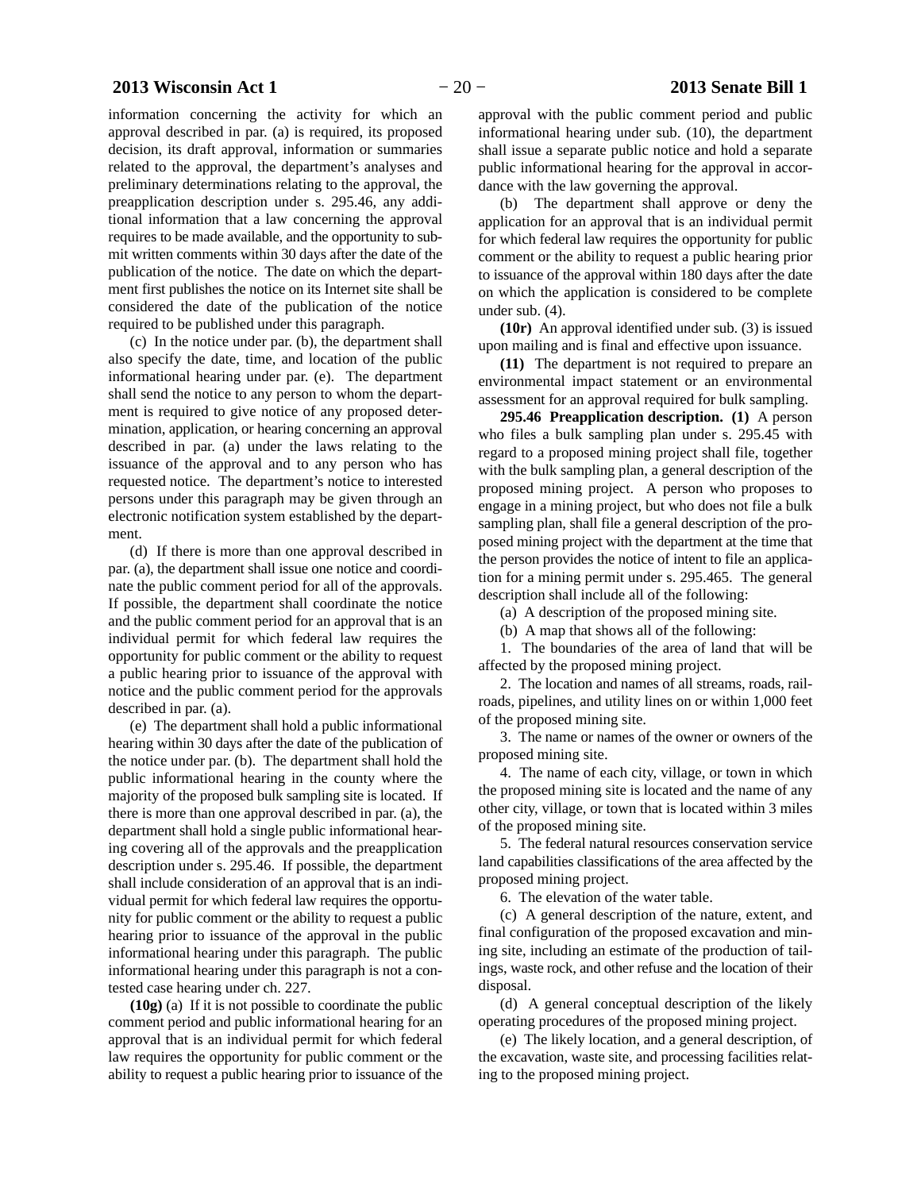information concerning the activity for which an approval described in par. (a) is required, its proposed decision, its draft approval, information or summaries related to the approval, the department's analyses and preliminary determinations relating to the approval, the preapplication description under s. 295.46, any additional information that a law concerning the approval requires to be made available, and the opportunity to submit written comments within 30 days after the date of the publication of the notice. The date on which the department first publishes the notice on its Internet site shall be considered the date of the publication of the notice required to be published under this paragraph.

(c) In the notice under par. (b), the department shall also specify the date, time, and location of the public informational hearing under par. (e). The department shall send the notice to any person to whom the department is required to give notice of any proposed determination, application, or hearing concerning an approval described in par. (a) under the laws relating to the issuance of the approval and to any person who has requested notice. The department's notice to interested persons under this paragraph may be given through an electronic notification system established by the department.

(d) If there is more than one approval described in par. (a), the department shall issue one notice and coordinate the public comment period for all of the approvals. If possible, the department shall coordinate the notice and the public comment period for an approval that is an individual permit for which federal law requires the opportunity for public comment or the ability to request a public hearing prior to issuance of the approval with notice and the public comment period for the approvals described in par. (a).

(e) The department shall hold a public informational hearing within 30 days after the date of the publication of the notice under par. (b). The department shall hold the public informational hearing in the county where the majority of the proposed bulk sampling site is located. If there is more than one approval described in par. (a), the department shall hold a single public informational hearing covering all of the approvals and the preapplication description under s. 295.46. If possible, the department shall include consideration of an approval that is an individual permit for which federal law requires the opportunity for public comment or the ability to request a public hearing prior to issuance of the approval in the public informational hearing under this paragraph. The public informational hearing under this paragraph is not a contested case hearing under ch. 227.

**(10g)** (a) If it is not possible to coordinate the public comment period and public informational hearing for an approval that is an individual permit for which federal law requires the opportunity for public comment or the ability to request a public hearing prior to issuance of the approval with the public comment period and public informational hearing under sub. (10), the department shall issue a separate public notice and hold a separate public informational hearing for the approval in accordance with the law governing the approval.

(b) The department shall approve or deny the application for an approval that is an individual permit for which federal law requires the opportunity for public comment or the ability to request a public hearing prior to issuance of the approval within 180 days after the date on which the application is considered to be complete under sub. (4).

**(10r)** An approval identified under sub. (3) is issued upon mailing and is final and effective upon issuance.

**(11)** The department is not required to prepare an environmental impact statement or an environmental assessment for an approval required for bulk sampling.

**295.46 Preapplication description. (1)** A person who files a bulk sampling plan under s. 295.45 with regard to a proposed mining project shall file, together with the bulk sampling plan, a general description of the proposed mining project. A person who proposes to engage in a mining project, but who does not file a bulk sampling plan, shall file a general description of the proposed mining project with the department at the time that the person provides the notice of intent to file an application for a mining permit under s. 295.465. The general description shall include all of the following:

(a) A description of the proposed mining site.

(b) A map that shows all of the following:

1. The boundaries of the area of land that will be affected by the proposed mining project.

2. The location and names of all streams, roads, railroads, pipelines, and utility lines on or within 1,000 feet of the proposed mining site.

3. The name or names of the owner or owners of the proposed mining site.

4. The name of each city, village, or town in which the proposed mining site is located and the name of any other city, village, or town that is located within 3 miles of the proposed mining site.

5. The federal natural resources conservation service land capabilities classifications of the area affected by the proposed mining project.

6. The elevation of the water table.

(c) A general description of the nature, extent, and final configuration of the proposed excavation and mining site, including an estimate of the production of tailings, waste rock, and other refuse and the location of their disposal.

(d) A general conceptual description of the likely operating procedures of the proposed mining project.

(e) The likely location, and a general description, of the excavation, waste site, and processing facilities relating to the proposed mining project.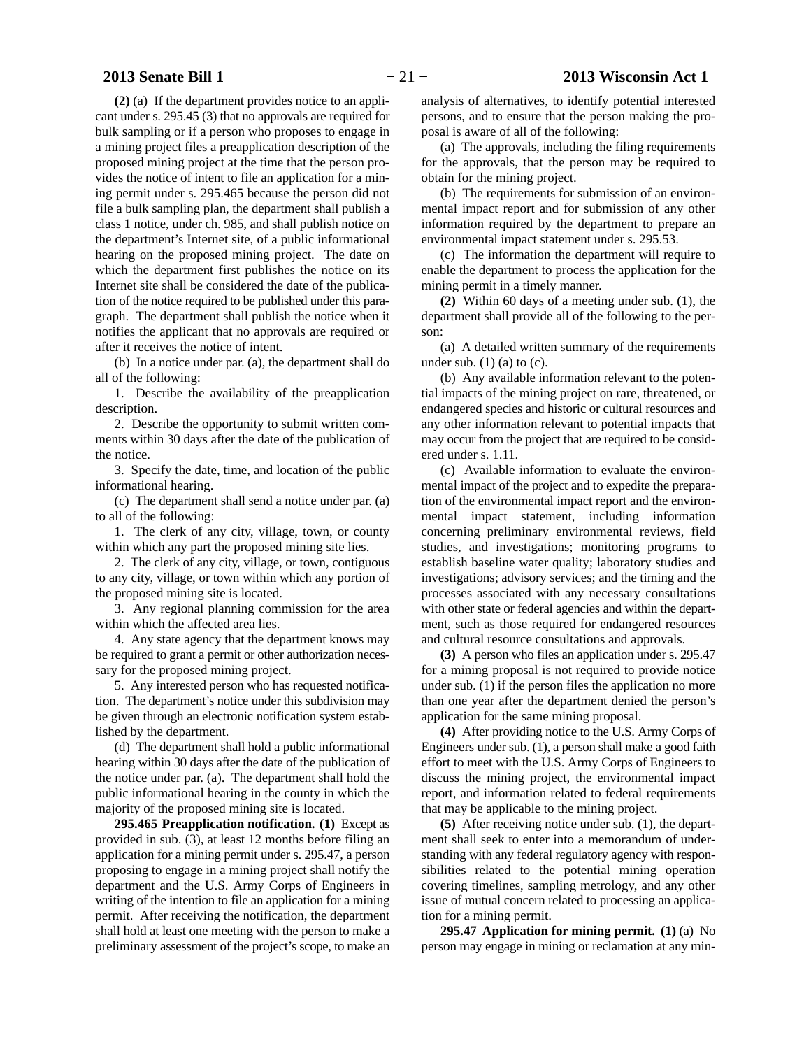**(2)** (a) If the department provides notice to an applicant under s. 295.45 (3) that no approvals are required for bulk sampling or if a person who proposes to engage in a mining project files a preapplication description of the proposed mining project at the time that the person provides the notice of intent to file an application for a mining permit under s. 295.465 because the person did not file a bulk sampling plan, the department shall publish a class 1 notice, under ch. 985, and shall publish notice on the department's Internet site, of a public informational hearing on the proposed mining project. The date on which the department first publishes the notice on its Internet site shall be considered the date of the publication of the notice required to be published under this paragraph. The department shall publish the notice when it notifies the applicant that no approvals are required or after it receives the notice of intent.

(b) In a notice under par. (a), the department shall do all of the following:

1. Describe the availability of the preapplication description.

2. Describe the opportunity to submit written comments within 30 days after the date of the publication of the notice.

3. Specify the date, time, and location of the public informational hearing.

(c) The department shall send a notice under par. (a) to all of the following:

1. The clerk of any city, village, town, or county within which any part the proposed mining site lies.

2. The clerk of any city, village, or town, contiguous to any city, village, or town within which any portion of the proposed mining site is located.

3. Any regional planning commission for the area within which the affected area lies.

4. Any state agency that the department knows may be required to grant a permit or other authorization necessary for the proposed mining project.

5. Any interested person who has requested notification. The department's notice under this subdivision may be given through an electronic notification system established by the department.

(d) The department shall hold a public informational hearing within 30 days after the date of the publication of the notice under par. (a). The department shall hold the public informational hearing in the county in which the majority of the proposed mining site is located.

**295.465 Preapplication notification. (1)** Except as provided in sub. (3), at least 12 months before filing an application for a mining permit under s. 295.47, a person proposing to engage in a mining project shall notify the department and the U.S. Army Corps of Engineers in writing of the intention to file an application for a mining permit. After receiving the notification, the department shall hold at least one meeting with the person to make a preliminary assessment of the project's scope, to make an analysis of alternatives, to identify potential interested persons, and to ensure that the person making the proposal is aware of all of the following:

(a) The approvals, including the filing requirements for the approvals, that the person may be required to obtain for the mining project.

(b) The requirements for submission of an environmental impact report and for submission of any other information required by the department to prepare an environmental impact statement under s. 295.53.

(c) The information the department will require to enable the department to process the application for the mining permit in a timely manner.

**(2)** Within 60 days of a meeting under sub. (1), the department shall provide all of the following to the person:

(a) A detailed written summary of the requirements under sub. (1) (a) to (c).

(b) Any available information relevant to the potential impacts of the mining project on rare, threatened, or endangered species and historic or cultural resources and any other information relevant to potential impacts that may occur from the project that are required to be considered under s. 1.11.

(c) Available information to evaluate the environmental impact of the project and to expedite the preparation of the environmental impact report and the environmental impact statement, including information concerning preliminary environmental reviews, field studies, and investigations; monitoring programs to establish baseline water quality; laboratory studies and investigations; advisory services; and the timing and the processes associated with any necessary consultations with other state or federal agencies and within the department, such as those required for endangered resources and cultural resource consultations and approvals.

**(3)** A person who files an application under s. 295.47 for a mining proposal is not required to provide notice under sub. (1) if the person files the application no more than one year after the department denied the person's application for the same mining proposal.

**(4)** After providing notice to the U.S. Army Corps of Engineers under sub. (1), a person shall make a good faith effort to meet with the U.S. Army Corps of Engineers to discuss the mining project, the environmental impact report, and information related to federal requirements that may be applicable to the mining project.

**(5)** After receiving notice under sub. (1), the department shall seek to enter into a memorandum of understanding with any federal regulatory agency with responsibilities related to the potential mining operation covering timelines, sampling metrology, and any other issue of mutual concern related to processing an application for a mining permit.

**295.47 Application for mining permit. (1)** (a) No person may engage in mining or reclamation at any min-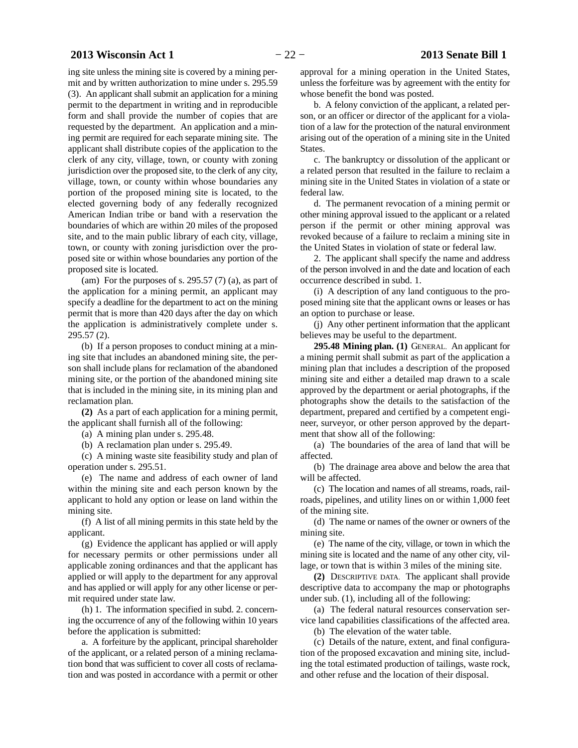ing site unless the mining site is covered by a mining permit and by written authorization to mine under s. 295.59 (3). An applicant shall submit an application for a mining permit to the department in writing and in reproducible form and shall provide the number of copies that are requested by the department. An application and a mining permit are required for each separate mining site. The applicant shall distribute copies of the application to the clerk of any city, village, town, or county with zoning jurisdiction over the proposed site, to the clerk of any city, village, town, or county within whose boundaries any portion of the proposed mining site is located, to the elected governing body of any federally recognized American Indian tribe or band with a reservation the boundaries of which are within 20 miles of the proposed site, and to the main public library of each city, village, town, or county with zoning jurisdiction over the proposed site or within whose boundaries any portion of the proposed site is located.

(am) For the purposes of s. 295.57 (7) (a), as part of the application for a mining permit, an applicant may specify a deadline for the department to act on the mining permit that is more than 420 days after the day on which the application is administratively complete under s. 295.57 (2).

(b) If a person proposes to conduct mining at a mining site that includes an abandoned mining site, the person shall include plans for reclamation of the abandoned mining site, or the portion of the abandoned mining site that is included in the mining site, in its mining plan and reclamation plan.

**(2)** As a part of each application for a mining permit, the applicant shall furnish all of the following:

(a) A mining plan under s. 295.48.

(b) A reclamation plan under s. 295.49.

(c) A mining waste site feasibility study and plan of operation under s. 295.51.

(e) The name and address of each owner of land within the mining site and each person known by the applicant to hold any option or lease on land within the mining site.

(f) A list of all mining permits in this state held by the applicant.

(g) Evidence the applicant has applied or will apply for necessary permits or other permissions under all applicable zoning ordinances and that the applicant has applied or will apply to the department for any approval and has applied or will apply for any other license or permit required under state law.

(h) 1. The information specified in subd. 2. concerning the occurrence of any of the following within 10 years before the application is submitted:

a. A forfeiture by the applicant, principal shareholder of the applicant, or a related person of a mining reclamation bond that was sufficient to cover all costs of reclamation and was posted in accordance with a permit or other approval for a mining operation in the United States, unless the forfeiture was by agreement with the entity for whose benefit the bond was posted.

b. A felony conviction of the applicant, a related person, or an officer or director of the applicant for a violation of a law for the protection of the natural environment arising out of the operation of a mining site in the United States.

c. The bankruptcy or dissolution of the applicant or a related person that resulted in the failure to reclaim a mining site in the United States in violation of a state or federal law.

d. The permanent revocation of a mining permit or other mining approval issued to the applicant or a related person if the permit or other mining approval was revoked because of a failure to reclaim a mining site in the United States in violation of state or federal law.

2. The applicant shall specify the name and address of the person involved in and the date and location of each occurrence described in subd. 1.

(i) A description of any land contiguous to the proposed mining site that the applicant owns or leases or has an option to purchase or lease.

(j) Any other pertinent information that the applicant believes may be useful to the department.

**295.48 Mining plan. (1)** GENERAL. An applicant for a mining permit shall submit as part of the application a mining plan that includes a description of the proposed mining site and either a detailed map drawn to a scale approved by the department or aerial photographs, if the photographs show the details to the satisfaction of the department, prepared and certified by a competent engineer, surveyor, or other person approved by the department that show all of the following:

(a) The boundaries of the area of land that will be affected.

(b) The drainage area above and below the area that will be affected.

(c) The location and names of all streams, roads, railroads, pipelines, and utility lines on or within 1,000 feet of the mining site.

(d) The name or names of the owner or owners of the mining site.

(e) The name of the city, village, or town in which the mining site is located and the name of any other city, village, or town that is within 3 miles of the mining site.

**(2)** DESCRIPTIVE DATA. The applicant shall provide descriptive data to accompany the map or photographs under sub. (1), including all of the following:

(a) The federal natural resources conservation service land capabilities classifications of the affected area.

(b) The elevation of the water table.

(c) Details of the nature, extent, and final configuration of the proposed excavation and mining site, including the total estimated production of tailings, waste rock, and other refuse and the location of their disposal.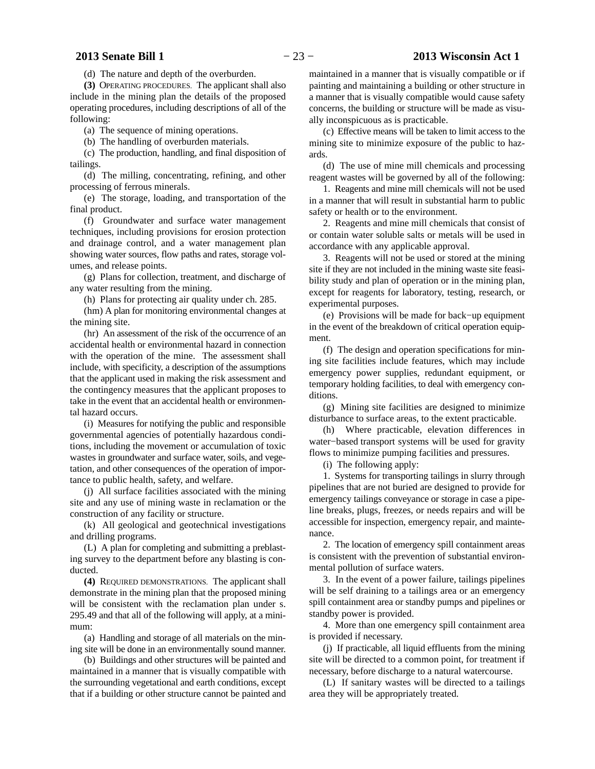(d) The nature and depth of the overburden.

**(3)** OPERATING PROCEDURES. The applicant shall also include in the mining plan the details of the proposed operating procedures, including descriptions of all of the following:

(a) The sequence of mining operations.

(b) The handling of overburden materials.

(c) The production, handling, and final disposition of tailings.

(d) The milling, concentrating, refining, and other processing of ferrous minerals.

(e) The storage, loading, and transportation of the final product.

(f) Groundwater and surface water management techniques, including provisions for erosion protection and drainage control, and a water management plan showing water sources, flow paths and rates, storage volumes, and release points.

(g) Plans for collection, treatment, and discharge of any water resulting from the mining.

(h) Plans for protecting air quality under ch. 285.

(hm) A plan for monitoring environmental changes at the mining site.

(hr) An assessment of the risk of the occurrence of an accidental health or environmental hazard in connection with the operation of the mine. The assessment shall include, with specificity, a description of the assumptions that the applicant used in making the risk assessment and the contingency measures that the applicant proposes to take in the event that an accidental health or environmental hazard occurs.

(i) Measures for notifying the public and responsible governmental agencies of potentially hazardous conditions, including the movement or accumulation of toxic wastes in groundwater and surface water, soils, and vegetation, and other consequences of the operation of importance to public health, safety, and welfare.

(j) All surface facilities associated with the mining site and any use of mining waste in reclamation or the construction of any facility or structure.

(k) All geological and geotechnical investigations and drilling programs.

(L) A plan for completing and submitting a preblasting survey to the department before any blasting is conducted.

**(4)** REQUIRED DEMONSTRATIONS. The applicant shall demonstrate in the mining plan that the proposed mining will be consistent with the reclamation plan under s. 295.49 and that all of the following will apply, at a minimum:

(a) Handling and storage of all materials on the mining site will be done in an environmentally sound manner.

(b) Buildings and other structures will be painted and maintained in a manner that is visually compatible with the surrounding vegetational and earth conditions, except that if a building or other structure cannot be painted and maintained in a manner that is visually compatible or if painting and maintaining a building or other structure in a manner that is visually compatible would cause safety concerns, the building or structure will be made as visually inconspicuous as is practicable.

(c) Effective means will be taken to limit access to the mining site to minimize exposure of the public to hazards.

(d) The use of mine mill chemicals and processing reagent wastes will be governed by all of the following:

1. Reagents and mine mill chemicals will not be used in a manner that will result in substantial harm to public safety or health or to the environment.

2. Reagents and mine mill chemicals that consist of or contain water soluble salts or metals will be used in accordance with any applicable approval.

3. Reagents will not be used or stored at the mining site if they are not included in the mining waste site feasibility study and plan of operation or in the mining plan, except for reagents for laboratory, testing, research, or experimental purposes.

(e) Provisions will be made for back−up equipment in the event of the breakdown of critical operation equipment.

(f) The design and operation specifications for mining site facilities include features, which may include emergency power supplies, redundant equipment, or temporary holding facilities, to deal with emergency conditions.

(g) Mining site facilities are designed to minimize disturbance to surface areas, to the extent practicable.

(h) Where practicable, elevation differences in water−based transport systems will be used for gravity flows to minimize pumping facilities and pressures.

(i) The following apply:

1. Systems for transporting tailings in slurry through pipelines that are not buried are designed to provide for emergency tailings conveyance or storage in case a pipeline breaks, plugs, freezes, or needs repairs and will be accessible for inspection, emergency repair, and maintenance.

2. The location of emergency spill containment areas is consistent with the prevention of substantial environmental pollution of surface waters.

3. In the event of a power failure, tailings pipelines will be self draining to a tailings area or an emergency spill containment area or standby pumps and pipelines or standby power is provided.

4. More than one emergency spill containment area is provided if necessary.

(j) If practicable, all liquid effluents from the mining site will be directed to a common point, for treatment if necessary, before discharge to a natural watercourse.

(L) If sanitary wastes will be directed to a tailings area they will be appropriately treated.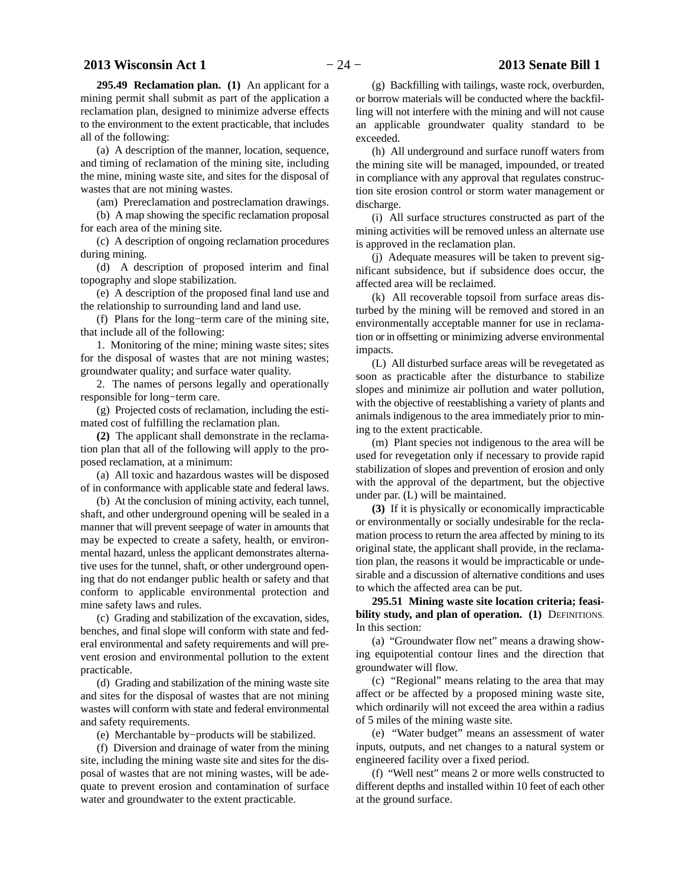**295.49 Reclamation plan. (1)** An applicant for a mining permit shall submit as part of the application a reclamation plan, designed to minimize adverse effects to the environment to the extent practicable, that includes all of the following:

(a) A description of the manner, location, sequence, and timing of reclamation of the mining site, including the mine, mining waste site, and sites for the disposal of wastes that are not mining wastes.

(am) Prereclamation and postreclamation drawings.

(b) A map showing the specific reclamation proposal for each area of the mining site.

(c) A description of ongoing reclamation procedures during mining.

(d) A description of proposed interim and final topography and slope stabilization.

(e) A description of the proposed final land use and the relationship to surrounding land and land use.

(f) Plans for the long−term care of the mining site, that include all of the following:

1. Monitoring of the mine; mining waste sites; sites for the disposal of wastes that are not mining wastes; groundwater quality; and surface water quality.

2. The names of persons legally and operationally responsible for long−term care.

(g) Projected costs of reclamation, including the estimated cost of fulfilling the reclamation plan.

**(2)** The applicant shall demonstrate in the reclamation plan that all of the following will apply to the proposed reclamation, at a minimum:

(a) All toxic and hazardous wastes will be disposed of in conformance with applicable state and federal laws.

(b) At the conclusion of mining activity, each tunnel, shaft, and other underground opening will be sealed in a manner that will prevent seepage of water in amounts that may be expected to create a safety, health, or environmental hazard, unless the applicant demonstrates alternative uses for the tunnel, shaft, or other underground opening that do not endanger public health or safety and that conform to applicable environmental protection and mine safety laws and rules.

(c) Grading and stabilization of the excavation, sides, benches, and final slope will conform with state and federal environmental and safety requirements and will prevent erosion and environmental pollution to the extent practicable.

(d) Grading and stabilization of the mining waste site and sites for the disposal of wastes that are not mining wastes will conform with state and federal environmental and safety requirements.

(e) Merchantable by−products will be stabilized.

(f) Diversion and drainage of water from the mining site, including the mining waste site and sites for the disposal of wastes that are not mining wastes, will be adequate to prevent erosion and contamination of surface water and groundwater to the extent practicable.

(g) Backfilling with tailings, waste rock, overburden, or borrow materials will be conducted where the backfilling will not interfere with the mining and will not cause an applicable groundwater quality standard to be exceeded.

(h) All underground and surface runoff waters from the mining site will be managed, impounded, or treated in compliance with any approval that regulates construction site erosion control or storm water management or discharge.

(i) All surface structures constructed as part of the mining activities will be removed unless an alternate use is approved in the reclamation plan.

(j) Adequate measures will be taken to prevent significant subsidence, but if subsidence does occur, the affected area will be reclaimed.

(k) All recoverable topsoil from surface areas disturbed by the mining will be removed and stored in an environmentally acceptable manner for use in reclamation or in offsetting or minimizing adverse environmental impacts.

(L) All disturbed surface areas will be revegetated as soon as practicable after the disturbance to stabilize slopes and minimize air pollution and water pollution, with the objective of reestablishing a variety of plants and animals indigenous to the area immediately prior to mining to the extent practicable.

(m) Plant species not indigenous to the area will be used for revegetation only if necessary to provide rapid stabilization of slopes and prevention of erosion and only with the approval of the department, but the objective under par. (L) will be maintained.

**(3)** If it is physically or economically impracticable or environmentally or socially undesirable for the reclamation process to return the area affected by mining to its original state, the applicant shall provide, in the reclamation plan, the reasons it would be impracticable or undesirable and a discussion of alternative conditions and uses to which the affected area can be put.

**295.51 Mining waste site location criteria; feasibility study, and plan of operation. (1)** DEFINITIONS. In this section:

(a) "Groundwater flow net" means a drawing showing equipotential contour lines and the direction that groundwater will flow.

(c) "Regional" means relating to the area that may affect or be affected by a proposed mining waste site, which ordinarily will not exceed the area within a radius of 5 miles of the mining waste site.

(e) "Water budget" means an assessment of water inputs, outputs, and net changes to a natural system or engineered facility over a fixed period.

(f) "Well nest" means 2 or more wells constructed to different depths and installed within 10 feet of each other at the ground surface.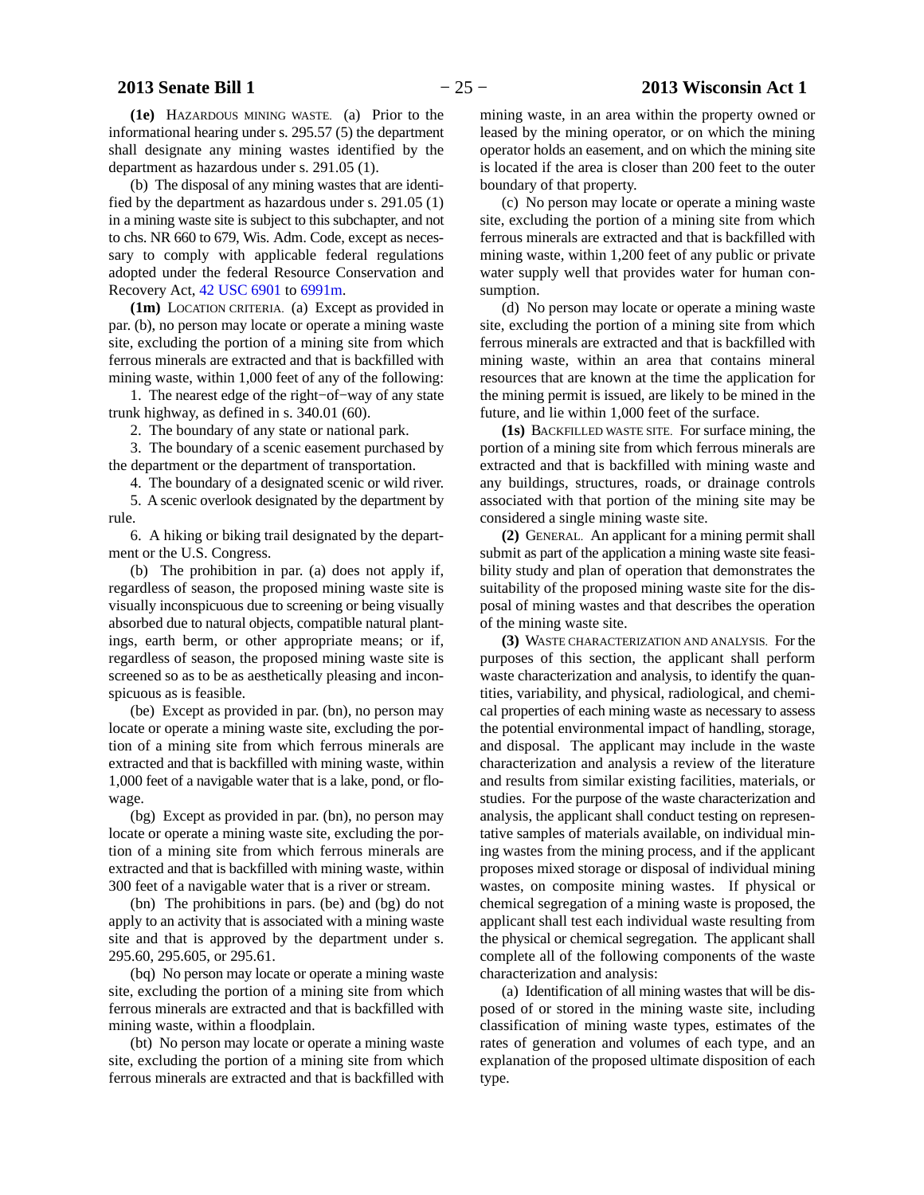**(1e)** HAZARDOUS MINING WASTE. (a) Prior to the informational hearing under s. 295.57 (5) the department shall designate any mining wastes identified by the department as hazardous under s. 291.05 (1).

(b) The disposal of any mining wastes that are identified by the department as hazardous under s. 291.05 (1) in a mining waste site is subject to this subchapter, and not to chs. NR 660 to 679, Wis. Adm. Code, except as necessary to comply with applicable federal regulations adopted under the federal Resource Conservation and Recovery Act, 42 USC 6901 to 6991m.

**(1m)** LOCATION CRITERIA. (a) Except as provided in par. (b), no person may locate or operate a mining waste site, excluding the portion of a mining site from which ferrous minerals are extracted and that is backfilled with mining waste, within 1,000 feet of any of the following:

1. The nearest edge of the right−of−way of any state trunk highway, as defined in s. 340.01 (60).

2. The boundary of any state or national park.

3. The boundary of a scenic easement purchased by the department or the department of transportation.

4. The boundary of a designated scenic or wild river.

5. A scenic overlook designated by the department by rule.

6. A hiking or biking trail designated by the department or the U.S. Congress.

(b) The prohibition in par. (a) does not apply if, regardless of season, the proposed mining waste site is visually inconspicuous due to screening or being visually absorbed due to natural objects, compatible natural plantings, earth berm, or other appropriate means; or if, regardless of season, the proposed mining waste site is screened so as to be as aesthetically pleasing and inconspicuous as is feasible.

(be) Except as provided in par. (bn), no person may locate or operate a mining waste site, excluding the portion of a mining site from which ferrous minerals are extracted and that is backfilled with mining waste, within 1,000 feet of a navigable water that is a lake, pond, or flowage.

(bg) Except as provided in par. (bn), no person may locate or operate a mining waste site, excluding the portion of a mining site from which ferrous minerals are extracted and that is backfilled with mining waste, within 300 feet of a navigable water that is a river or stream.

(bn) The prohibitions in pars. (be) and (bg) do not apply to an activity that is associated with a mining waste site and that is approved by the department under s. 295.60, 295.605, or 295.61.

(bq) No person may locate or operate a mining waste site, excluding the portion of a mining site from which ferrous minerals are extracted and that is backfilled with mining waste, within a floodplain.

(bt) No person may locate or operate a mining waste site, excluding the portion of a mining site from which ferrous minerals are extracted and that is backfilled with mining waste, in an area within the property owned or leased by the mining operator, or on which the mining operator holds an easement, and on which the mining site is located if the area is closer than 200 feet to the outer boundary of that property.

(c) No person may locate or operate a mining waste site, excluding the portion of a mining site from which ferrous minerals are extracted and that is backfilled with mining waste, within 1,200 feet of any public or private water supply well that provides water for human consumption.

(d) No person may locate or operate a mining waste site, excluding the portion of a mining site from which ferrous minerals are extracted and that is backfilled with mining waste, within an area that contains mineral resources that are known at the time the application for the mining permit is issued, are likely to be mined in the future, and lie within 1,000 feet of the surface.

**(1s)** BACKFILLED WASTE SITE. For surface mining, the portion of a mining site from which ferrous minerals are extracted and that is backfilled with mining waste and any buildings, structures, roads, or drainage controls associated with that portion of the mining site may be considered a single mining waste site.

**(2)** GENERAL. An applicant for a mining permit shall submit as part of the application a mining waste site feasibility study and plan of operation that demonstrates the suitability of the proposed mining waste site for the disposal of mining wastes and that describes the operation of the mining waste site.

**(3)** WASTE CHARACTERIZATION AND ANALYSIS. For the purposes of this section, the applicant shall perform waste characterization and analysis, to identify the quantities, variability, and physical, radiological, and chemical properties of each mining waste as necessary to assess the potential environmental impact of handling, storage, and disposal. The applicant may include in the waste characterization and analysis a review of the literature and results from similar existing facilities, materials, or studies. For the purpose of the waste characterization and analysis, the applicant shall conduct testing on representative samples of materials available, on individual mining wastes from the mining process, and if the applicant proposes mixed storage or disposal of individual mining wastes, on composite mining wastes. If physical or chemical segregation of a mining waste is proposed, the applicant shall test each individual waste resulting from the physical or chemical segregation. The applicant shall complete all of the following components of the waste characterization and analysis:

(a) Identification of all mining wastes that will be disposed of or stored in the mining waste site, including classification of mining waste types, estimates of the rates of generation and volumes of each type, and an explanation of the proposed ultimate disposition of each type.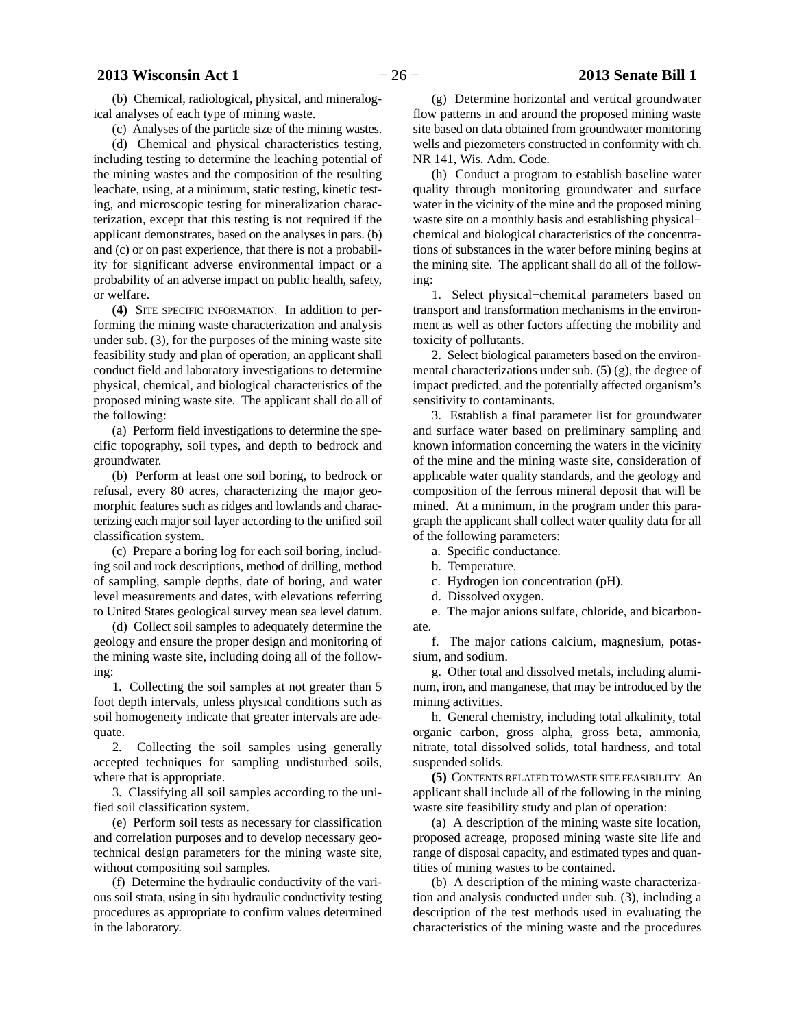(b) Chemical, radiological, physical, and mineralogical analyses of each type of mining waste.

(c) Analyses of the particle size of the mining wastes.

(d) Chemical and physical characteristics testing, including testing to determine the leaching potential of the mining wastes and the composition of the resulting leachate, using, at a minimum, static testing, kinetic testing, and microscopic testing for mineralization characterization, except that this testing is not required if the applicant demonstrates, based on the analyses in pars. (b) and (c) or on past experience, that there is not a probability for significant adverse environmental impact or a probability of an adverse impact on public health, safety, or welfare.

**(4)** SITE SPECIFIC INFORMATION. In addition to performing the mining waste characterization and analysis under sub. (3), for the purposes of the mining waste site feasibility study and plan of operation, an applicant shall conduct field and laboratory investigations to determine physical, chemical, and biological characteristics of the proposed mining waste site. The applicant shall do all of the following:

(a) Perform field investigations to determine the specific topography, soil types, and depth to bedrock and groundwater.

(b) Perform at least one soil boring, to bedrock or refusal, every 80 acres, characterizing the major geomorphic features such as ridges and lowlands and characterizing each major soil layer according to the unified soil classification system.

(c) Prepare a boring log for each soil boring, including soil and rock descriptions, method of drilling, method of sampling, sample depths, date of boring, and water level measurements and dates, with elevations referring to United States geological survey mean sea level datum.

(d) Collect soil samples to adequately determine the geology and ensure the proper design and monitoring of the mining waste site, including doing all of the following:

1. Collecting the soil samples at not greater than 5 foot depth intervals, unless physical conditions such as soil homogeneity indicate that greater intervals are adequate.

2. Collecting the soil samples using generally accepted techniques for sampling undisturbed soils, where that is appropriate.

3. Classifying all soil samples according to the unified soil classification system.

(e) Perform soil tests as necessary for classification and correlation purposes and to develop necessary geotechnical design parameters for the mining waste site, without compositing soil samples.

(f) Determine the hydraulic conductivity of the various soil strata, using in situ hydraulic conductivity testing procedures as appropriate to confirm values determined in the laboratory.

(g) Determine horizontal and vertical groundwater flow patterns in and around the proposed mining waste site based on data obtained from groundwater monitoring wells and piezometers constructed in conformity with ch. NR 141, Wis. Adm. Code.

(h) Conduct a program to establish baseline water quality through monitoring groundwater and surface water in the vicinity of the mine and the proposed mining waste site on a monthly basis and establishing physical−chemical and biological characteristics of the concentrations of substances in the water before mining begins at the mining site. The applicant shall do all of the following:

1. Select physical−chemical parameters based on transport and transformation mechanisms in the environment as well as other factors affecting the mobility and toxicity of pollutants.

2. Select biological parameters based on the environmental characterizations under sub. (5) (g), the degree of impact predicted, and the potentially affected organism's sensitivity to contaminants.

3. Establish a final parameter list for groundwater and surface water based on preliminary sampling and known information concerning the waters in the vicinity of the mine and the mining waste site, consideration of applicable water quality standards, and the geology and composition of the ferrous mineral deposit that will be mined. At a minimum, in the program under this paragraph the applicant shall collect water quality data for all of the following parameters:

a. Specific conductance.

b. Temperature.

c. Hydrogen ion concentration (pH).

d. Dissolved oxygen.

e. The major anions sulfate, chloride, and bicarbonate.

f. The major cations calcium, magnesium, potassium, and sodium.

g. Other total and dissolved metals, including aluminum, iron, and manganese, that may be introduced by the mining activities.

h. General chemistry, including total alkalinity, total organic carbon, gross alpha, gross beta, ammonia, nitrate, total dissolved solids, total hardness, and total suspended solids.

**(5)** CONTENTS RELATED TO WASTE SITE FEASIBILITY. An applicant shall include all of the following in the mining waste site feasibility study and plan of operation:

(a) A description of the mining waste site location, proposed acreage, proposed mining waste site life and range of disposal capacity, and estimated types and quantities of mining wastes to be contained.

(b) A description of the mining waste characterization and analysis conducted under sub. (3), including a description of the test methods used in evaluating the characteristics of the mining waste and the procedures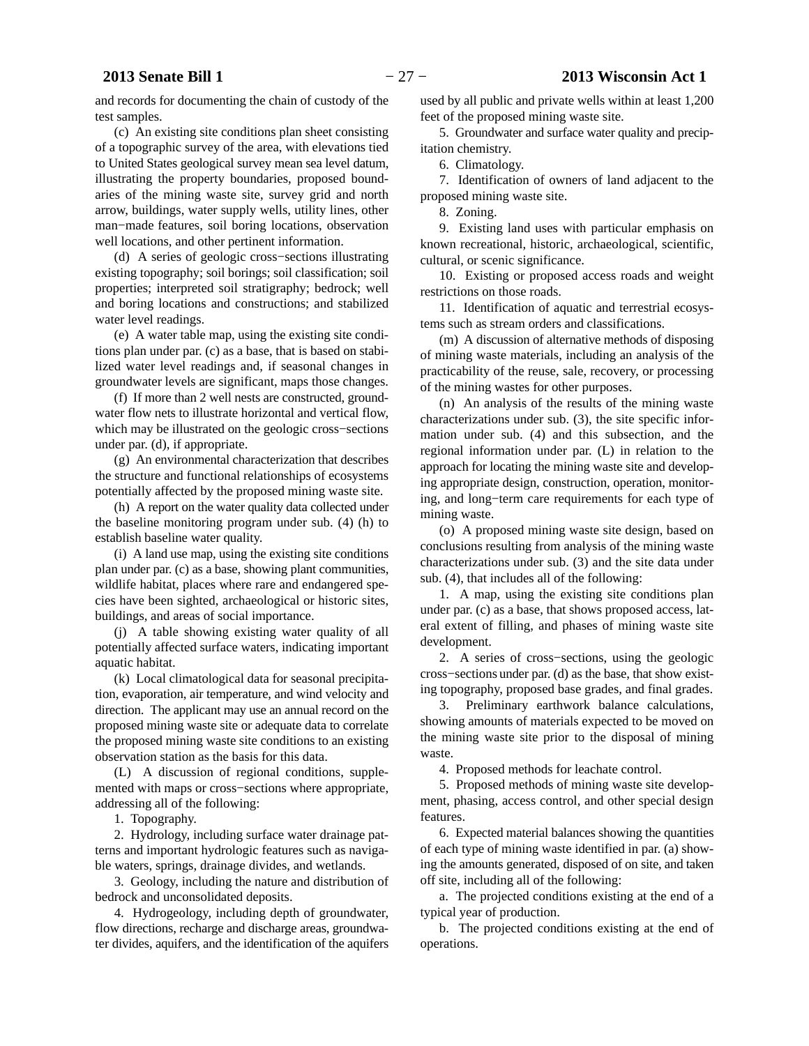and records for documenting the chain of custody of the test samples.

(c) An existing site conditions plan sheet consisting of a topographic survey of the area, with elevations tied to United States geological survey mean sea level datum, illustrating the property boundaries, proposed boundaries of the mining waste site, survey grid and north arrow, buildings, water supply wells, utility lines, other man−made features, soil boring locations, observation well locations, and other pertinent information.

(d) A series of geologic cross−sections illustrating existing topography; soil borings; soil classification; soil properties; interpreted soil stratigraphy; bedrock; well and boring locations and constructions; and stabilized water level readings.

(e) A water table map, using the existing site conditions plan under par. (c) as a base, that is based on stabilized water level readings and, if seasonal changes in groundwater levels are significant, maps those changes.

(f) If more than 2 well nests are constructed, groundwater flow nets to illustrate horizontal and vertical flow, which may be illustrated on the geologic cross−sections under par. (d), if appropriate.

(g) An environmental characterization that describes the structure and functional relationships of ecosystems potentially affected by the proposed mining waste site.

(h) A report on the water quality data collected under the baseline monitoring program under sub. (4) (h) to establish baseline water quality.

(i) A land use map, using the existing site conditions plan under par. (c) as a base, showing plant communities, wildlife habitat, places where rare and endangered species have been sighted, archaeological or historic sites, buildings, and areas of social importance.

(j) A table showing existing water quality of all potentially affected surface waters, indicating important aquatic habitat.

(k) Local climatological data for seasonal precipitation, evaporation, air temperature, and wind velocity and direction. The applicant may use an annual record on the proposed mining waste site or adequate data to correlate the proposed mining waste site conditions to an existing observation station as the basis for this data.

(L) A discussion of regional conditions, supplemented with maps or cross−sections where appropriate, addressing all of the following:

1. Topography.

2. Hydrology, including surface water drainage patterns and important hydrologic features such as navigable waters, springs, drainage divides, and wetlands.

3. Geology, including the nature and distribution of bedrock and unconsolidated deposits.

4. Hydrogeology, including depth of groundwater, flow directions, recharge and discharge areas, groundwater divides, aquifers, and the identification of the aquifers used by all public and private wells within at least 1,200 feet of the proposed mining waste site.

5. Groundwater and surface water quality and precipitation chemistry.

6. Climatology.

7. Identification of owners of land adjacent to the proposed mining waste site.

8. Zoning.

9. Existing land uses with particular emphasis on known recreational, historic, archaeological, scientific, cultural, or scenic significance.

10. Existing or proposed access roads and weight restrictions on those roads.

11. Identification of aquatic and terrestrial ecosystems such as stream orders and classifications.

(m) A discussion of alternative methods of disposing of mining waste materials, including an analysis of the practicability of the reuse, sale, recovery, or processing of the mining wastes for other purposes.

(n) An analysis of the results of the mining waste characterizations under sub. (3), the site specific information under sub. (4) and this subsection, and the regional information under par. (L) in relation to the approach for locating the mining waste site and developing appropriate design, construction, operation, monitoring, and long−term care requirements for each type of mining waste.

(o) A proposed mining waste site design, based on conclusions resulting from analysis of the mining waste characterizations under sub. (3) and the site data under sub. (4), that includes all of the following:

1. A map, using the existing site conditions plan under par. (c) as a base, that shows proposed access, lateral extent of filling, and phases of mining waste site development.

2. A series of cross−sections, using the geologic cross−sections under par. (d) as the base, that show existing topography, proposed base grades, and final grades.

3. Preliminary earthwork balance calculations, showing amounts of materials expected to be moved on the mining waste site prior to the disposal of mining waste.

4. Proposed methods for leachate control.

5. Proposed methods of mining waste site development, phasing, access control, and other special design features.

6. Expected material balances showing the quantities of each type of mining waste identified in par. (a) showing the amounts generated, disposed of on site, and taken off site, including all of the following:

a. The projected conditions existing at the end of a typical year of production.

b. The projected conditions existing at the end of operations.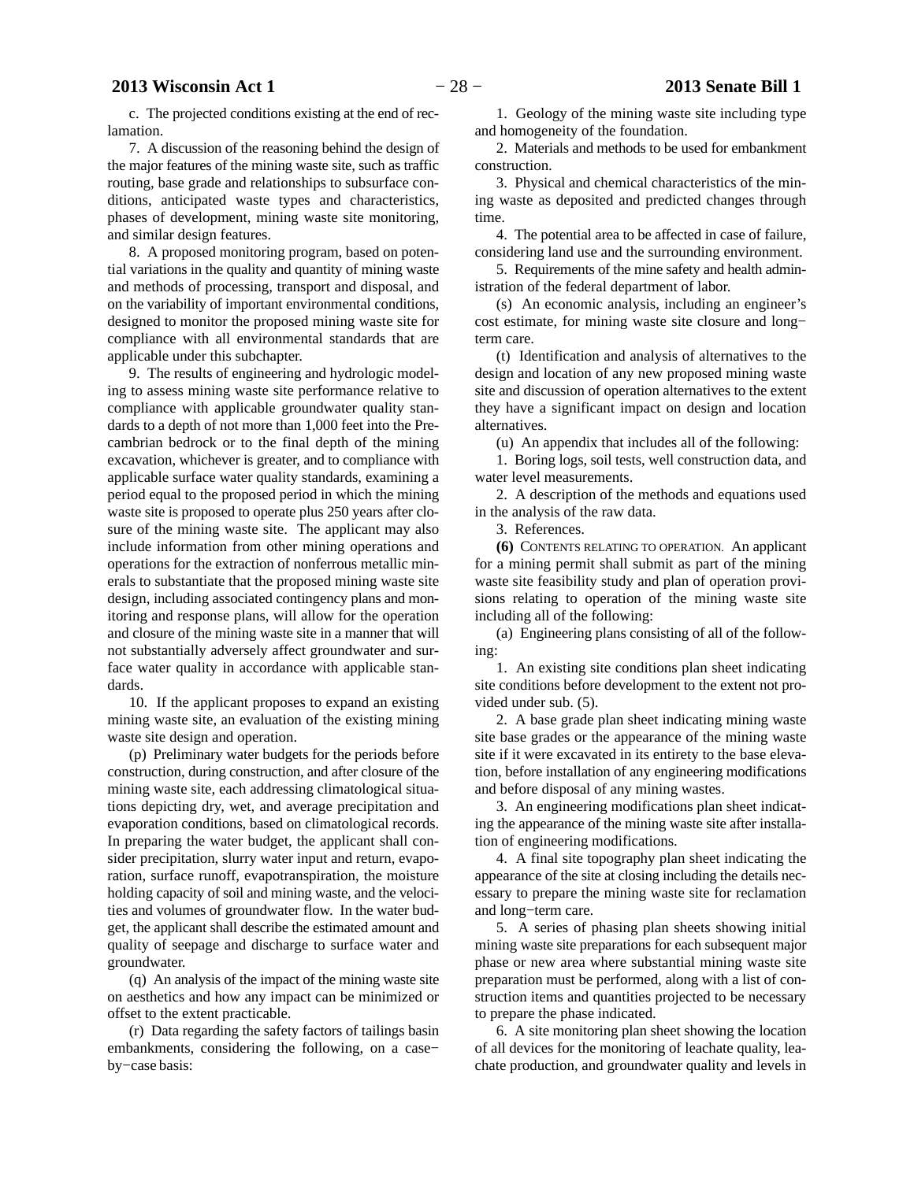c. The projected conditions existing at the end of reclamation.

7. A discussion of the reasoning behind the design of the major features of the mining waste site, such as traffic routing, base grade and relationships to subsurface conditions, anticipated waste types and characteristics, phases of development, mining waste site monitoring, and similar design features.

8. A proposed monitoring program, based on potential variations in the quality and quantity of mining waste and methods of processing, transport and disposal, and on the variability of important environmental conditions, designed to monitor the proposed mining waste site for compliance with all environmental standards that are applicable under this subchapter.

9. The results of engineering and hydrologic modeling to assess mining waste site performance relative to compliance with applicable groundwater quality standards to a depth of not more than 1,000 feet into the Precambrian bedrock or to the final depth of the mining excavation, whichever is greater, and to compliance with applicable surface water quality standards, examining a period equal to the proposed period in which the mining waste site is proposed to operate plus 250 years after closure of the mining waste site. The applicant may also include information from other mining operations and operations for the extraction of nonferrous metallic minerals to substantiate that the proposed mining waste site design, including associated contingency plans and monitoring and response plans, will allow for the operation and closure of the mining waste site in a manner that will not substantially adversely affect groundwater and surface water quality in accordance with applicable standards.

10. If the applicant proposes to expand an existing mining waste site, an evaluation of the existing mining waste site design and operation.

(p) Preliminary water budgets for the periods before construction, during construction, and after closure of the mining waste site, each addressing climatological situations depicting dry, wet, and average precipitation and evaporation conditions, based on climatological records. In preparing the water budget, the applicant shall consider precipitation, slurry water input and return, evaporation, surface runoff, evapotranspiration, the moisture holding capacity of soil and mining waste, and the velocities and volumes of groundwater flow. In the water budget, the applicant shall describe the estimated amount and quality of seepage and discharge to surface water and groundwater.

(q) An analysis of the impact of the mining waste site on aesthetics and how any impact can be minimized or offset to the extent practicable.

(r) Data regarding the safety factors of tailings basin embankments, considering the following, on a case−by−case basis:

1. Geology of the mining waste site including type and homogeneity of the foundation.

2. Materials and methods to be used for embankment construction.

3. Physical and chemical characteristics of the mining waste as deposited and predicted changes through time.

4. The potential area to be affected in case of failure, considering land use and the surrounding environment.

5. Requirements of the mine safety and health administration of the federal department of labor.

(s) An economic analysis, including an engineer's cost estimate, for mining waste site closure and long−term care.

(t) Identification and analysis of alternatives to the design and location of any new proposed mining waste site and discussion of operation alternatives to the extent they have a significant impact on design and location alternatives.

(u) An appendix that includes all of the following:

1. Boring logs, soil tests, well construction data, and water level measurements.

2. A description of the methods and equations used in the analysis of the raw data.

3. References.

**(6)** CONTENTS RELATING TO OPERATION. An applicant for a mining permit shall submit as part of the mining waste site feasibility study and plan of operation provisions relating to operation of the mining waste site including all of the following:

(a) Engineering plans consisting of all of the following:

1. An existing site conditions plan sheet indicating site conditions before development to the extent not provided under sub. (5).

2. A base grade plan sheet indicating mining waste site base grades or the appearance of the mining waste site if it were excavated in its entirety to the base elevation, before installation of any engineering modifications and before disposal of any mining wastes.

3. An engineering modifications plan sheet indicating the appearance of the mining waste site after installation of engineering modifications.

4. A final site topography plan sheet indicating the appearance of the site at closing including the details necessary to prepare the mining waste site for reclamation and long−term care.

5. A series of phasing plan sheets showing initial mining waste site preparations for each subsequent major phase or new area where substantial mining waste site preparation must be performed, along with a list of construction items and quantities projected to be necessary to prepare the phase indicated.

6. A site monitoring plan sheet showing the location of all devices for the monitoring of leachate quality, leachate production, and groundwater quality and levels in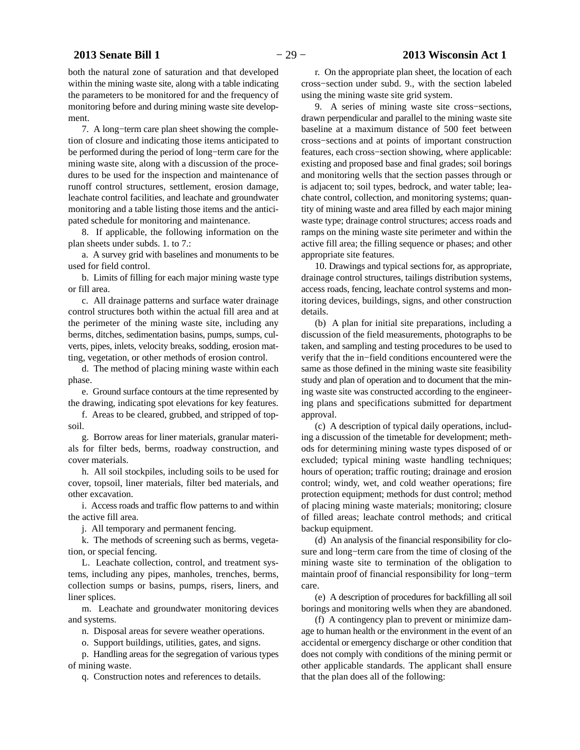both the natural zone of saturation and that developed within the mining waste site, along with a table indicating the parameters to be monitored for and the frequency of monitoring before and during mining waste site development.

7. A long−term care plan sheet showing the completion of closure and indicating those items anticipated to be performed during the period of long−term care for the mining waste site, along with a discussion of the procedures to be used for the inspection and maintenance of runoff control structures, settlement, erosion damage, leachate control facilities, and leachate and groundwater monitoring and a table listing those items and the anticipated schedule for monitoring and maintenance.

8. If applicable, the following information on the plan sheets under subds. 1. to 7.:

a. A survey grid with baselines and monuments to be used for field control.

b. Limits of filling for each major mining waste type or fill area.

c. All drainage patterns and surface water drainage control structures both within the actual fill area and at the perimeter of the mining waste site, including any berms, ditches, sedimentation basins, pumps, sumps, culverts, pipes, inlets, velocity breaks, sodding, erosion matting, vegetation, or other methods of erosion control.

d. The method of placing mining waste within each phase.

e. Ground surface contours at the time represented by the drawing, indicating spot elevations for key features.

f. Areas to be cleared, grubbed, and stripped of topsoil.

g. Borrow areas for liner materials, granular materials for filter beds, berms, roadway construction, and cover materials.

h. All soil stockpiles, including soils to be used for cover, topsoil, liner materials, filter bed materials, and other excavation.

i. Access roads and traffic flow patterns to and within the active fill area.

j. All temporary and permanent fencing.

k. The methods of screening such as berms, vegetation, or special fencing.

L. Leachate collection, control, and treatment systems, including any pipes, manholes, trenches, berms, collection sumps or basins, pumps, risers, liners, and liner splices.

m. Leachate and groundwater monitoring devices and systems.

n. Disposal areas for severe weather operations.

o. Support buildings, utilities, gates, and signs.

p. Handling areas for the segregation of various types of mining waste.

q. Construction notes and references to details.

r. On the appropriate plan sheet, the location of each cross−section under subd. 9., with the section labeled using the mining waste site grid system.

9. A series of mining waste site cross−sections, drawn perpendicular and parallel to the mining waste site baseline at a maximum distance of 500 feet between cross−sections and at points of important construction features, each cross−section showing, where applicable: existing and proposed base and final grades; soil borings and monitoring wells that the section passes through or is adjacent to; soil types, bedrock, and water table; leachate control, collection, and monitoring systems; quantity of mining waste and area filled by each major mining waste type; drainage control structures; access roads and ramps on the mining waste site perimeter and within the active fill area; the filling sequence or phases; and other appropriate site features.

10. Drawings and typical sections for, as appropriate, drainage control structures, tailings distribution systems, access roads, fencing, leachate control systems and monitoring devices, buildings, signs, and other construction details.

(b) A plan for initial site preparations, including a discussion of the field measurements, photographs to be taken, and sampling and testing procedures to be used to verify that the in−field conditions encountered were the same as those defined in the mining waste site feasibility study and plan of operation and to document that the mining waste site was constructed according to the engineering plans and specifications submitted for department approval.

(c) A description of typical daily operations, including a discussion of the timetable for development; methods for determining mining waste types disposed of or excluded; typical mining waste handling techniques; hours of operation; traffic routing; drainage and erosion control; windy, wet, and cold weather operations; fire protection equipment; methods for dust control; method of placing mining waste materials; monitoring; closure of filled areas; leachate control methods; and critical backup equipment.

(d) An analysis of the financial responsibility for closure and long−term care from the time of closing of the mining waste site to termination of the obligation to maintain proof of financial responsibility for long−term care.

(e) A description of procedures for backfilling all soil borings and monitoring wells when they are abandoned.

(f) A contingency plan to prevent or minimize damage to human health or the environment in the event of an accidental or emergency discharge or other condition that does not comply with conditions of the mining permit or other applicable standards. The applicant shall ensure that the plan does all of the following: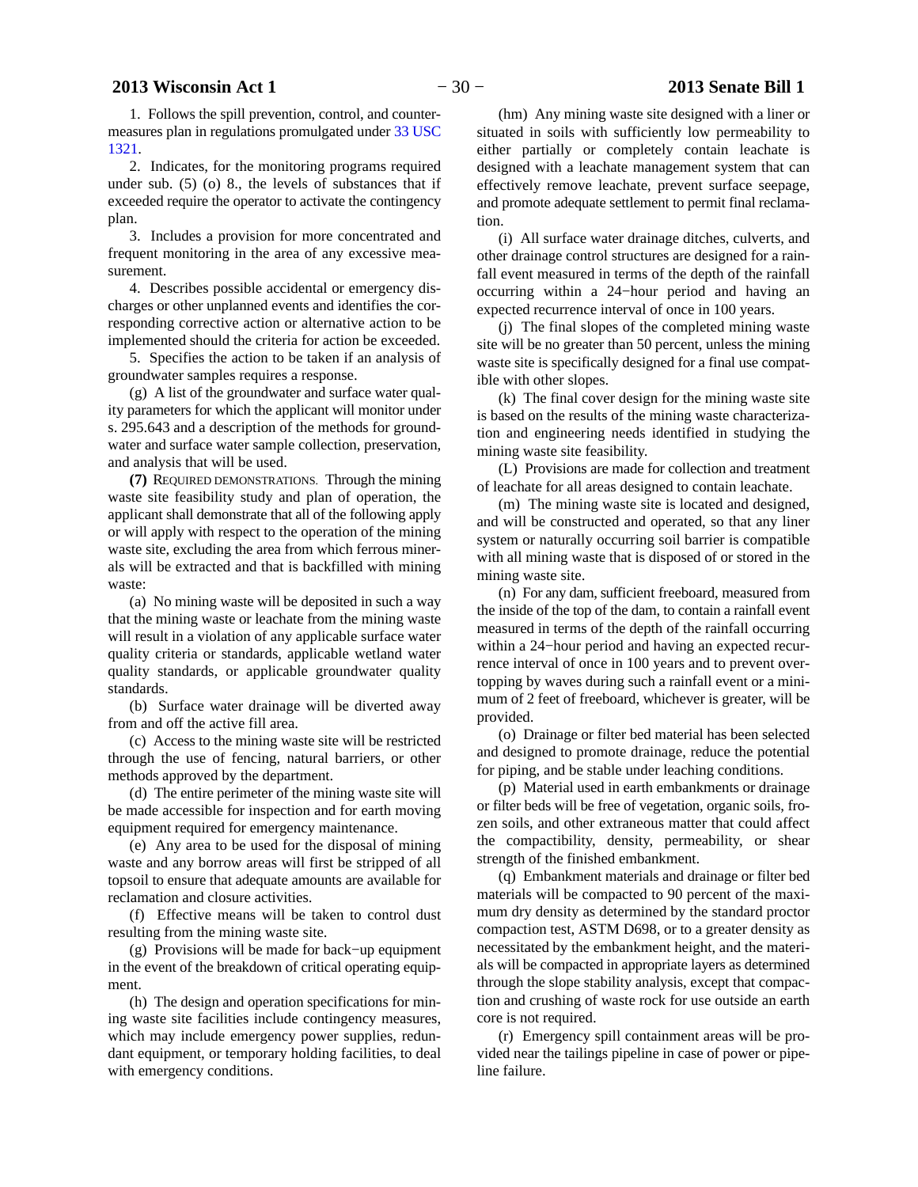1. Follows the spill prevention, control, and countermeasures plan in regulations promulgated under 33 USC 1321.

2. Indicates, for the monitoring programs required under sub. (5) (o) 8., the levels of substances that if exceeded require the operator to activate the contingency plan.

3. Includes a provision for more concentrated and frequent monitoring in the area of any excessive measurement.

4. Describes possible accidental or emergency discharges or other unplanned events and identifies the corresponding corrective action or alternative action to be implemented should the criteria for action be exceeded.

5. Specifies the action to be taken if an analysis of groundwater samples requires a response.

(g) A list of the groundwater and surface water quality parameters for which the applicant will monitor under s. 295.643 and a description of the methods for groundwater and surface water sample collection, preservation, and analysis that will be used.

**(7)** REQUIRED DEMONSTRATIONS. Through the mining waste site feasibility study and plan of operation, the applicant shall demonstrate that all of the following apply or will apply with respect to the operation of the mining waste site, excluding the area from which ferrous minerals will be extracted and that is backfilled with mining waste:

(a) No mining waste will be deposited in such a way that the mining waste or leachate from the mining waste will result in a violation of any applicable surface water quality criteria or standards, applicable wetland water quality standards, or applicable groundwater quality standards.

(b) Surface water drainage will be diverted away from and off the active fill area.

(c) Access to the mining waste site will be restricted through the use of fencing, natural barriers, or other methods approved by the department.

(d) The entire perimeter of the mining waste site will be made accessible for inspection and for earth moving equipment required for emergency maintenance.

(e) Any area to be used for the disposal of mining waste and any borrow areas will first be stripped of all topsoil to ensure that adequate amounts are available for reclamation and closure activities.

(f) Effective means will be taken to control dust resulting from the mining waste site.

(g) Provisions will be made for back−up equipment in the event of the breakdown of critical operating equipment.

(h) The design and operation specifications for mining waste site facilities include contingency measures, which may include emergency power supplies, redundant equipment, or temporary holding facilities, to deal with emergency conditions.

(hm) Any mining waste site designed with a liner or situated in soils with sufficiently low permeability to either partially or completely contain leachate is designed with a leachate management system that can effectively remove leachate, prevent surface seepage, and promote adequate settlement to permit final reclamation.

(i) All surface water drainage ditches, culverts, and other drainage control structures are designed for a rainfall event measured in terms of the depth of the rainfall occurring within a 24−hour period and having an expected recurrence interval of once in 100 years.

(j) The final slopes of the completed mining waste site will be no greater than 50 percent, unless the mining waste site is specifically designed for a final use compatible with other slopes.

(k) The final cover design for the mining waste site is based on the results of the mining waste characterization and engineering needs identified in studying the mining waste site feasibility.

(L) Provisions are made for collection and treatment of leachate for all areas designed to contain leachate.

(m) The mining waste site is located and designed, and will be constructed and operated, so that any liner system or naturally occurring soil barrier is compatible with all mining waste that is disposed of or stored in the mining waste site.

(n) For any dam, sufficient freeboard, measured from the inside of the top of the dam, to contain a rainfall event measured in terms of the depth of the rainfall occurring within a 24−hour period and having an expected recurrence interval of once in 100 years and to prevent overtopping by waves during such a rainfall event or a minimum of 2 feet of freeboard, whichever is greater, will be provided.

(o) Drainage or filter bed material has been selected and designed to promote drainage, reduce the potential for piping, and be stable under leaching conditions.

(p) Material used in earth embankments or drainage or filter beds will be free of vegetation, organic soils, frozen soils, and other extraneous matter that could affect the compactibility, density, permeability, or shear strength of the finished embankment.

(q) Embankment materials and drainage or filter bed materials will be compacted to 90 percent of the maximum dry density as determined by the standard proctor compaction test, ASTM D698, or to a greater density as necessitated by the embankment height, and the materials will be compacted in appropriate layers as determined through the slope stability analysis, except that compaction and crushing of waste rock for use outside an earth core is not required.

(r) Emergency spill containment areas will be provided near the tailings pipeline in case of power or pipeline failure.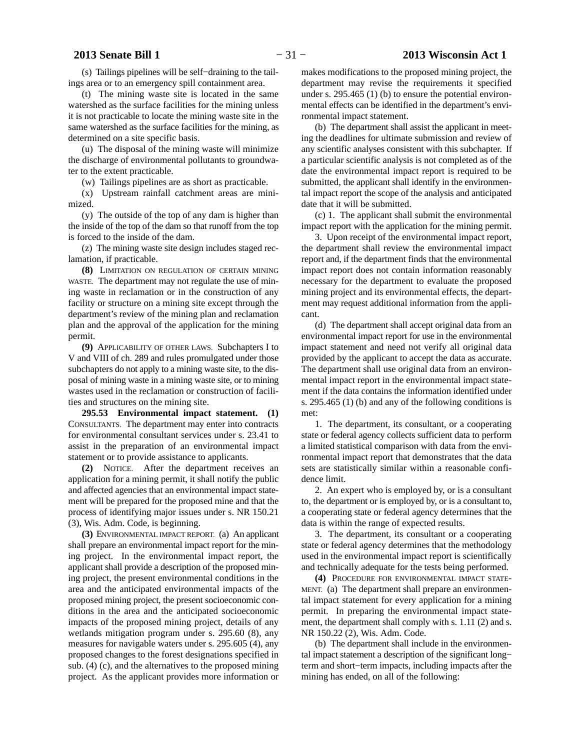(s) Tailings pipelines will be self−draining to the tailings area or to an emergency spill containment area.

(t) The mining waste site is located in the same watershed as the surface facilities for the mining unless it is not practicable to locate the mining waste site in the same watershed as the surface facilities for the mining, as determined on a site specific basis.

(u) The disposal of the mining waste will minimize the discharge of environmental pollutants to groundwater to the extent practicable.

(w) Tailings pipelines are as short as practicable.

(x) Upstream rainfall catchment areas are minimized.

(y) The outside of the top of any dam is higher than the inside of the top of the dam so that runoff from the top is forced to the inside of the dam.

(z) The mining waste site design includes staged reclamation, if practicable.

**(8)** LIMITATION ON REGULATION OF CERTAIN MINING WASTE. The department may not regulate the use of mining waste in reclamation or in the construction of any facility or structure on a mining site except through the department's review of the mining plan and reclamation plan and the approval of the application for the mining permit.

**(9)** APPLICABILITY OF OTHER LAWS. Subchapters I to V and VIII of ch. 289 and rules promulgated under those subchapters do not apply to a mining waste site, to the disposal of mining waste in a mining waste site, or to mining wastes used in the reclamation or construction of facilities and structures on the mining site.

**295.53 Environmental impact statement. (1)** CONSULTANTS. The department may enter into contracts for environmental consultant services under s. 23.41 to assist in the preparation of an environmental impact statement or to provide assistance to applicants.

**(2)** NOTICE. After the department receives an application for a mining permit, it shall notify the public and affected agencies that an environmental impact statement will be prepared for the proposed mine and that the process of identifying major issues under s. NR 150.21 (3), Wis. Adm. Code, is beginning.

**(3)** ENVIRONMENTAL IMPACT REPORT. (a) An applicant shall prepare an environmental impact report for the mining project. In the environmental impact report, the applicant shall provide a description of the proposed mining project, the present environmental conditions in the area and the anticipated environmental impacts of the proposed mining project, the present socioeconomic conditions in the area and the anticipated socioeconomic impacts of the proposed mining project, details of any wetlands mitigation program under s. 295.60 (8), any measures for navigable waters under s. 295.605 (4), any proposed changes to the forest designations specified in sub. (4) (c), and the alternatives to the proposed mining project. As the applicant provides more information or makes modifications to the proposed mining project, the department may revise the requirements it specified under s. 295.465 (1) (b) to ensure the potential environmental effects can be identified in the department's environmental impact statement.

(b) The department shall assist the applicant in meeting the deadlines for ultimate submission and review of any scientific analyses consistent with this subchapter. If a particular scientific analysis is not completed as of the date the environmental impact report is required to be submitted, the applicant shall identify in the environmental impact report the scope of the analysis and anticipated date that it will be submitted.

(c) 1. The applicant shall submit the environmental impact report with the application for the mining permit.

3. Upon receipt of the environmental impact report, the department shall review the environmental impact report and, if the department finds that the environmental impact report does not contain information reasonably necessary for the department to evaluate the proposed mining project and its environmental effects, the department may request additional information from the applicant.

(d) The department shall accept original data from an environmental impact report for use in the environmental impact statement and need not verify all original data provided by the applicant to accept the data as accurate. The department shall use original data from an environmental impact report in the environmental impact statement if the data contains the information identified under s. 295.465 (1) (b) and any of the following conditions is met:

1. The department, its consultant, or a cooperating state or federal agency collects sufficient data to perform a limited statistical comparison with data from the environmental impact report that demonstrates that the data sets are statistically similar within a reasonable confidence limit.

2. An expert who is employed by, or is a consultant to, the department or is employed by, or is a consultant to, a cooperating state or federal agency determines that the data is within the range of expected results.

3. The department, its consultant or a cooperating state or federal agency determines that the methodology used in the environmental impact report is scientifically and technically adequate for the tests being performed.

**(4)** PROCEDURE FOR ENVIRONMENTAL IMPACT STATEMENT. (a) The department shall prepare an environmental impact statement for every application for a mining permit. In preparing the environmental impact statement, the department shall comply with s. 1.11 (2) and s. NR 150.22 (2), Wis. Adm. Code.

(b) The department shall include in the environmental impact statement a description of the significant long−term and short−term impacts, including impacts after the mining has ended, on all of the following: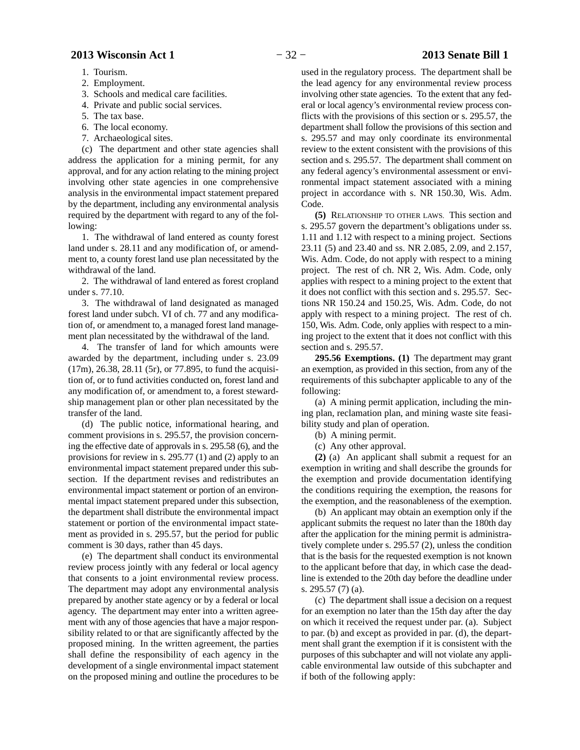1. Tourism.

2. Employment.

3. Schools and medical care facilities.

4. Private and public social services.

5. The tax base.

6. The local economy.

7. Archaeological sites.

(c) The department and other state agencies shall address the application for a mining permit, for any approval, and for any action relating to the mining project involving other state agencies in one comprehensive analysis in the environmental impact statement prepared by the department, including any environmental analysis required by the department with regard to any of the following:

1. The withdrawal of land entered as county forest land under s. 28.11 and any modification of, or amendment to, a county forest land use plan necessitated by the withdrawal of the land.

2. The withdrawal of land entered as forest cropland under s. 77.10.

3. The withdrawal of land designated as managed forest land under subch. VI of ch. 77 and any modification of, or amendment to, a managed forest land management plan necessitated by the withdrawal of the land.

4. The transfer of land for which amounts were awarded by the department, including under s. 23.09 (17m), 26.38, 28.11 (5r), or 77.895, to fund the acquisition of, or to fund activities conducted on, forest land and any modification of, or amendment to, a forest stewardship management plan or other plan necessitated by the transfer of the land.

(d) The public notice, informational hearing, and comment provisions in s. 295.57, the provision concerning the effective date of approvals in s. 295.58 (6), and the provisions for review in s. 295.77 (1) and (2) apply to an environmental impact statement prepared under this subsection. If the department revises and redistributes an environmental impact statement or portion of an environmental impact statement prepared under this subsection, the department shall distribute the environmental impact statement or portion of the environmental impact statement as provided in s. 295.57, but the period for public comment is 30 days, rather than 45 days.

(e) The department shall conduct its environmental review process jointly with any federal or local agency that consents to a joint environmental review process. The department may adopt any environmental analysis prepared by another state agency or by a federal or local agency. The department may enter into a written agreement with any of those agencies that have a major responsibility related to or that are significantly affected by the proposed mining. In the written agreement, the parties shall define the responsibility of each agency in the development of a single environmental impact statement on the proposed mining and outline the procedures to be used in the regulatory process. The department shall be the lead agency for any environmental review process involving other state agencies. To the extent that any federal or local agency's environmental review process conflicts with the provisions of this section or s. 295.57, the department shall follow the provisions of this section and s. 295.57 and may only coordinate its environmental review to the extent consistent with the provisions of this section and s. 295.57. The department shall comment on any federal agency's environmental assessment or environmental impact statement associated with a mining project in accordance with s. NR 150.30, Wis. Adm. Code.

**(5)** RELATIONSHIP TO OTHER LAWS. This section and s. 295.57 govern the department's obligations under ss. 1.11 and 1.12 with respect to a mining project. Sections 23.11 (5) and 23.40 and ss. NR 2.085, 2.09, and 2.157, Wis. Adm. Code, do not apply with respect to a mining project. The rest of ch. NR 2, Wis. Adm. Code, only applies with respect to a mining project to the extent that it does not conflict with this section and s. 295.57. Sections NR 150.24 and 150.25, Wis. Adm. Code, do not apply with respect to a mining project. The rest of ch. 150, Wis. Adm. Code, only applies with respect to a mining project to the extent that it does not conflict with this section and s. 295.57.

**295.56 Exemptions. (1)** The department may grant an exemption, as provided in this section, from any of the requirements of this subchapter applicable to any of the following:

(a) A mining permit application, including the mining plan, reclamation plan, and mining waste site feasibility study and plan of operation.

(b) A mining permit.

(c) Any other approval.

**(2)** (a) An applicant shall submit a request for an exemption in writing and shall describe the grounds for the exemption and provide documentation identifying the conditions requiring the exemption, the reasons for the exemption, and the reasonableness of the exemption.

(b) An applicant may obtain an exemption only if the applicant submits the request no later than the 180th day after the application for the mining permit is administratively complete under s. 295.57 (2), unless the condition that is the basis for the requested exemption is not known to the applicant before that day, in which case the deadline is extended to the 20th day before the deadline under s. 295.57 (7) (a).

(c) The department shall issue a decision on a request for an exemption no later than the 15th day after the day on which it received the request under par. (a). Subject to par. (b) and except as provided in par. (d), the department shall grant the exemption if it is consistent with the purposes of this subchapter and will not violate any applicable environmental law outside of this subchapter and if both of the following apply: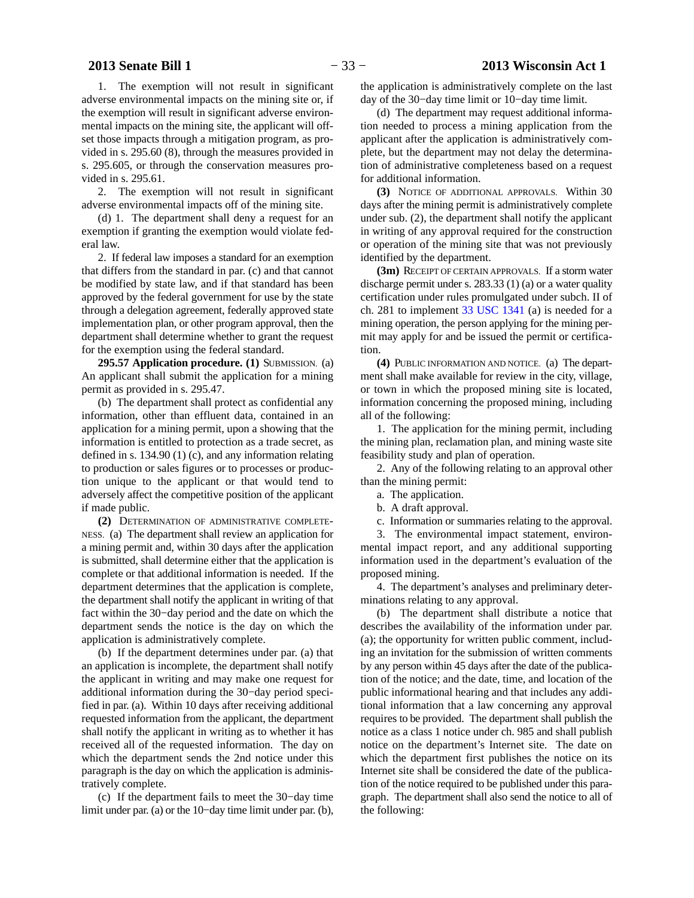1. The exemption will not result in significant adverse environmental impacts on the mining site or, if the exemption will result in significant adverse environmental impacts on the mining site, the applicant will offset those impacts through a mitigation program, as provided in s. 295.60 (8), through the measures provided in s. 295.605, or through the conservation measures provided in s. 295.61.

2. The exemption will not result in significant adverse environmental impacts off of the mining site.

(d) 1. The department shall deny a request for an exemption if granting the exemption would violate federal law.

2. If federal law imposes a standard for an exemption that differs from the standard in par. (c) and that cannot be modified by state law, and if that standard has been approved by the federal government for use by the state through a delegation agreement, federally approved state implementation plan, or other program approval, then the department shall determine whether to grant the request for the exemption using the federal standard.

**295.57 Application procedure. (1)** SUBMISSION. (a) An applicant shall submit the application for a mining permit as provided in s. 295.47.

(b) The department shall protect as confidential any information, other than effluent data, contained in an application for a mining permit, upon a showing that the information is entitled to protection as a trade secret, as defined in s. 134.90 (1) (c), and any information relating to production or sales figures or to processes or production unique to the applicant or that would tend to adversely affect the competitive position of the applicant if made public.

**(2)** DETERMINATION OF ADMINISTRATIVE COMPLETENESS. (a) The department shall review an application for a mining permit and, within 30 days after the application is submitted, shall determine either that the application is complete or that additional information is needed. If the department determines that the application is complete, the department shall notify the applicant in writing of that fact within the 30−day period and the date on which the department sends the notice is the day on which the application is administratively complete.

(b) If the department determines under par. (a) that an application is incomplete, the department shall notify the applicant in writing and may make one request for additional information during the 30−day period specified in par. (a). Within 10 days after receiving additional requested information from the applicant, the department shall notify the applicant in writing as to whether it has received all of the requested information. The day on which the department sends the 2nd notice under this paragraph is the day on which the application is administratively complete.

(c) If the department fails to meet the 30−day time limit under par. (a) or the 10−day time limit under par. (b), the application is administratively complete on the last day of the 30−day time limit or 10−day time limit.

(d) The department may request additional information needed to process a mining application from the applicant after the application is administratively complete, but the department may not delay the determination of administrative completeness based on a request for additional information.

**(3)** NOTICE OF ADDITIONAL APPROVALS. Within 30 days after the mining permit is administratively complete under sub. (2), the department shall notify the applicant in writing of any approval required for the construction or operation of the mining site that was not previously identified by the department.

**(3m)** RECEIPT OF CERTAIN APPROVALS. If a storm water discharge permit under s. 283.33 (1) (a) or a water quality certification under rules promulgated under subch. II of ch. 281 to implement 33 USC 1341 (a) is needed for a mining operation, the person applying for the mining permit may apply for and be issued the permit or certification.

**(4)** PUBLIC INFORMATION AND NOTICE. (a) The department shall make available for review in the city, village, or town in which the proposed mining site is located, information concerning the proposed mining, including all of the following:

1. The application for the mining permit, including the mining plan, reclamation plan, and mining waste site feasibility study and plan of operation.

2. Any of the following relating to an approval other than the mining permit:

a. The application.

b. A draft approval.

c. Information or summaries relating to the approval.

3. The environmental impact statement, environmental impact report, and any additional supporting information used in the department's evaluation of the proposed mining.

4. The department's analyses and preliminary determinations relating to any approval.

(b) The department shall distribute a notice that describes the availability of the information under par. (a); the opportunity for written public comment, including an invitation for the submission of written comments by any person within 45 days after the date of the publication of the notice; and the date, time, and location of the public informational hearing and that includes any additional information that a law concerning any approval requires to be provided. The department shall publish the notice as a class 1 notice under ch. 985 and shall publish notice on the department's Internet site. The date on which the department first publishes the notice on its Internet site shall be considered the date of the publication of the notice required to be published under this paragraph. The department shall also send the notice to all of the following: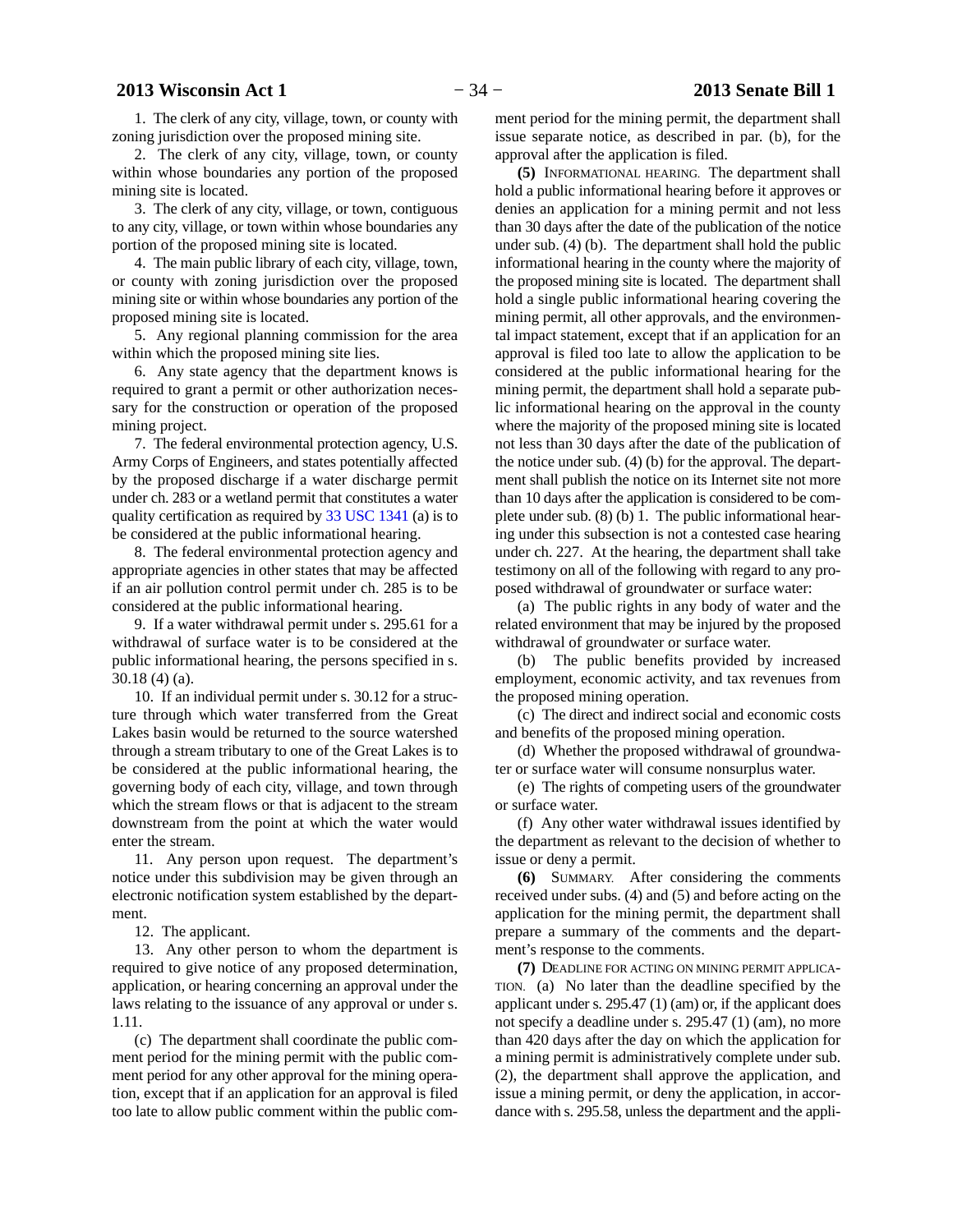1. The clerk of any city, village, town, or county with zoning jurisdiction over the proposed mining site.

2. The clerk of any city, village, town, or county within whose boundaries any portion of the proposed mining site is located.

3. The clerk of any city, village, or town, contiguous to any city, village, or town within whose boundaries any portion of the proposed mining site is located.

4. The main public library of each city, village, town, or county with zoning jurisdiction over the proposed mining site or within whose boundaries any portion of the proposed mining site is located.

5. Any regional planning commission for the area within which the proposed mining site lies.

6. Any state agency that the department knows is required to grant a permit or other authorization necessary for the construction or operation of the proposed mining project.

7. The federal environmental protection agency, U.S. Army Corps of Engineers, and states potentially affected by the proposed discharge if a water discharge permit under ch. 283 or a wetland permit that constitutes a water quality certification as required by 33 USC 1341 (a) is to be considered at the public informational hearing.

8. The federal environmental protection agency and appropriate agencies in other states that may be affected if an air pollution control permit under ch. 285 is to be considered at the public informational hearing.

9. If a water withdrawal permit under s. 295.61 for a withdrawal of surface water is to be considered at the public informational hearing, the persons specified in s. 30.18 (4) (a).

10. If an individual permit under s. 30.12 for a structure through which water transferred from the Great Lakes basin would be returned to the source watershed through a stream tributary to one of the Great Lakes is to be considered at the public informational hearing, the governing body of each city, village, and town through which the stream flows or that is adjacent to the stream downstream from the point at which the water would enter the stream.

11. Any person upon request. The department's notice under this subdivision may be given through an electronic notification system established by the department.

12. The applicant.

13. Any other person to whom the department is required to give notice of any proposed determination, application, or hearing concerning an approval under the laws relating to the issuance of any approval or under s. 1.11.

(c) The department shall coordinate the public comment period for the mining permit with the public comment period for any other approval for the mining operation, except that if an application for an approval is filed too late to allow public comment within the public comment period for the mining permit, the department shall issue separate notice, as described in par. (b), for the approval after the application is filed.

**(5)** INFORMATIONAL HEARING. The department shall hold a public informational hearing before it approves or denies an application for a mining permit and not less than 30 days after the date of the publication of the notice under sub. (4) (b). The department shall hold the public informational hearing in the county where the majority of the proposed mining site is located. The department shall hold a single public informational hearing covering the mining permit, all other approvals, and the environmental impact statement, except that if an application for an approval is filed too late to allow the application to be considered at the public informational hearing for the mining permit, the department shall hold a separate public informational hearing on the approval in the county where the majority of the proposed mining site is located not less than 30 days after the date of the publication of the notice under sub. (4) (b) for the approval. The department shall publish the notice on its Internet site not more than 10 days after the application is considered to be complete under sub. (8) (b) 1. The public informational hearing under this subsection is not a contested case hearing under ch. 227. At the hearing, the department shall take testimony on all of the following with regard to any proposed withdrawal of groundwater or surface water:

(a) The public rights in any body of water and the related environment that may be injured by the proposed withdrawal of groundwater or surface water.

(b) The public benefits provided by increased employment, economic activity, and tax revenues from the proposed mining operation.

(c) The direct and indirect social and economic costs and benefits of the proposed mining operation.

(d) Whether the proposed withdrawal of groundwater or surface water will consume nonsurplus water.

(e) The rights of competing users of the groundwater or surface water.

(f) Any other water withdrawal issues identified by the department as relevant to the decision of whether to issue or deny a permit.

**(6)** SUMMARY. After considering the comments received under subs. (4) and (5) and before acting on the application for the mining permit, the department shall prepare a summary of the comments and the department's response to the comments.

**(7)** DEADLINE FOR ACTING ON MINING PERMIT APPLICATION. (a) No later than the deadline specified by the applicant under s. 295.47 (1) (am) or, if the applicant does not specify a deadline under s. 295.47 (1) (am), no more than 420 days after the day on which the application for a mining permit is administratively complete under sub. (2), the department shall approve the application, and issue a mining permit, or deny the application, in accordance with s. 295.58, unless the department and the appli-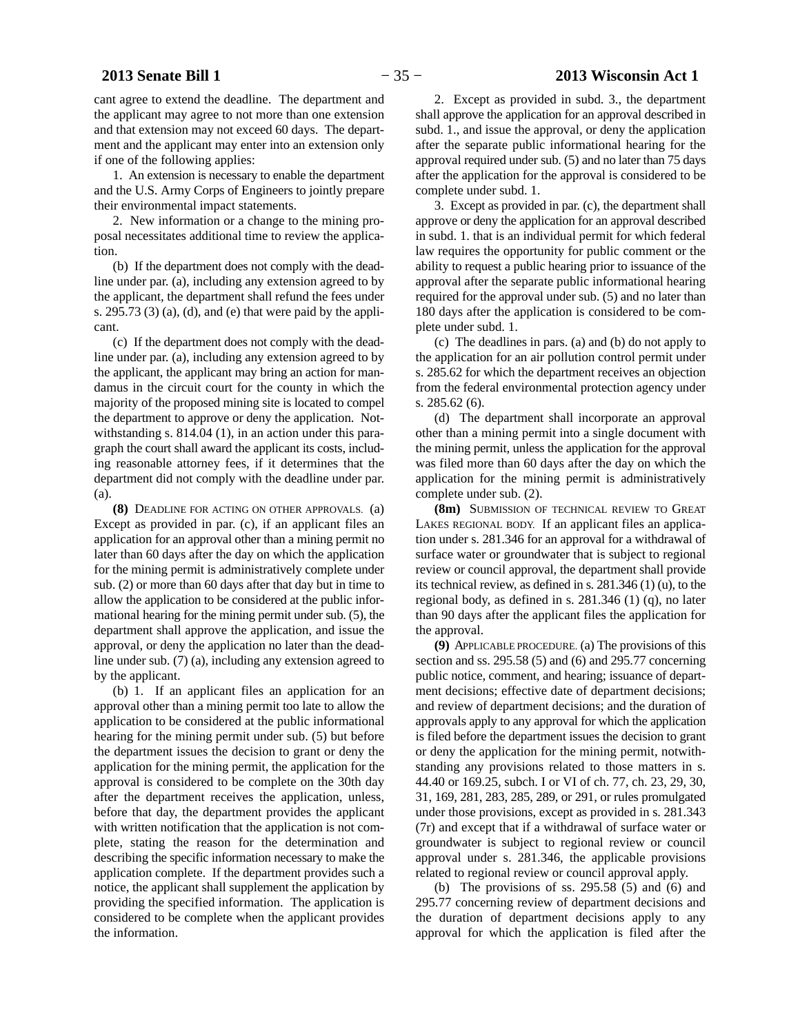cant agree to extend the deadline. The department and the applicant may agree to not more than one extension and that extension may not exceed 60 days. The department and the applicant may enter into an extension only if one of the following applies:

1. An extension is necessary to enable the department and the U.S. Army Corps of Engineers to jointly prepare their environmental impact statements.

2. New information or a change to the mining proposal necessitates additional time to review the application.

(b) If the department does not comply with the deadline under par. (a), including any extension agreed to by the applicant, the department shall refund the fees under s. 295.73 (3) (a), (d), and (e) that were paid by the applicant.

(c) If the department does not comply with the deadline under par. (a), including any extension agreed to by the applicant, the applicant may bring an action for mandamus in the circuit court for the county in which the majority of the proposed mining site is located to compel the department to approve or deny the application. Notwithstanding s. 814.04 (1), in an action under this paragraph the court shall award the applicant its costs, including reasonable attorney fees, if it determines that the department did not comply with the deadline under par. (a).

**(8)** DEADLINE FOR ACTING ON OTHER APPROVALS. (a) Except as provided in par. (c), if an applicant files an application for an approval other than a mining permit no later than 60 days after the day on which the application for the mining permit is administratively complete under sub. (2) or more than 60 days after that day but in time to allow the application to be considered at the public informational hearing for the mining permit under sub. (5), the department shall approve the application, and issue the approval, or deny the application no later than the deadline under sub. (7) (a), including any extension agreed to by the applicant.

(b) 1. If an applicant files an application for an approval other than a mining permit too late to allow the application to be considered at the public informational hearing for the mining permit under sub. (5) but before the department issues the decision to grant or deny the application for the mining permit, the application for the approval is considered to be complete on the 30th day after the department receives the application, unless, before that day, the department provides the applicant with written notification that the application is not complete, stating the reason for the determination and describing the specific information necessary to make the application complete. If the department provides such a notice, the applicant shall supplement the application by providing the specified information. The application is considered to be complete when the applicant provides the information.

2. Except as provided in subd. 3., the department shall approve the application for an approval described in subd. 1., and issue the approval, or deny the application after the separate public informational hearing for the approval required under sub. (5) and no later than 75 days after the application for the approval is considered to be complete under subd. 1.

3. Except as provided in par. (c), the department shall approve or deny the application for an approval described in subd. 1. that is an individual permit for which federal law requires the opportunity for public comment or the ability to request a public hearing prior to issuance of the approval after the separate public informational hearing required for the approval under sub. (5) and no later than 180 days after the application is considered to be complete under subd. 1.

(c) The deadlines in pars. (a) and (b) do not apply to the application for an air pollution control permit under s. 285.62 for which the department receives an objection from the federal environmental protection agency under s. 285.62 (6).

(d) The department shall incorporate an approval other than a mining permit into a single document with the mining permit, unless the application for the approval was filed more than 60 days after the day on which the application for the mining permit is administratively complete under sub. (2).

**(8m)** SUBMISSION OF TECHNICAL REVIEW TO GREAT LAKES REGIONAL BODY. If an applicant files an application under s. 281.346 for an approval for a withdrawal of surface water or groundwater that is subject to regional review or council approval, the department shall provide its technical review, as defined in s. 281.346 (1) (u), to the regional body, as defined in s. 281.346 (1) (q), no later than 90 days after the applicant files the application for the approval.

**(9)** APPLICABLE PROCEDURE. (a) The provisions of this section and ss. 295.58 (5) and (6) and 295.77 concerning public notice, comment, and hearing; issuance of department decisions; effective date of department decisions; and review of department decisions; and the duration of approvals apply to any approval for which the application is filed before the department issues the decision to grant or deny the application for the mining permit, notwithstanding any provisions related to those matters in s. 44.40 or 169.25, subch. I or VI of ch. 77, ch. 23, 29, 30, 31, 169, 281, 283, 285, 289, or 291, or rules promulgated under those provisions, except as provided in s. 281.343 (7r) and except that if a withdrawal of surface water or groundwater is subject to regional review or council approval under s. 281.346, the applicable provisions related to regional review or council approval apply.

(b) The provisions of ss. 295.58 (5) and (6) and 295.77 concerning review of department decisions and the duration of department decisions apply to any approval for which the application is filed after the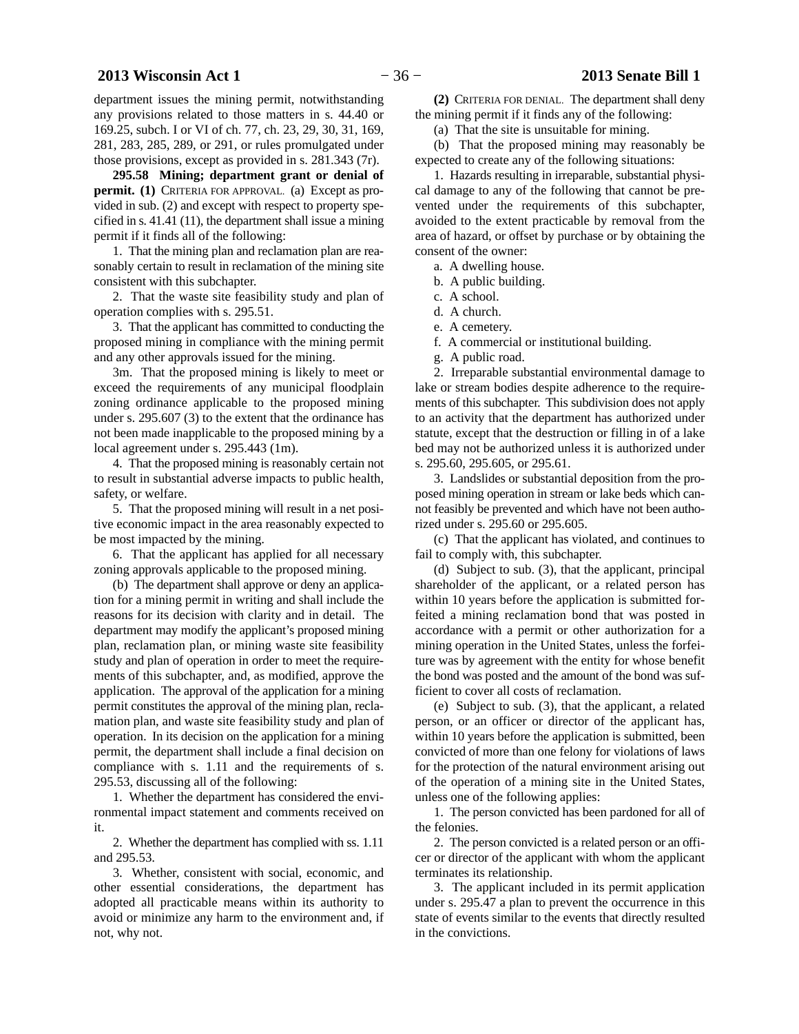department issues the mining permit, notwithstanding any provisions related to those matters in s. 44.40 or 169.25, subch. I or VI of ch. 77, ch. 23, 29, 30, 31, 169, 281, 283, 285, 289, or 291, or rules promulgated under those provisions, except as provided in s. 281.343 (7r).

**295.58 Mining; department grant or denial of permit. (1)** CRITERIA FOR APPROVAL. (a) Except as provided in sub. (2) and except with respect to property specified in s. 41.41 (11), the department shall issue a mining permit if it finds all of the following:

1. That the mining plan and reclamation plan are reasonably certain to result in reclamation of the mining site consistent with this subchapter.

2. That the waste site feasibility study and plan of operation complies with s. 295.51.

3. That the applicant has committed to conducting the proposed mining in compliance with the mining permit and any other approvals issued for the mining.

3m. That the proposed mining is likely to meet or exceed the requirements of any municipal floodplain zoning ordinance applicable to the proposed mining under s. 295.607 (3) to the extent that the ordinance has not been made inapplicable to the proposed mining by a local agreement under s. 295.443 (1m).

4. That the proposed mining is reasonably certain not to result in substantial adverse impacts to public health, safety, or welfare.

5. That the proposed mining will result in a net positive economic impact in the area reasonably expected to be most impacted by the mining.

6. That the applicant has applied for all necessary zoning approvals applicable to the proposed mining.

(b) The department shall approve or deny an application for a mining permit in writing and shall include the reasons for its decision with clarity and in detail. The department may modify the applicant's proposed mining plan, reclamation plan, or mining waste site feasibility study and plan of operation in order to meet the requirements of this subchapter, and, as modified, approve the application. The approval of the application for a mining permit constitutes the approval of the mining plan, reclamation plan, and waste site feasibility study and plan of operation. In its decision on the application for a mining permit, the department shall include a final decision on compliance with s. 1.11 and the requirements of s. 295.53, discussing all of the following:

1. Whether the department has considered the environmental impact statement and comments received on it.

2. Whether the department has complied with ss. 1.11 and 295.53.

3. Whether, consistent with social, economic, and other essential considerations, the department has adopted all practicable means within its authority to avoid or minimize any harm to the environment and, if not, why not.

**(2)** CRITERIA FOR DENIAL. The department shall deny the mining permit if it finds any of the following:

(a) That the site is unsuitable for mining.

(b) That the proposed mining may reasonably be expected to create any of the following situations:

1. Hazards resulting in irreparable, substantial physical damage to any of the following that cannot be prevented under the requirements of this subchapter, avoided to the extent practicable by removal from the area of hazard, or offset by purchase or by obtaining the consent of the owner:

a. A dwelling house.

b. A public building.

c. A school.

d. A church.

e. A cemetery.

f. A commercial or institutional building.

g. A public road.

2. Irreparable substantial environmental damage to lake or stream bodies despite adherence to the requirements of this subchapter. This subdivision does not apply to an activity that the department has authorized under statute, except that the destruction or filling in of a lake bed may not be authorized unless it is authorized under s. 295.60, 295.605, or 295.61.

3. Landslides or substantial deposition from the proposed mining operation in stream or lake beds which cannot feasibly be prevented and which have not been authorized under s. 295.60 or 295.605.

(c) That the applicant has violated, and continues to fail to comply with, this subchapter.

(d) Subject to sub. (3), that the applicant, principal shareholder of the applicant, or a related person has within 10 years before the application is submitted forfeited a mining reclamation bond that was posted in accordance with a permit or other authorization for a mining operation in the United States, unless the forfeiture was by agreement with the entity for whose benefit the bond was posted and the amount of the bond was sufficient to cover all costs of reclamation.

(e) Subject to sub. (3), that the applicant, a related person, or an officer or director of the applicant has, within 10 years before the application is submitted, been convicted of more than one felony for violations of laws for the protection of the natural environment arising out of the operation of a mining site in the United States, unless one of the following applies:

1. The person convicted has been pardoned for all of the felonies.

2. The person convicted is a related person or an officer or director of the applicant with whom the applicant terminates its relationship.

3. The applicant included in its permit application under s. 295.47 a plan to prevent the occurrence in this state of events similar to the events that directly resulted in the convictions.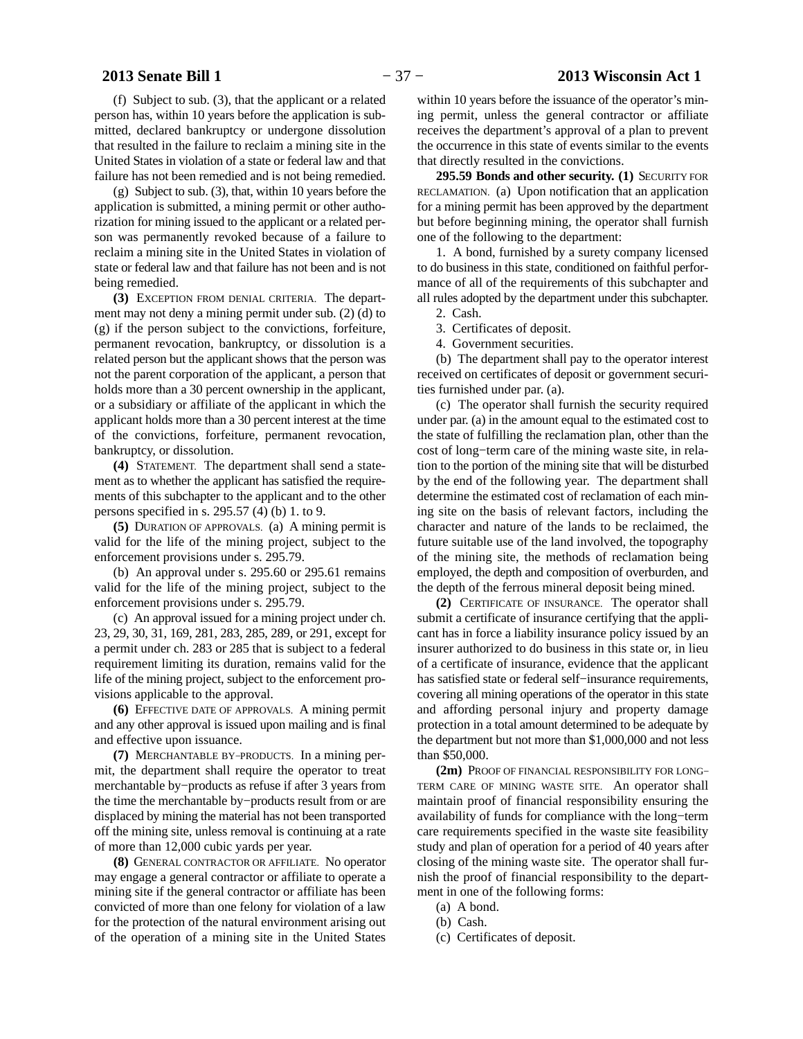(f) Subject to sub. (3), that the applicant or a related person has, within 10 years before the application is submitted, declared bankruptcy or undergone dissolution that resulted in the failure to reclaim a mining site in the United States in violation of a state or federal law and that failure has not been remedied and is not being remedied.

(g) Subject to sub. (3), that, within 10 years before the application is submitted, a mining permit or other authorization for mining issued to the applicant or a related person was permanently revoked because of a failure to reclaim a mining site in the United States in violation of state or federal law and that failure has not been and is not being remedied.

**(3)** EXCEPTION FROM DENIAL CRITERIA. The department may not deny a mining permit under sub. (2) (d) to (g) if the person subject to the convictions, forfeiture, permanent revocation, bankruptcy, or dissolution is a related person but the applicant shows that the person was not the parent corporation of the applicant, a person that holds more than a 30 percent ownership in the applicant, or a subsidiary or affiliate of the applicant in which the applicant holds more than a 30 percent interest at the time of the convictions, forfeiture, permanent revocation, bankruptcy, or dissolution.

**(4)** STATEMENT. The department shall send a statement as to whether the applicant has satisfied the requirements of this subchapter to the applicant and to the other persons specified in s. 295.57 (4) (b) 1. to 9.

**(5)** DURATION OF APPROVALS. (a) A mining permit is valid for the life of the mining project, subject to the enforcement provisions under s. 295.79.

(b) An approval under s. 295.60 or 295.61 remains valid for the life of the mining project, subject to the enforcement provisions under s. 295.79.

(c) An approval issued for a mining project under ch. 23, 29, 30, 31, 169, 281, 283, 285, 289, or 291, except for a permit under ch. 283 or 285 that is subject to a federal requirement limiting its duration, remains valid for the life of the mining project, subject to the enforcement provisions applicable to the approval.

**(6)** EFFECTIVE DATE OF APPROVALS. A mining permit and any other approval is issued upon mailing and is final and effective upon issuance.

**(7)** MERCHANTABLE BY−PRODUCTS. In a mining permit, the department shall require the operator to treat merchantable by−products as refuse if after 3 years from the time the merchantable by−products result from or are displaced by mining the material has not been transported off the mining site, unless removal is continuing at a rate of more than 12,000 cubic yards per year.

**(8)** GENERAL CONTRACTOR OR AFFILIATE. No operator may engage a general contractor or affiliate to operate a mining site if the general contractor or affiliate has been convicted of more than one felony for violation of a law for the protection of the natural environment arising out of the operation of a mining site in the United States within 10 years before the issuance of the operator's mining permit, unless the general contractor or affiliate receives the department's approval of a plan to prevent the occurrence in this state of events similar to the events that directly resulted in the convictions.

**295.59 Bonds and other security. (1)** SECURITY FOR RECLAMATION. (a) Upon notification that an application for a mining permit has been approved by the department but before beginning mining, the operator shall furnish one of the following to the department:

1. A bond, furnished by a surety company licensed to do business in this state, conditioned on faithful performance of all of the requirements of this subchapter and all rules adopted by the department under this subchapter.

2. Cash.

3. Certificates of deposit.

4. Government securities.

(b) The department shall pay to the operator interest received on certificates of deposit or government securities furnished under par. (a).

(c) The operator shall furnish the security required under par. (a) in the amount equal to the estimated cost to the state of fulfilling the reclamation plan, other than the cost of long−term care of the mining waste site, in relation to the portion of the mining site that will be disturbed by the end of the following year. The department shall determine the estimated cost of reclamation of each mining site on the basis of relevant factors, including the character and nature of the lands to be reclaimed, the future suitable use of the land involved, the topography of the mining site, the methods of reclamation being employed, the depth and composition of overburden, and the depth of the ferrous mineral deposit being mined.

**(2)** CERTIFICATE OF INSURANCE. The operator shall submit a certificate of insurance certifying that the applicant has in force a liability insurance policy issued by an insurer authorized to do business in this state or, in lieu of a certificate of insurance, evidence that the applicant has satisfied state or federal self−insurance requirements, covering all mining operations of the operator in this state and affording personal injury and property damage protection in a total amount determined to be adequate by the department but not more than $1,000,000 and not less than $50,000.

**(2m)** PROOF OF FINANCIAL RESPONSIBILITY FOR LONG−TERM CARE OF MINING WASTE SITE. An operator shall maintain proof of financial responsibility ensuring the availability of funds for compliance with the long−term care requirements specified in the waste site feasibility study and plan of operation for a period of 40 years after closing of the mining waste site. The operator shall furnish the proof of financial responsibility to the department in one of the following forms:

(a) A bond.

(b) Cash.

(c) Certificates of deposit.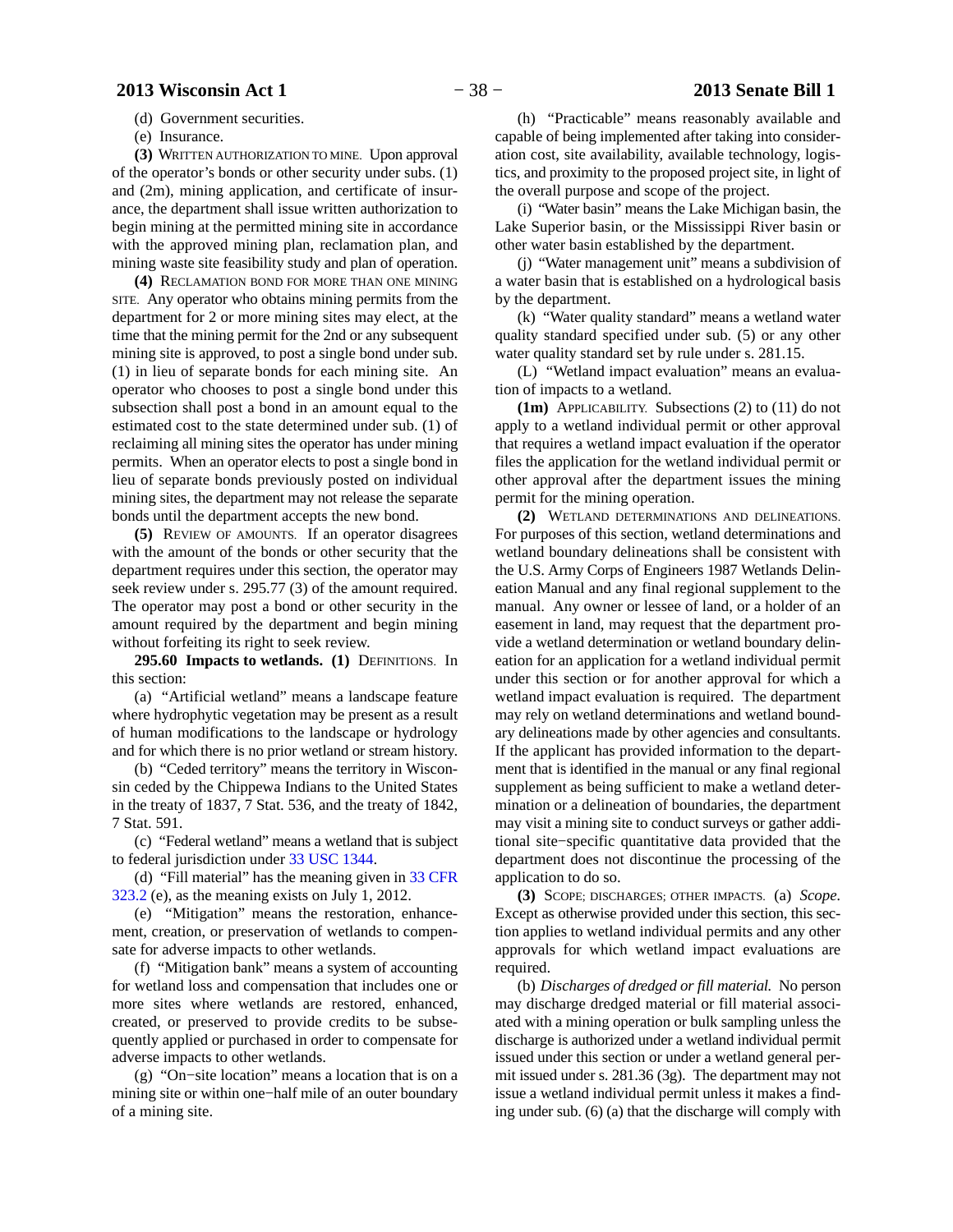(d) Government securities.

(e) Insurance.

**(3)** WRITTEN AUTHORIZATION TO MINE. Upon approval of the operator's bonds or other security under subs. (1) and (2m), mining application, and certificate of insurance, the department shall issue written authorization to begin mining at the permitted mining site in accordance with the approved mining plan, reclamation plan, and mining waste site feasibility study and plan of operation.

**(4)** RECLAMATION BOND FOR MORE THAN ONE MINING SITE. Any operator who obtains mining permits from the department for 2 or more mining sites may elect, at the time that the mining permit for the 2nd or any subsequent mining site is approved, to post a single bond under sub. (1) in lieu of separate bonds for each mining site. An operator who chooses to post a single bond under this subsection shall post a bond in an amount equal to the estimated cost to the state determined under sub. (1) of reclaiming all mining sites the operator has under mining permits. When an operator elects to post a single bond in lieu of separate bonds previously posted on individual mining sites, the department may not release the separate bonds until the department accepts the new bond.

**(5)** REVIEW OF AMOUNTS. If an operator disagrees with the amount of the bonds or other security that the department requires under this section, the operator may seek review under s. 295.77 (3) of the amount required. The operator may post a bond or other security in the amount required by the department and begin mining without forfeiting its right to seek review.

**295.60 Impacts to wetlands. (1)** DEFINITIONS. In this section:

(a) "Artificial wetland" means a landscape feature where hydrophytic vegetation may be present as a result of human modifications to the landscape or hydrology and for which there is no prior wetland or stream history.

(b) "Ceded territory" means the territory in Wisconsin ceded by the Chippewa Indians to the United States in the treaty of 1837, 7 Stat. 536, and the treaty of 1842, 7 Stat. 591.

(c) "Federal wetland" means a wetland that is subject to federal jurisdiction under 33 USC 1344.

(d) "Fill material" has the meaning given in 33 CFR 323.2 (e), as the meaning exists on July 1, 2012.

(e) "Mitigation" means the restoration, enhancement, creation, or preservation of wetlands to compensate for adverse impacts to other wetlands.

(f) "Mitigation bank" means a system of accounting for wetland loss and compensation that includes one or more sites where wetlands are restored, enhanced, created, or preserved to provide credits to be subsequently applied or purchased in order to compensate for adverse impacts to other wetlands.

(g) "On−site location" means a location that is on a mining site or within one−half mile of an outer boundary of a mining site.

(h) "Practicable" means reasonably available and capable of being implemented after taking into consideration cost, site availability, available technology, logistics, and proximity to the proposed project site, in light of the overall purpose and scope of the project.

(i) "Water basin" means the Lake Michigan basin, the Lake Superior basin, or the Mississippi River basin or other water basin established by the department.

(j) "Water management unit" means a subdivision of a water basin that is established on a hydrological basis by the department.

(k) "Water quality standard" means a wetland water quality standard specified under sub. (5) or any other water quality standard set by rule under s. 281.15.

(L) "Wetland impact evaluation" means an evaluation of impacts to a wetland.

**(1m)** APPLICABILITY. Subsections (2) to (11) do not apply to a wetland individual permit or other approval that requires a wetland impact evaluation if the operator files the application for the wetland individual permit or other approval after the department issues the mining permit for the mining operation.

**(2)** WETLAND DETERMINATIONS AND DELINEATIONS. For purposes of this section, wetland determinations and wetland boundary delineations shall be consistent with the U.S. Army Corps of Engineers 1987 Wetlands Delineation Manual and any final regional supplement to the manual. Any owner or lessee of land, or a holder of an easement in land, may request that the department provide a wetland determination or wetland boundary delineation for an application for a wetland individual permit under this section or for another approval for which a wetland impact evaluation is required. The department may rely on wetland determinations and wetland boundary delineations made by other agencies and consultants. If the applicant has provided information to the department that is identified in the manual or any final regional supplement as being sufficient to make a wetland determination or a delineation of boundaries, the department may visit a mining site to conduct surveys or gather additional site−specific quantitative data provided that the department does not discontinue the processing of the application to do so.

**(3)** SCOPE; DISCHARGES; OTHER IMPACTS. (a) *Scope.* Except as otherwise provided under this section, this section applies to wetland individual permits and any other approvals for which wetland impact evaluations are required.

(b) *Discharges of dredged or fill material.* No person may discharge dredged material or fill material associated with a mining operation or bulk sampling unless the discharge is authorized under a wetland individual permit issued under this section or under a wetland general permit issued under s. 281.36 (3g). The department may not issue a wetland individual permit unless it makes a finding under sub. (6) (a) that the discharge will comply with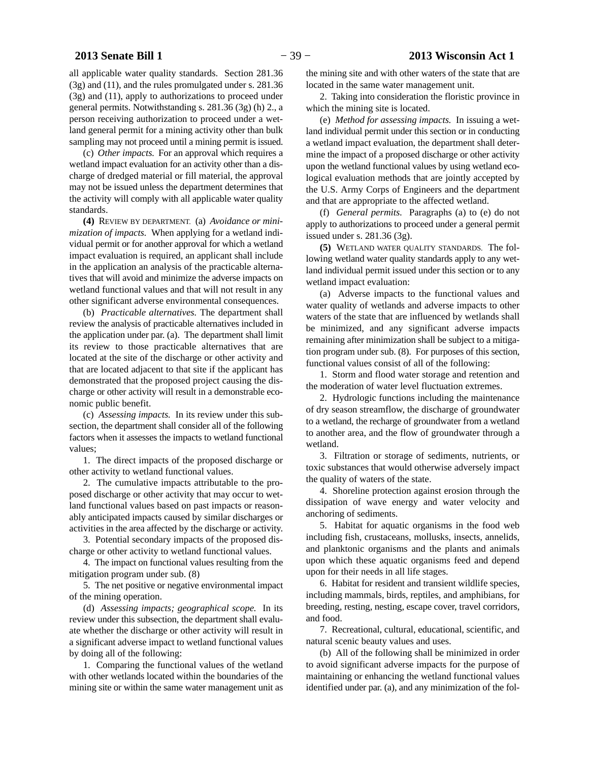all applicable water quality standards. Section 281.36 (3g) and (11), and the rules promulgated under s. 281.36 (3g) and (11), apply to authorizations to proceed under general permits. Notwithstanding s. 281.36 (3g) (h) 2., a person receiving authorization to proceed under a wetland general permit for a mining activity other than bulk sampling may not proceed until a mining permit is issued.

(c) *Other impacts.* For an approval which requires a wetland impact evaluation for an activity other than a discharge of dredged material or fill material, the approval may not be issued unless the department determines that the activity will comply with all applicable water quality standards.

**(4)** REVIEW BY DEPARTMENT. (a) *Avoidance or minimization of impacts.* When applying for a wetland individual permit or for another approval for which a wetland impact evaluation is required, an applicant shall include in the application an analysis of the practicable alternatives that will avoid and minimize the adverse impacts on wetland functional values and that will not result in any other significant adverse environmental consequences.

(b) *Practicable alternatives.* The department shall review the analysis of practicable alternatives included in the application under par. (a). The department shall limit its review to those practicable alternatives that are located at the site of the discharge or other activity and that are located adjacent to that site if the applicant has demonstrated that the proposed project causing the discharge or other activity will result in a demonstrable economic public benefit.

(c) *Assessing impacts.* In its review under this subsection, the department shall consider all of the following factors when it assesses the impacts to wetland functional values;

1. The direct impacts of the proposed discharge or other activity to wetland functional values.

2. The cumulative impacts attributable to the proposed discharge or other activity that may occur to wetland functional values based on past impacts or reasonably anticipated impacts caused by similar discharges or activities in the area affected by the discharge or activity.

3. Potential secondary impacts of the proposed discharge or other activity to wetland functional values.

4. The impact on functional values resulting from the mitigation program under sub. (8)

5. The net positive or negative environmental impact of the mining operation.

(d) *Assessing impacts; geographical scope.* In its review under this subsection, the department shall evaluate whether the discharge or other activity will result in a significant adverse impact to wetland functional values by doing all of the following:

1. Comparing the functional values of the wetland with other wetlands located within the boundaries of the mining site or within the same water management unit as the mining site and with other waters of the state that are located in the same water management unit.

2. Taking into consideration the floristic province in which the mining site is located.

(e) *Method for assessing impacts.* In issuing a wetland individual permit under this section or in conducting a wetland impact evaluation, the department shall determine the impact of a proposed discharge or other activity upon the wetland functional values by using wetland ecological evaluation methods that are jointly accepted by the U.S. Army Corps of Engineers and the department and that are appropriate to the affected wetland.

(f) *General permits.* Paragraphs (a) to (e) do not apply to authorizations to proceed under a general permit issued under s. 281.36 (3g).

**(5)** WETLAND WATER QUALITY STANDARDS. The following wetland water quality standards apply to any wetland individual permit issued under this section or to any wetland impact evaluation:

(a) Adverse impacts to the functional values and water quality of wetlands and adverse impacts to other waters of the state that are influenced by wetlands shall be minimized, and any significant adverse impacts remaining after minimization shall be subject to a mitigation program under sub. (8). For purposes of this section, functional values consist of all of the following:

1. Storm and flood water storage and retention and the moderation of water level fluctuation extremes.

2. Hydrologic functions including the maintenance of dry season streamflow, the discharge of groundwater to a wetland, the recharge of groundwater from a wetland to another area, and the flow of groundwater through a wetland.

3. Filtration or storage of sediments, nutrients, or toxic substances that would otherwise adversely impact the quality of waters of the state.

4. Shoreline protection against erosion through the dissipation of wave energy and water velocity and anchoring of sediments.

5. Habitat for aquatic organisms in the food web including fish, crustaceans, mollusks, insects, annelids, and planktonic organisms and the plants and animals upon which these aquatic organisms feed and depend upon for their needs in all life stages.

6. Habitat for resident and transient wildlife species, including mammals, birds, reptiles, and amphibians, for breeding, resting, nesting, escape cover, travel corridors, and food.

7. Recreational, cultural, educational, scientific, and natural scenic beauty values and uses.

(b) All of the following shall be minimized in order to avoid significant adverse impacts for the purpose of maintaining or enhancing the wetland functional values identified under par. (a), and any minimization of the fol-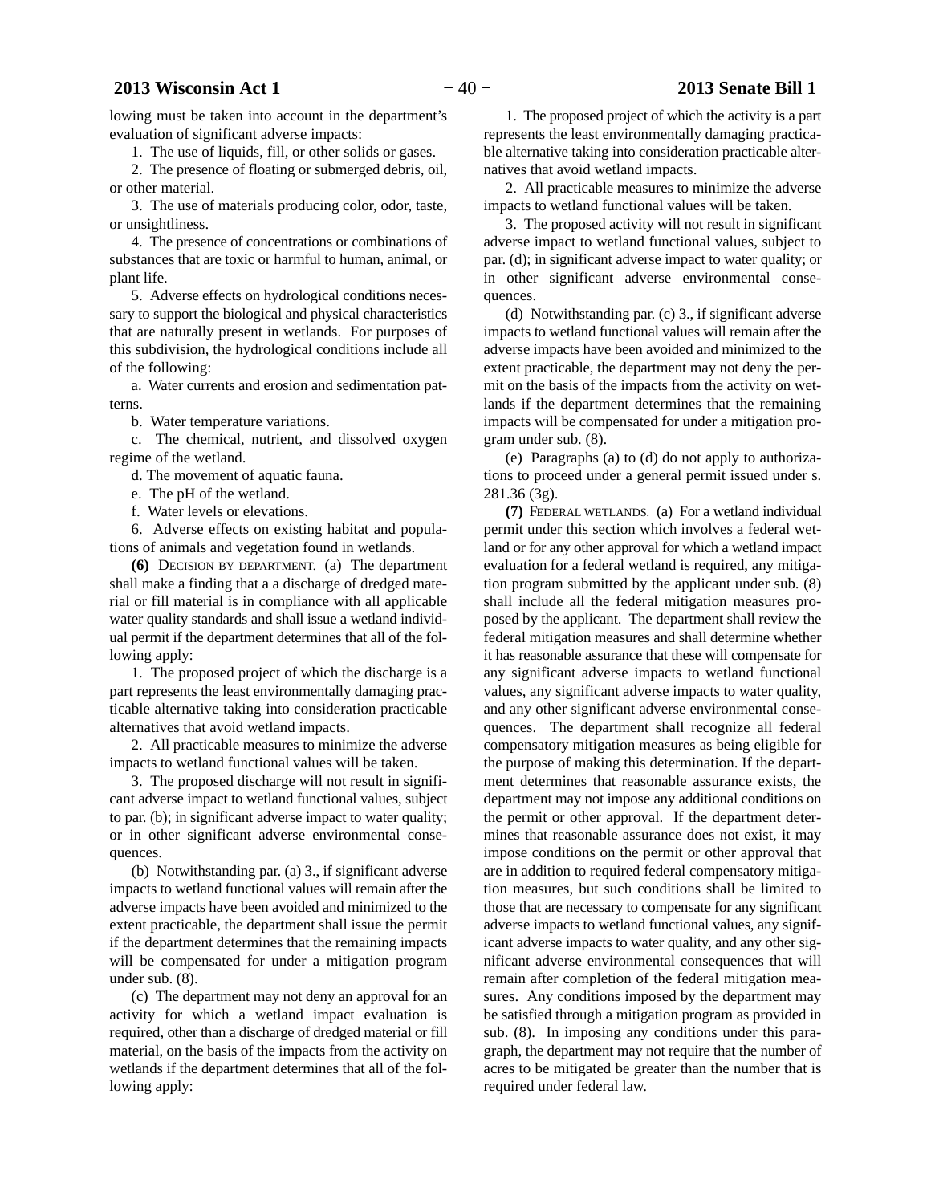lowing must be taken into account in the department's evaluation of significant adverse impacts:

1. The use of liquids, fill, or other solids or gases.

2. The presence of floating or submerged debris, oil, or other material.

3. The use of materials producing color, odor, taste, or unsightliness.

4. The presence of concentrations or combinations of substances that are toxic or harmful to human, animal, or plant life.

5. Adverse effects on hydrological conditions necessary to support the biological and physical characteristics that are naturally present in wetlands. For purposes of this subdivision, the hydrological conditions include all of the following:

a. Water currents and erosion and sedimentation patterns.

b. Water temperature variations.

c. The chemical, nutrient, and dissolved oxygen regime of the wetland.

d. The movement of aquatic fauna.

e. The pH of the wetland.

f. Water levels or elevations.

6. Adverse effects on existing habitat and populations of animals and vegetation found in wetlands.

**(6)** DECISION BY DEPARTMENT. (a) The department shall make a finding that a a discharge of dredged material or fill material is in compliance with all applicable water quality standards and shall issue a wetland individual permit if the department determines that all of the following apply:

1. The proposed project of which the discharge is a part represents the least environmentally damaging practicable alternative taking into consideration practicable alternatives that avoid wetland impacts.

2. All practicable measures to minimize the adverse impacts to wetland functional values will be taken.

3. The proposed discharge will not result in significant adverse impact to wetland functional values, subject to par. (b); in significant adverse impact to water quality; or in other significant adverse environmental consequences.

(b) Notwithstanding par. (a) 3., if significant adverse impacts to wetland functional values will remain after the adverse impacts have been avoided and minimized to the extent practicable, the department shall issue the permit if the department determines that the remaining impacts will be compensated for under a mitigation program under sub. (8).

(c) The department may not deny an approval for an activity for which a wetland impact evaluation is required, other than a discharge of dredged material or fill material, on the basis of the impacts from the activity on wetlands if the department determines that all of the following apply:

1. The proposed project of which the activity is a part represents the least environmentally damaging practicable alternative taking into consideration practicable alternatives that avoid wetland impacts.

2. All practicable measures to minimize the adverse impacts to wetland functional values will be taken.

3. The proposed activity will not result in significant adverse impact to wetland functional values, subject to par. (d); in significant adverse impact to water quality; or in other significant adverse environmental consequences.

(d) Notwithstanding par. (c) 3., if significant adverse impacts to wetland functional values will remain after the adverse impacts have been avoided and minimized to the extent practicable, the department may not deny the permit on the basis of the impacts from the activity on wetlands if the department determines that the remaining impacts will be compensated for under a mitigation program under sub. (8).

(e) Paragraphs (a) to (d) do not apply to authorizations to proceed under a general permit issued under s. 281.36 (3g).

**(7)** FEDERAL WETLANDS. (a) For a wetland individual permit under this section which involves a federal wetland or for any other approval for which a wetland impact evaluation for a federal wetland is required, any mitigation program submitted by the applicant under sub. (8) shall include all the federal mitigation measures proposed by the applicant. The department shall review the federal mitigation measures and shall determine whether it has reasonable assurance that these will compensate for any significant adverse impacts to wetland functional values, any significant adverse impacts to water quality, and any other significant adverse environmental consequences. The department shall recognize all federal compensatory mitigation measures as being eligible for the purpose of making this determination. If the department determines that reasonable assurance exists, the department may not impose any additional conditions on the permit or other approval. If the department determines that reasonable assurance does not exist, it may impose conditions on the permit or other approval that are in addition to required federal compensatory mitigation measures, but such conditions shall be limited to those that are necessary to compensate for any significant adverse impacts to wetland functional values, any significant adverse impacts to water quality, and any other significant adverse environmental consequences that will remain after completion of the federal mitigation measures. Any conditions imposed by the department may be satisfied through a mitigation program as provided in sub. (8). In imposing any conditions under this paragraph, the department may not require that the number of acres to be mitigated be greater than the number that is required under federal law.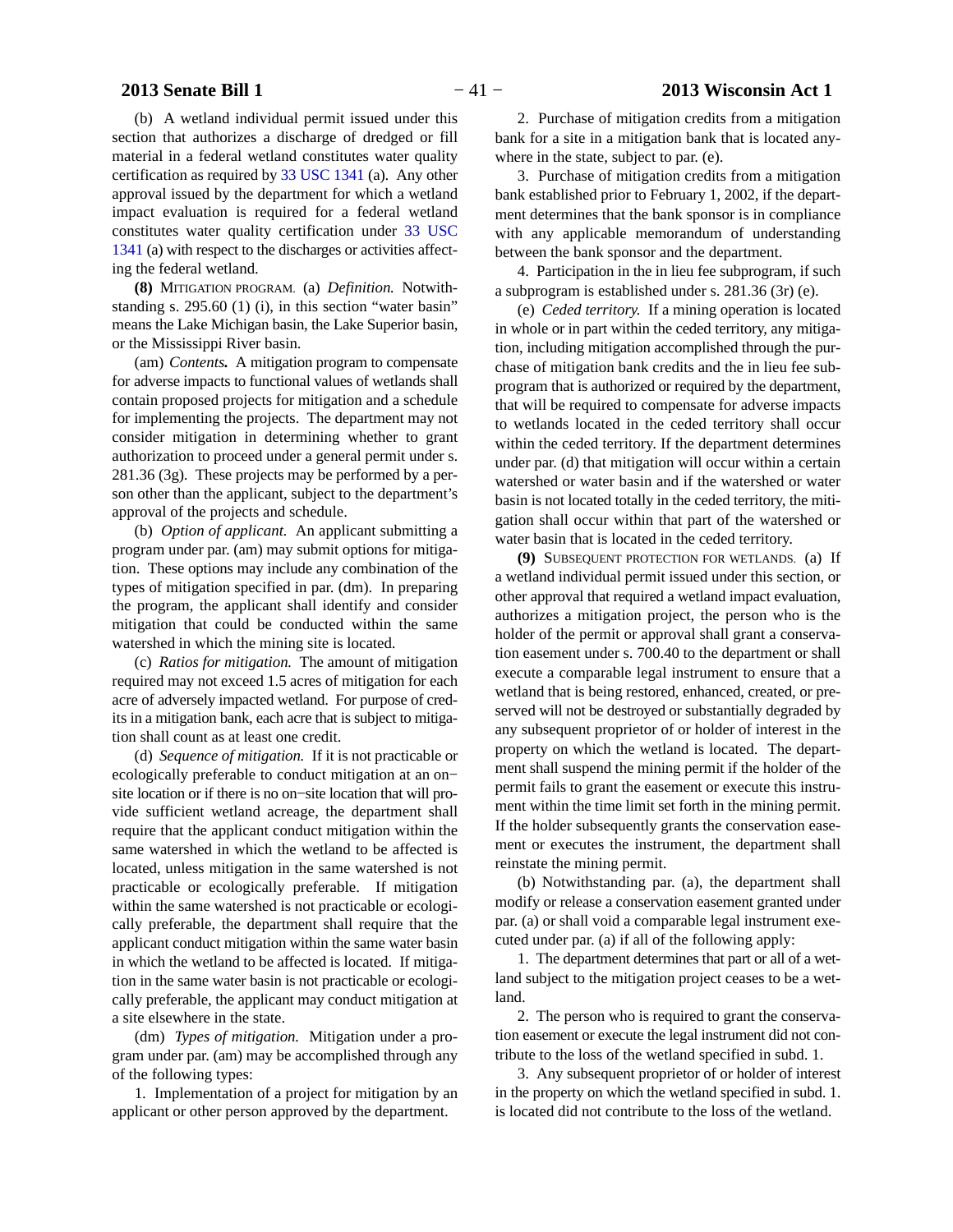(b) A wetland individual permit issued under this section that authorizes a discharge of dredged or fill material in a federal wetland constitutes water quality certification as required by 33 USC 1341 (a). Any other approval issued by the department for which a wetland impact evaluation is required for a federal wetland constitutes water quality certification under 33 USC 1341 (a) with respect to the discharges or activities affecting the federal wetland.

**(8)** MITIGATION PROGRAM. (a) *Definition.* Notwithstanding s. 295.60 (1) (i), in this section "water basin" means the Lake Michigan basin, the Lake Superior basin, or the Mississippi River basin.

(am) ***Contents.*** A mitigation program to compensate for adverse impacts to functional values of wetlands shall contain proposed projects for mitigation and a schedule for implementing the projects. The department may not consider mitigation in determining whether to grant authorization to proceed under a general permit under s. 281.36 (3g). These projects may be performed by a person other than the applicant, subject to the department's approval of the projects and schedule.

(b) *Option of applicant.* An applicant submitting a program under par. (am) may submit options for mitigation. These options may include any combination of the types of mitigation specified in par. (dm). In preparing the program, the applicant shall identify and consider mitigation that could be conducted within the same watershed in which the mining site is located.

(c) *Ratios for mitigation.* The amount of mitigation required may not exceed 1.5 acres of mitigation for each acre of adversely impacted wetland. For purpose of credits in a mitigation bank, each acre that is subject to mitigation shall count as at least one credit.

(d) *Sequence of mitigation.* If it is not practicable or ecologically preferable to conduct mitigation at an on−site location or if there is no on−site location that will provide sufficient wetland acreage, the department shall require that the applicant conduct mitigation within the same watershed in which the wetland to be affected is located, unless mitigation in the same watershed is not practicable or ecologically preferable. If mitigation within the same watershed is not practicable or ecologically preferable, the department shall require that the applicant conduct mitigation within the same water basin in which the wetland to be affected is located. If mitigation in the same water basin is not practicable or ecologically preferable, the applicant may conduct mitigation at a site elsewhere in the state.

(dm) *Types of mitigation.* Mitigation under a program under par. (am) may be accomplished through any of the following types:

1. Implementation of a project for mitigation by an applicant or other person approved by the department.

2. Purchase of mitigation credits from a mitigation bank for a site in a mitigation bank that is located anywhere in the state, subject to par. (e).

3. Purchase of mitigation credits from a mitigation bank established prior to February 1, 2002, if the department determines that the bank sponsor is in compliance with any applicable memorandum of understanding between the bank sponsor and the department.

4. Participation in the in lieu fee subprogram, if such a subprogram is established under s. 281.36 (3r) (e).

(e) *Ceded territory.* If a mining operation is located in whole or in part within the ceded territory, any mitigation, including mitigation accomplished through the purchase of mitigation bank credits and the in lieu fee subprogram that is authorized or required by the department, that will be required to compensate for adverse impacts to wetlands located in the ceded territory shall occur within the ceded territory. If the department determines under par. (d) that mitigation will occur within a certain watershed or water basin and if the watershed or water basin is not located totally in the ceded territory, the mitigation shall occur within that part of the watershed or water basin that is located in the ceded territory.

**(9)** SUBSEQUENT PROTECTION FOR WETLANDS. (a) If a wetland individual permit issued under this section, or other approval that required a wetland impact evaluation, authorizes a mitigation project, the person who is the holder of the permit or approval shall grant a conservation easement under s. 700.40 to the department or shall execute a comparable legal instrument to ensure that a wetland that is being restored, enhanced, created, or preserved will not be destroyed or substantially degraded by any subsequent proprietor of or holder of interest in the property on which the wetland is located. The department shall suspend the mining permit if the holder of the permit fails to grant the easement or execute this instrument within the time limit set forth in the mining permit. If the holder subsequently grants the conservation easement or executes the instrument, the department shall reinstate the mining permit.

(b) Notwithstanding par. (a), the department shall modify or release a conservation easement granted under par. (a) or shall void a comparable legal instrument executed under par. (a) if all of the following apply:

1. The department determines that part or all of a wetland subject to the mitigation project ceases to be a wetland.

2. The person who is required to grant the conservation easement or execute the legal instrument did not contribute to the loss of the wetland specified in subd. 1.

3. Any subsequent proprietor of or holder of interest in the property on which the wetland specified in subd. 1. is located did not contribute to the loss of the wetland.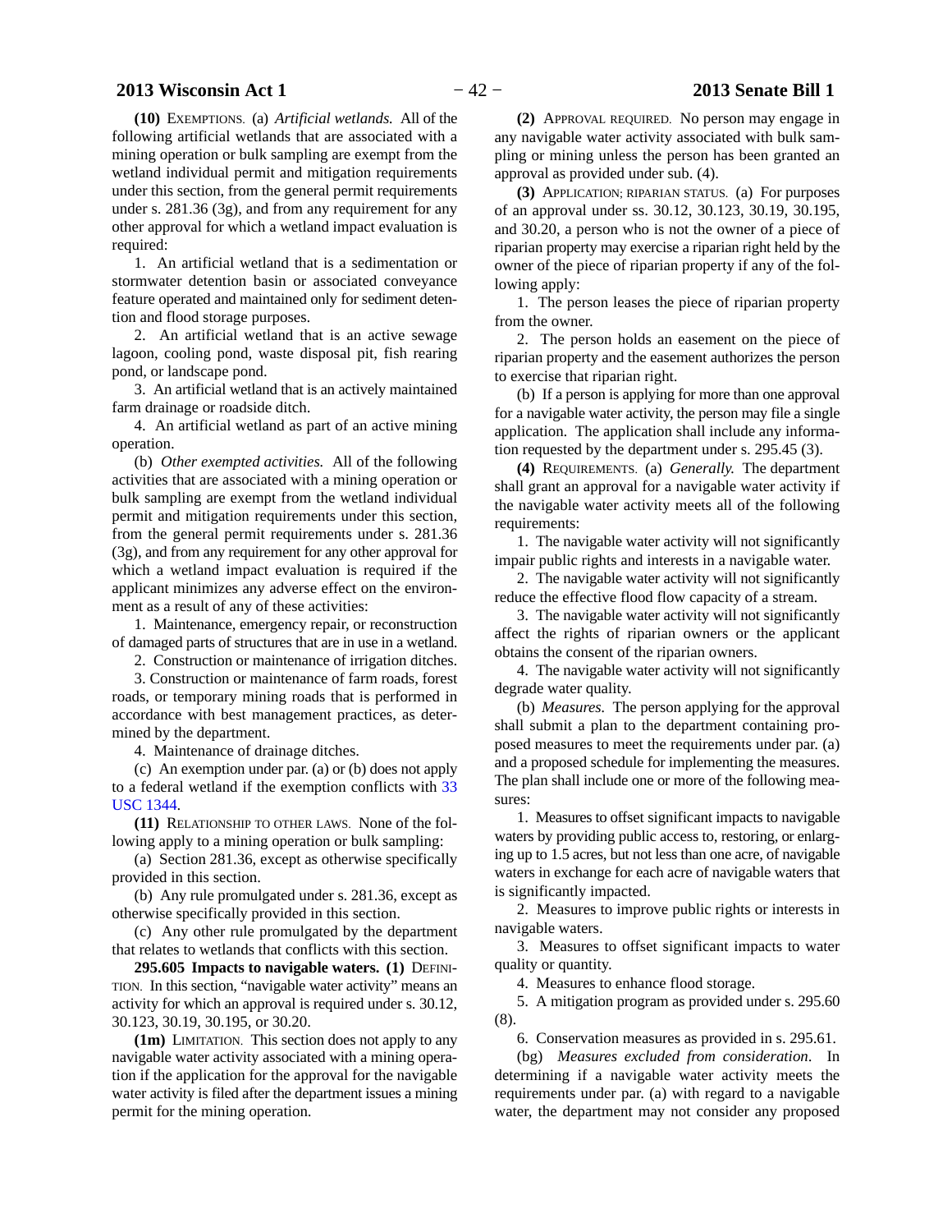**(10)** EXEMPTIONS. (a) *Artificial wetlands.* All of the following artificial wetlands that are associated with a mining operation or bulk sampling are exempt from the wetland individual permit and mitigation requirements under this section, from the general permit requirements under s. 281.36 (3g), and from any requirement for any other approval for which a wetland impact evaluation is required:

1. An artificial wetland that is a sedimentation or stormwater detention basin or associated conveyance feature operated and maintained only for sediment detention and flood storage purposes.

2. An artificial wetland that is an active sewage lagoon, cooling pond, waste disposal pit, fish rearing pond, or landscape pond.

3. An artificial wetland that is an actively maintained farm drainage or roadside ditch.

4. An artificial wetland as part of an active mining operation.

(b) *Other exempted activities.* All of the following activities that are associated with a mining operation or bulk sampling are exempt from the wetland individual permit and mitigation requirements under this section, from the general permit requirements under s. 281.36 (3g), and from any requirement for any other approval for which a wetland impact evaluation is required if the applicant minimizes any adverse effect on the environment as a result of any of these activities:

1. Maintenance, emergency repair, or reconstruction of damaged parts of structures that are in use in a wetland.

2. Construction or maintenance of irrigation ditches.

3. Construction or maintenance of farm roads, forest roads, or temporary mining roads that is performed in accordance with best management practices, as determined by the department.

4. Maintenance of drainage ditches.

(c) An exemption under par. (a) or (b) does not apply to a federal wetland if the exemption conflicts with 33 USC 1344.

**(11)** RELATIONSHIP TO OTHER LAWS. None of the following apply to a mining operation or bulk sampling:

(a) Section 281.36, except as otherwise specifically provided in this section.

(b) Any rule promulgated under s. 281.36, except as otherwise specifically provided in this section.

(c) Any other rule promulgated by the department that relates to wetlands that conflicts with this section.

**295.605 Impacts to navigable waters. (1)** DEFINITION. In this section, "navigable water activity" means an activity for which an approval is required under s. 30.12, 30.123, 30.19, 30.195, or 30.20.

**(1m)** LIMITATION. This section does not apply to any navigable water activity associated with a mining operation if the application for the approval for the navigable water activity is filed after the department issues a mining permit for the mining operation.

**(2)** APPROVAL REQUIRED. No person may engage in any navigable water activity associated with bulk sampling or mining unless the person has been granted an approval as provided under sub. (4).

**(3)** APPLICATION; RIPARIAN STATUS. (a) For purposes of an approval under ss. 30.12, 30.123, 30.19, 30.195, and 30.20, a person who is not the owner of a piece of riparian property may exercise a riparian right held by the owner of the piece of riparian property if any of the following apply:

1. The person leases the piece of riparian property from the owner.

2. The person holds an easement on the piece of riparian property and the easement authorizes the person to exercise that riparian right.

(b) If a person is applying for more than one approval for a navigable water activity, the person may file a single application. The application shall include any information requested by the department under s. 295.45 (3).

**(4)** REQUIREMENTS. (a) *Generally.* The department shall grant an approval for a navigable water activity if the navigable water activity meets all of the following requirements:

1. The navigable water activity will not significantly impair public rights and interests in a navigable water.

2. The navigable water activity will not significantly reduce the effective flood flow capacity of a stream.

3. The navigable water activity will not significantly affect the rights of riparian owners or the applicant obtains the consent of the riparian owners.

4. The navigable water activity will not significantly degrade water quality.

(b) *Measures.* The person applying for the approval shall submit a plan to the department containing proposed measures to meet the requirements under par. (a) and a proposed schedule for implementing the measures. The plan shall include one or more of the following measures:

1. Measures to offset significant impacts to navigable waters by providing public access to, restoring, or enlarging up to 1.5 acres, but not less than one acre, of navigable waters in exchange for each acre of navigable waters that is significantly impacted.

2. Measures to improve public rights or interests in navigable waters.

3. Measures to offset significant impacts to water quality or quantity.

4. Measures to enhance flood storage.

5. A mitigation program as provided under s. 295.60 (8).

6. Conservation measures as provided in s. 295.61.

(bg) *Measures excluded from consideration*. In determining if a navigable water activity meets the requirements under par. (a) with regard to a navigable water, the department may not consider any proposed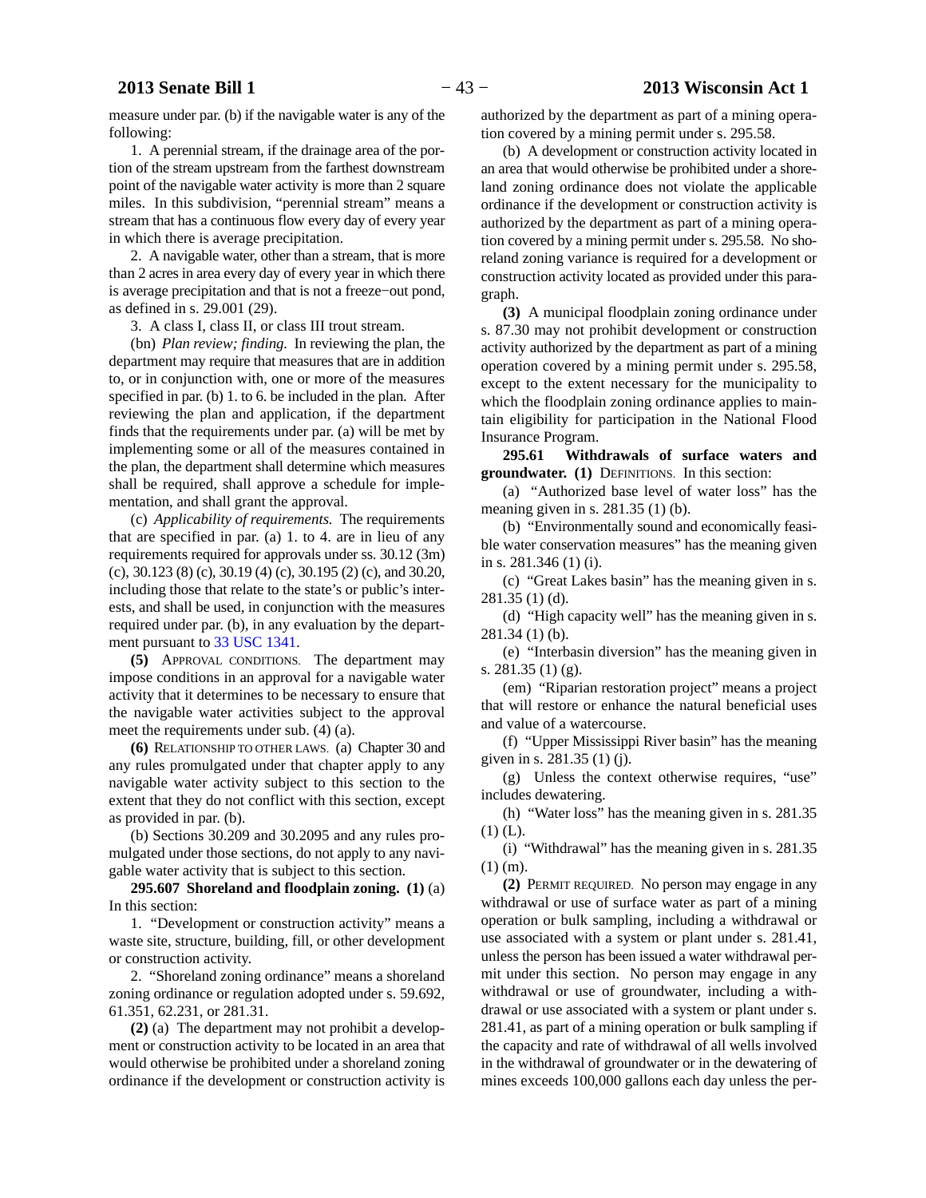measure under par. (b) if the navigable water is any of the following:

1. A perennial stream, if the drainage area of the portion of the stream upstream from the farthest downstream point of the navigable water activity is more than 2 square miles. In this subdivision, "perennial stream" means a stream that has a continuous flow every day of every year in which there is average precipitation.

2. A navigable water, other than a stream, that is more than 2 acres in area every day of every year in which there is average precipitation and that is not a freeze−out pond, as defined in s. 29.001 (29).

3. A class I, class II, or class III trout stream.

(bn) *Plan review; finding.* In reviewing the plan, the department may require that measures that are in addition to, or in conjunction with, one or more of the measures specified in par. (b) 1. to 6. be included in the plan. After reviewing the plan and application, if the department finds that the requirements under par. (a) will be met by implementing some or all of the measures contained in the plan, the department shall determine which measures shall be required, shall approve a schedule for implementation, and shall grant the approval.

(c) *Applicability of requirements.* The requirements that are specified in par. (a) 1. to 4. are in lieu of any requirements required for approvals under ss. 30.12 (3m) (c), 30.123 (8) (c), 30.19 (4) (c), 30.195 (2) (c), and 30.20, including those that relate to the state's or public's interests, and shall be used, in conjunction with the measures required under par. (b), in any evaluation by the department pursuant to 33 USC 1341.

**(5)** APPROVAL CONDITIONS. The department may impose conditions in an approval for a navigable water activity that it determines to be necessary to ensure that the navigable water activities subject to the approval meet the requirements under sub. (4) (a).

**(6)** RELATIONSHIP TO OTHER LAWS. (a) Chapter 30 and any rules promulgated under that chapter apply to any navigable water activity subject to this section to the extent that they do not conflict with this section, except as provided in par. (b).

(b) Sections 30.209 and 30.2095 and any rules promulgated under those sections, do not apply to any navigable water activity that is subject to this section.

**295.607 Shoreland and floodplain zoning. (1)** (a) In this section:

1. "Development or construction activity" means a waste site, structure, building, fill, or other development or construction activity.

2. "Shoreland zoning ordinance" means a shoreland zoning ordinance or regulation adopted under s. 59.692, 61.351, 62.231, or 281.31.

**(2)** (a) The department may not prohibit a development or construction activity to be located in an area that would otherwise be prohibited under a shoreland zoning ordinance if the development or construction activity is authorized by the department as part of a mining operation covered by a mining permit under s. 295.58.

(b) A development or construction activity located in an area that would otherwise be prohibited under a shoreland zoning ordinance does not violate the applicable ordinance if the development or construction activity is authorized by the department as part of a mining operation covered by a mining permit under s. 295.58. No shoreland zoning variance is required for a development or construction activity located as provided under this paragraph.

**(3)** A municipal floodplain zoning ordinance under s. 87.30 may not prohibit development or construction activity authorized by the department as part of a mining operation covered by a mining permit under s. 295.58, except to the extent necessary for the municipality to which the floodplain zoning ordinance applies to maintain eligibility for participation in the National Flood Insurance Program.

**295.61 Withdrawals of surface waters and groundwater. (1)** DEFINITIONS. In this section:

(a) "Authorized base level of water loss" has the meaning given in s. 281.35 (1) (b).

(b) "Environmentally sound and economically feasible water conservation measures" has the meaning given in s. 281.346 (1) (i).

(c) "Great Lakes basin" has the meaning given in s. 281.35 (1) (d).

(d) "High capacity well" has the meaning given in s. 281.34 (1) (b).

(e) "Interbasin diversion" has the meaning given in s. 281.35 (1) (g).

(em) "Riparian restoration project" means a project that will restore or enhance the natural beneficial uses and value of a watercourse.

(f) "Upper Mississippi River basin" has the meaning given in s. 281.35 (1) (j).

(g) Unless the context otherwise requires, "use" includes dewatering.

(h) "Water loss" has the meaning given in s. 281.35 (1) (L).

(i) "Withdrawal" has the meaning given in s. 281.35 (1) (m).

**(2)** PERMIT REQUIRED. No person may engage in any withdrawal or use of surface water as part of a mining operation or bulk sampling, including a withdrawal or use associated with a system or plant under s. 281.41, unless the person has been issued a water withdrawal permit under this section. No person may engage in any withdrawal or use of groundwater, including a withdrawal or use associated with a system or plant under s. 281.41, as part of a mining operation or bulk sampling if the capacity and rate of withdrawal of all wells involved in the withdrawal of groundwater or in the dewatering of mines exceeds 100,000 gallons each day unless the per-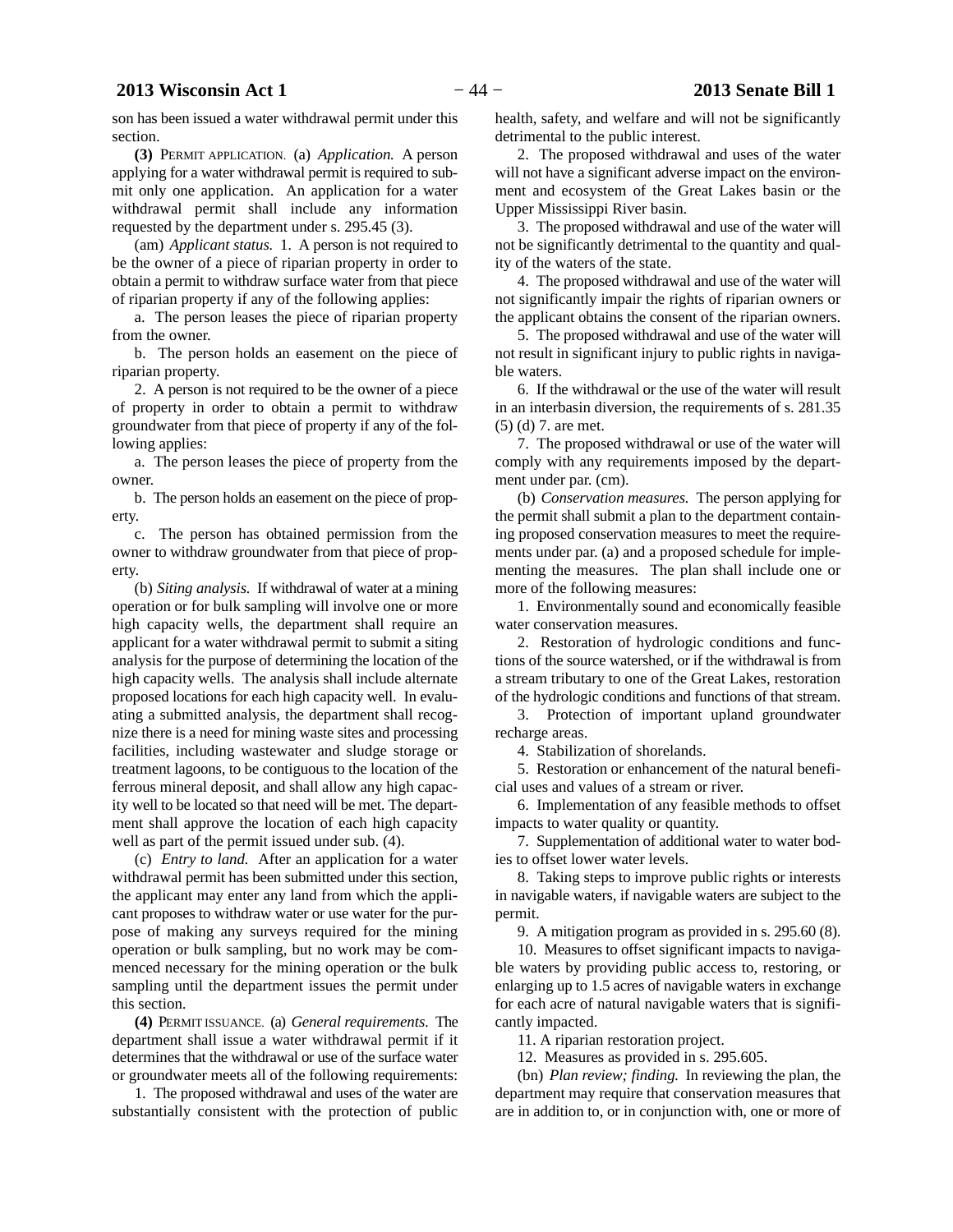son has been issued a water withdrawal permit under this section.

**(3)** PERMIT APPLICATION. (a) *Application.* A person applying for a water withdrawal permit is required to submit only one application. An application for a water withdrawal permit shall include any information requested by the department under s. 295.45 (3).

(am) *Applicant status.* 1. A person is not required to be the owner of a piece of riparian property in order to obtain a permit to withdraw surface water from that piece of riparian property if any of the following applies:

a. The person leases the piece of riparian property from the owner.

b. The person holds an easement on the piece of riparian property.

2. A person is not required to be the owner of a piece of property in order to obtain a permit to withdraw groundwater from that piece of property if any of the following applies:

a. The person leases the piece of property from the owner.

b. The person holds an easement on the piece of property.

c. The person has obtained permission from the owner to withdraw groundwater from that piece of property.

(b) *Siting analysis.* If withdrawal of water at a mining operation or for bulk sampling will involve one or more high capacity wells, the department shall require an applicant for a water withdrawal permit to submit a siting analysis for the purpose of determining the location of the high capacity wells. The analysis shall include alternate proposed locations for each high capacity well. In evaluating a submitted analysis, the department shall recognize there is a need for mining waste sites and processing facilities, including wastewater and sludge storage or treatment lagoons, to be contiguous to the location of the ferrous mineral deposit, and shall allow any high capacity well to be located so that need will be met. The department shall approve the location of each high capacity well as part of the permit issued under sub. (4).

(c) *Entry to land.* After an application for a water withdrawal permit has been submitted under this section, the applicant may enter any land from which the applicant proposes to withdraw water or use water for the purpose of making any surveys required for the mining operation or bulk sampling, but no work may be commenced necessary for the mining operation or the bulk sampling until the department issues the permit under this section.

**(4)** PERMIT ISSUANCE. (a) *General requirements.* The department shall issue a water withdrawal permit if it determines that the withdrawal or use of the surface water or groundwater meets all of the following requirements:

1. The proposed withdrawal and uses of the water are substantially consistent with the protection of public health, safety, and welfare and will not be significantly detrimental to the public interest.

2. The proposed withdrawal and uses of the water will not have a significant adverse impact on the environment and ecosystem of the Great Lakes basin or the Upper Mississippi River basin.

3. The proposed withdrawal and use of the water will not be significantly detrimental to the quantity and quality of the waters of the state.

4. The proposed withdrawal and use of the water will not significantly impair the rights of riparian owners or the applicant obtains the consent of the riparian owners.

5. The proposed withdrawal and use of the water will not result in significant injury to public rights in navigable waters.

6. If the withdrawal or the use of the water will result in an interbasin diversion, the requirements of s. 281.35 (5) (d) 7. are met.

7. The proposed withdrawal or use of the water will comply with any requirements imposed by the department under par. (cm).

(b) *Conservation measures.* The person applying for the permit shall submit a plan to the department containing proposed conservation measures to meet the requirements under par. (a) and a proposed schedule for implementing the measures. The plan shall include one or more of the following measures:

1. Environmentally sound and economically feasible water conservation measures.

2. Restoration of hydrologic conditions and functions of the source watershed, or if the withdrawal is from a stream tributary to one of the Great Lakes, restoration of the hydrologic conditions and functions of that stream.

3. Protection of important upland groundwater recharge areas.

4. Stabilization of shorelands.

5. Restoration or enhancement of the natural beneficial uses and values of a stream or river.

6. Implementation of any feasible methods to offset impacts to water quality or quantity.

7. Supplementation of additional water to water bodies to offset lower water levels.

8. Taking steps to improve public rights or interests in navigable waters, if navigable waters are subject to the permit.

9. A mitigation program as provided in s. 295.60 (8).

10. Measures to offset significant impacts to navigable waters by providing public access to, restoring, or enlarging up to 1.5 acres of navigable waters in exchange for each acre of natural navigable waters that is significantly impacted.

11. A riparian restoration project.

12. Measures as provided in s. 295.605.

(bn) *Plan review; finding.* In reviewing the plan, the department may require that conservation measures that are in addition to, or in conjunction with, one or more of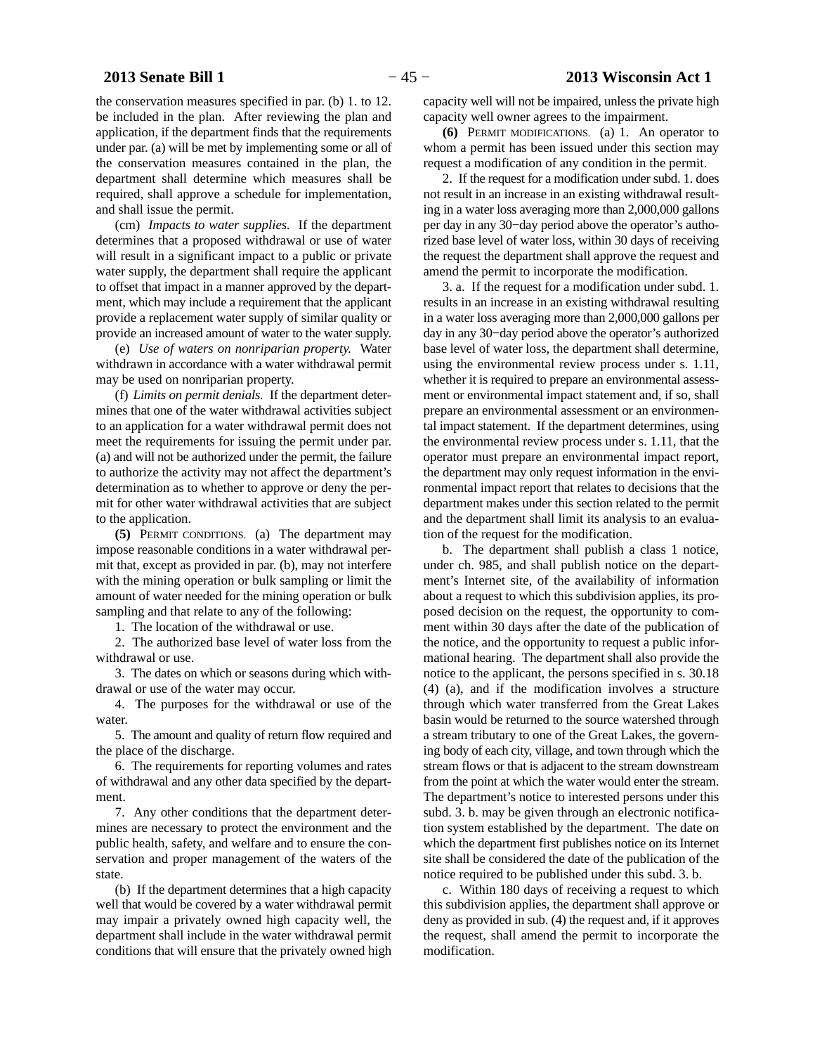the conservation measures specified in par. (b) 1. to 12. be included in the plan. After reviewing the plan and application, if the department finds that the requirements under par. (a) will be met by implementing some or all of the conservation measures contained in the plan, the department shall determine which measures shall be required, shall approve a schedule for implementation, and shall issue the permit.

(cm) *Impacts to water supplies.* If the department determines that a proposed withdrawal or use of water will result in a significant impact to a public or private water supply, the department shall require the applicant to offset that impact in a manner approved by the department, which may include a requirement that the applicant provide a replacement water supply of similar quality or provide an increased amount of water to the water supply.

(e) *Use of waters on nonriparian property.* Water withdrawn in accordance with a water withdrawal permit may be used on nonriparian property.

(f) *Limits on permit denials.* If the department determines that one of the water withdrawal activities subject to an application for a water withdrawal permit does not meet the requirements for issuing the permit under par. (a) and will not be authorized under the permit, the failure to authorize the activity may not affect the department's determination as to whether to approve or deny the permit for other water withdrawal activities that are subject to the application.

**(5)** PERMIT CONDITIONS. (a) The department may impose reasonable conditions in a water withdrawal permit that, except as provided in par. (b), may not interfere with the mining operation or bulk sampling or limit the amount of water needed for the mining operation or bulk sampling and that relate to any of the following:

1. The location of the withdrawal or use.

2. The authorized base level of water loss from the withdrawal or use.

3. The dates on which or seasons during which withdrawal or use of the water may occur.

4. The purposes for the withdrawal or use of the water.

5. The amount and quality of return flow required and the place of the discharge.

6. The requirements for reporting volumes and rates of withdrawal and any other data specified by the department.

7. Any other conditions that the department determines are necessary to protect the environment and the public health, safety, and welfare and to ensure the conservation and proper management of the waters of the state.

(b) If the department determines that a high capacity well that would be covered by a water withdrawal permit may impair a privately owned high capacity well, the department shall include in the water withdrawal permit conditions that will ensure that the privately owned high capacity well will not be impaired, unless the private high capacity well owner agrees to the impairment.

**(6)** PERMIT MODIFICATIONS. (a) 1. An operator to whom a permit has been issued under this section may request a modification of any condition in the permit.

2. If the request for a modification under subd. 1. does not result in an increase in an existing withdrawal resulting in a water loss averaging more than 2,000,000 gallons per day in any 30−day period above the operator's authorized base level of water loss, within 30 days of receiving the request the department shall approve the request and amend the permit to incorporate the modification.

3. a. If the request for a modification under subd. 1. results in an increase in an existing withdrawal resulting in a water loss averaging more than 2,000,000 gallons per day in any 30−day period above the operator's authorized base level of water loss, the department shall determine, using the environmental review process under s. 1.11, whether it is required to prepare an environmental assessment or environmental impact statement and, if so, shall prepare an environmental assessment or an environmental impact statement. If the department determines, using the environmental review process under s. 1.11, that the operator must prepare an environmental impact report, the department may only request information in the environmental impact report that relates to decisions that the department makes under this section related to the permit and the department shall limit its analysis to an evaluation of the request for the modification.

b. The department shall publish a class 1 notice, under ch. 985, and shall publish notice on the department's Internet site, of the availability of information about a request to which this subdivision applies, its proposed decision on the request, the opportunity to comment within 30 days after the date of the publication of the notice, and the opportunity to request a public informational hearing. The department shall also provide the notice to the applicant, the persons specified in s. 30.18 (4) (a), and if the modification involves a structure through which water transferred from the Great Lakes basin would be returned to the source watershed through a stream tributary to one of the Great Lakes, the governing body of each city, village, and town through which the stream flows or that is adjacent to the stream downstream from the point at which the water would enter the stream. The department's notice to interested persons under this subd. 3. b. may be given through an electronic notification system established by the department. The date on which the department first publishes notice on its Internet site shall be considered the date of the publication of the notice required to be published under this subd. 3. b.

c. Within 180 days of receiving a request to which this subdivision applies, the department shall approve or deny as provided in sub. (4) the request and, if it approves the request, shall amend the permit to incorporate the modification.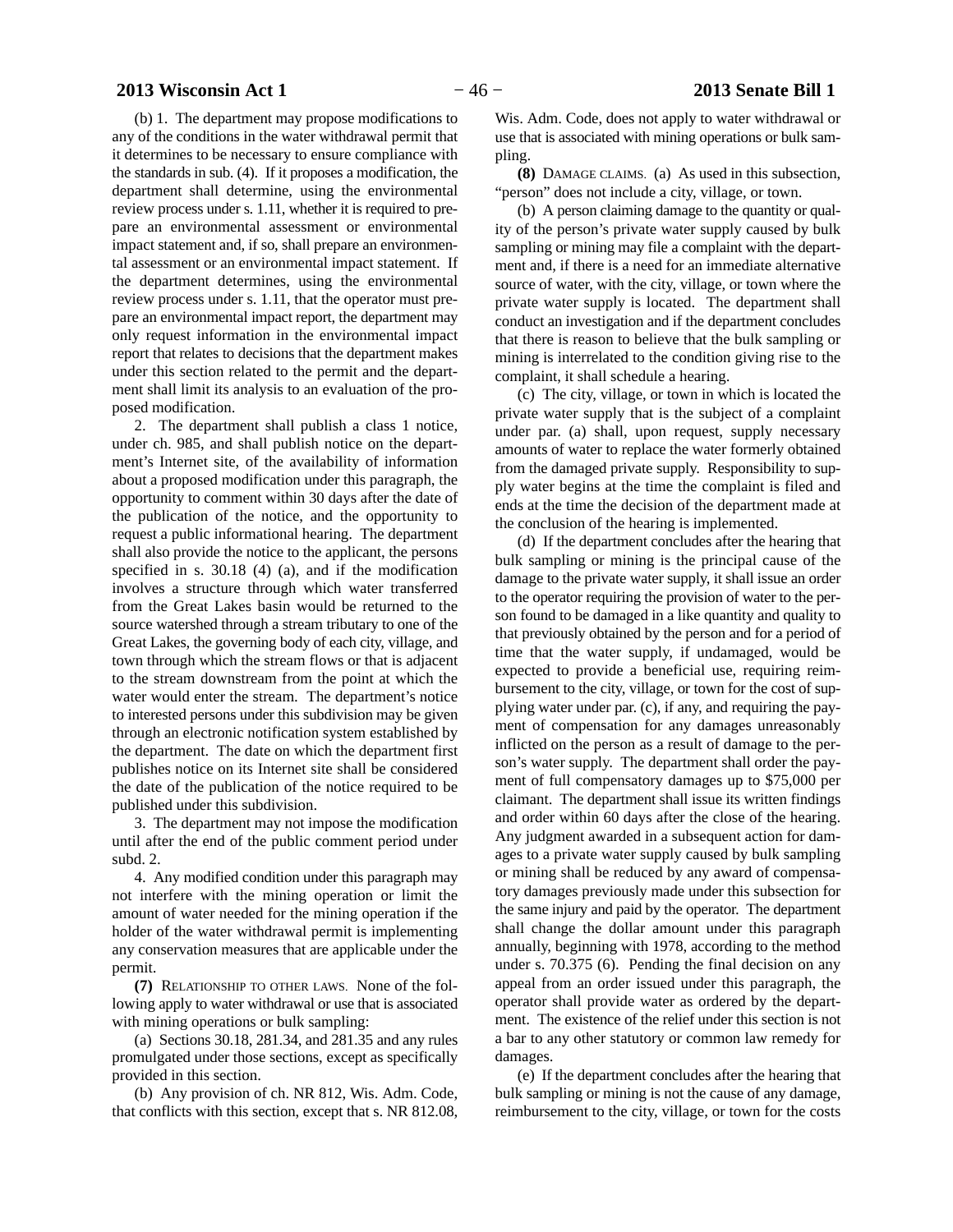(b) 1. The department may propose modifications to any of the conditions in the water withdrawal permit that it determines to be necessary to ensure compliance with the standards in sub. (4). If it proposes a modification, the department shall determine, using the environmental review process under s. 1.11, whether it is required to prepare an environmental assessment or environmental impact statement and, if so, shall prepare an environmental assessment or an environmental impact statement. If the department determines, using the environmental review process under s. 1.11, that the operator must prepare an environmental impact report, the department may only request information in the environmental impact report that relates to decisions that the department makes under this section related to the permit and the department shall limit its analysis to an evaluation of the proposed modification.

2. The department shall publish a class 1 notice, under ch. 985, and shall publish notice on the department's Internet site, of the availability of information about a proposed modification under this paragraph, the opportunity to comment within 30 days after the date of the publication of the notice, and the opportunity to request a public informational hearing. The department shall also provide the notice to the applicant, the persons specified in s. 30.18 (4) (a), and if the modification involves a structure through which water transferred from the Great Lakes basin would be returned to the source watershed through a stream tributary to one of the Great Lakes, the governing body of each city, village, and town through which the stream flows or that is adjacent to the stream downstream from the point at which the water would enter the stream. The department's notice to interested persons under this subdivision may be given through an electronic notification system established by the department. The date on which the department first publishes notice on its Internet site shall be considered the date of the publication of the notice required to be published under this subdivision.

3. The department may not impose the modification until after the end of the public comment period under subd. 2.

4. Any modified condition under this paragraph may not interfere with the mining operation or limit the amount of water needed for the mining operation if the holder of the water withdrawal permit is implementing any conservation measures that are applicable under the permit.

**(7)** RELATIONSHIP TO OTHER LAWS. None of the following apply to water withdrawal or use that is associated with mining operations or bulk sampling:

(a) Sections 30.18, 281.34, and 281.35 and any rules promulgated under those sections, except as specifically provided in this section.

(b) Any provision of ch. NR 812, Wis. Adm. Code, that conflicts with this section, except that s. NR 812.08, Wis. Adm. Code, does not apply to water withdrawal or use that is associated with mining operations or bulk sampling.

**(8)** DAMAGE CLAIMS. (a) As used in this subsection, "person" does not include a city, village, or town.

(b) A person claiming damage to the quantity or quality of the person's private water supply caused by bulk sampling or mining may file a complaint with the department and, if there is a need for an immediate alternative source of water, with the city, village, or town where the private water supply is located. The department shall conduct an investigation and if the department concludes that there is reason to believe that the bulk sampling or mining is interrelated to the condition giving rise to the complaint, it shall schedule a hearing.

(c) The city, village, or town in which is located the private water supply that is the subject of a complaint under par. (a) shall, upon request, supply necessary amounts of water to replace the water formerly obtained from the damaged private supply. Responsibility to supply water begins at the time the complaint is filed and ends at the time the decision of the department made at the conclusion of the hearing is implemented.

(d) If the department concludes after the hearing that bulk sampling or mining is the principal cause of the damage to the private water supply, it shall issue an order to the operator requiring the provision of water to the person found to be damaged in a like quantity and quality to that previously obtained by the person and for a period of time that the water supply, if undamaged, would be expected to provide a beneficial use, requiring reimbursement to the city, village, or town for the cost of supplying water under par. (c), if any, and requiring the payment of compensation for any damages unreasonably inflicted on the person as a result of damage to the person's water supply. The department shall order the payment of full compensatory damages up to $75,000 per claimant. The department shall issue its written findings and order within 60 days after the close of the hearing. Any judgment awarded in a subsequent action for damages to a private water supply caused by bulk sampling or mining shall be reduced by any award of compensatory damages previously made under this subsection for the same injury and paid by the operator. The department shall change the dollar amount under this paragraph annually, beginning with 1978, according to the method under s. 70.375 (6). Pending the final decision on any appeal from an order issued under this paragraph, the operator shall provide water as ordered by the department. The existence of the relief under this section is not a bar to any other statutory or common law remedy for damages.

(e) If the department concludes after the hearing that bulk sampling or mining is not the cause of any damage, reimbursement to the city, village, or town for the costs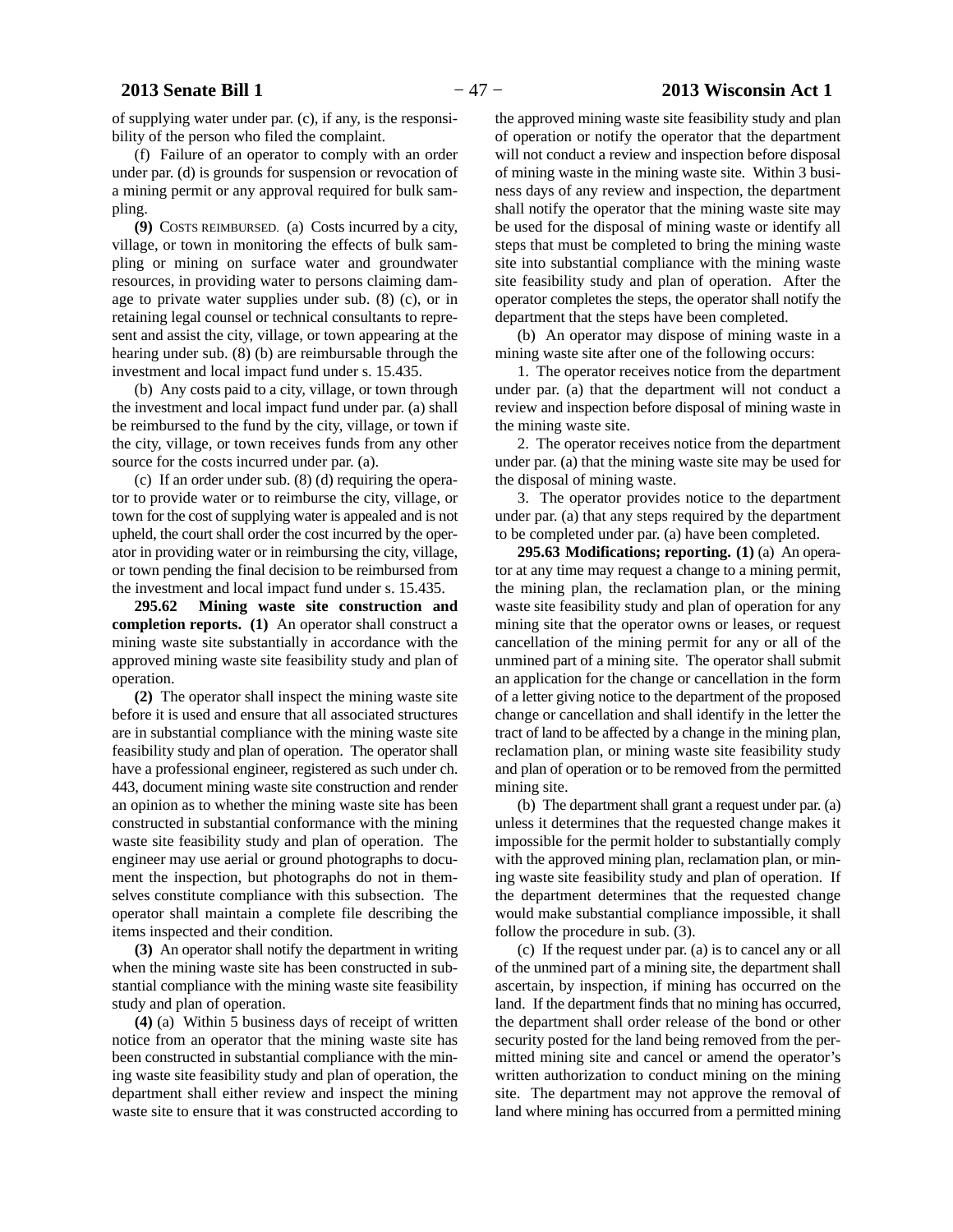of supplying water under par. (c), if any, is the responsibility of the person who filed the complaint.

(f) Failure of an operator to comply with an order under par. (d) is grounds for suspension or revocation of a mining permit or any approval required for bulk sampling.

**(9)** COSTS REIMBURSED. (a) Costs incurred by a city, village, or town in monitoring the effects of bulk sampling or mining on surface water and groundwater resources, in providing water to persons claiming damage to private water supplies under sub. (8) (c), or in retaining legal counsel or technical consultants to represent and assist the city, village, or town appearing at the hearing under sub. (8) (b) are reimbursable through the investment and local impact fund under s. 15.435.

(b) Any costs paid to a city, village, or town through the investment and local impact fund under par. (a) shall be reimbursed to the fund by the city, village, or town if the city, village, or town receives funds from any other source for the costs incurred under par. (a).

(c) If an order under sub. (8) (d) requiring the operator to provide water or to reimburse the city, village, or town for the cost of supplying water is appealed and is not upheld, the court shall order the cost incurred by the operator in providing water or in reimbursing the city, village, or town pending the final decision to be reimbursed from the investment and local impact fund under s. 15.435.

**295.62 Mining waste site construction and completion reports. (1)** An operator shall construct a mining waste site substantially in accordance with the approved mining waste site feasibility study and plan of operation.

**(2)** The operator shall inspect the mining waste site before it is used and ensure that all associated structures are in substantial compliance with the mining waste site feasibility study and plan of operation. The operator shall have a professional engineer, registered as such under ch. 443, document mining waste site construction and render an opinion as to whether the mining waste site has been constructed in substantial conformance with the mining waste site feasibility study and plan of operation. The engineer may use aerial or ground photographs to document the inspection, but photographs do not in themselves constitute compliance with this subsection. The operator shall maintain a complete file describing the items inspected and their condition.

**(3)** An operator shall notify the department in writing when the mining waste site has been constructed in substantial compliance with the mining waste site feasibility study and plan of operation.

**(4)** (a) Within 5 business days of receipt of written notice from an operator that the mining waste site has been constructed in substantial compliance with the mining waste site feasibility study and plan of operation, the department shall either review and inspect the mining waste site to ensure that it was constructed according to the approved mining waste site feasibility study and plan of operation or notify the operator that the department will not conduct a review and inspection before disposal of mining waste in the mining waste site. Within 3 business days of any review and inspection, the department shall notify the operator that the mining waste site may be used for the disposal of mining waste or identify all steps that must be completed to bring the mining waste site into substantial compliance with the mining waste site feasibility study and plan of operation. After the operator completes the steps, the operator shall notify the department that the steps have been completed.

(b) An operator may dispose of mining waste in a mining waste site after one of the following occurs:

1. The operator receives notice from the department under par. (a) that the department will not conduct a review and inspection before disposal of mining waste in the mining waste site.

2. The operator receives notice from the department under par. (a) that the mining waste site may be used for the disposal of mining waste.

3. The operator provides notice to the department under par. (a) that any steps required by the department to be completed under par. (a) have been completed.

**295.63 Modifications; reporting. (1)** (a) An operator at any time may request a change to a mining permit, the mining plan, the reclamation plan, or the mining waste site feasibility study and plan of operation for any mining site that the operator owns or leases, or request cancellation of the mining permit for any or all of the unmined part of a mining site. The operator shall submit an application for the change or cancellation in the form of a letter giving notice to the department of the proposed change or cancellation and shall identify in the letter the tract of land to be affected by a change in the mining plan, reclamation plan, or mining waste site feasibility study and plan of operation or to be removed from the permitted mining site.

(b) The department shall grant a request under par. (a) unless it determines that the requested change makes it impossible for the permit holder to substantially comply with the approved mining plan, reclamation plan, or mining waste site feasibility study and plan of operation. If the department determines that the requested change would make substantial compliance impossible, it shall follow the procedure in sub. (3).

(c) If the request under par. (a) is to cancel any or all of the unmined part of a mining site, the department shall ascertain, by inspection, if mining has occurred on the land. If the department finds that no mining has occurred, the department shall order release of the bond or other security posted for the land being removed from the permitted mining site and cancel or amend the operator's written authorization to conduct mining on the mining site. The department may not approve the removal of land where mining has occurred from a permitted mining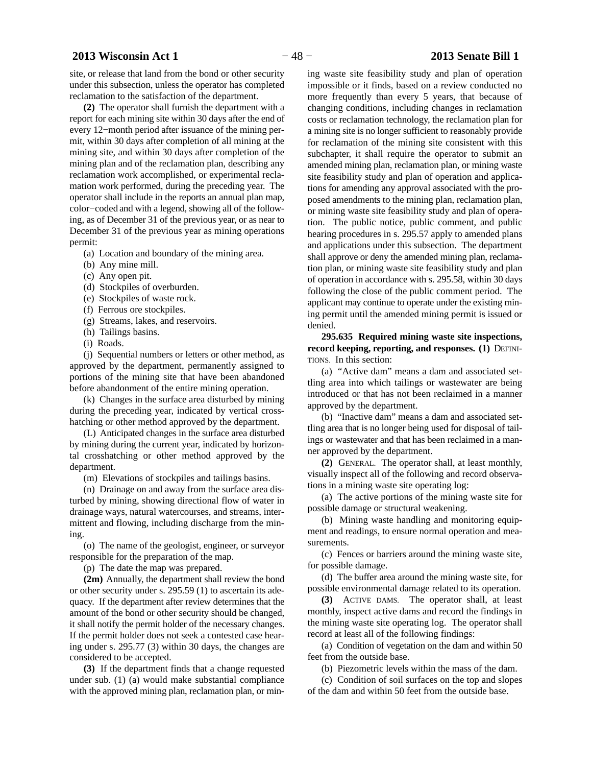site, or release that land from the bond or other security under this subsection, unless the operator has completed reclamation to the satisfaction of the department.

**(2)** The operator shall furnish the department with a report for each mining site within 30 days after the end of every 12−month period after issuance of the mining permit, within 30 days after completion of all mining at the mining site, and within 30 days after completion of the mining plan and of the reclamation plan, describing any reclamation work accomplished, or experimental reclamation work performed, during the preceding year. The operator shall include in the reports an annual plan map, color−coded and with a legend, showing all of the following, as of December 31 of the previous year, or as near to December 31 of the previous year as mining operations permit:

(a) Location and boundary of the mining area.

(b) Any mine mill.

(c) Any open pit.

(d) Stockpiles of overburden.

(e) Stockpiles of waste rock.

(f) Ferrous ore stockpiles.

(g) Streams, lakes, and reservoirs.

(h) Tailings basins.

(i) Roads.

(j) Sequential numbers or letters or other method, as approved by the department, permanently assigned to portions of the mining site that have been abandoned before abandonment of the entire mining operation.

(k) Changes in the surface area disturbed by mining during the preceding year, indicated by vertical crosshatching or other method approved by the department.

(L) Anticipated changes in the surface area disturbed by mining during the current year, indicated by horizontal crosshatching or other method approved by the department.

(m) Elevations of stockpiles and tailings basins.

(n) Drainage on and away from the surface area disturbed by mining, showing directional flow of water in drainage ways, natural watercourses, and streams, intermittent and flowing, including discharge from the mining.

(o) The name of the geologist, engineer, or surveyor responsible for the preparation of the map.

(p) The date the map was prepared.

**(2m)** Annually, the department shall review the bond or other security under s. 295.59 (1) to ascertain its adequacy. If the department after review determines that the amount of the bond or other security should be changed, it shall notify the permit holder of the necessary changes. If the permit holder does not seek a contested case hearing under s. 295.77 (3) within 30 days, the changes are considered to be accepted.

**(3)** If the department finds that a change requested under sub. (1) (a) would make substantial compliance with the approved mining plan, reclamation plan, or mining waste site feasibility study and plan of operation impossible or it finds, based on a review conducted no more frequently than every 5 years, that because of changing conditions, including changes in reclamation costs or reclamation technology, the reclamation plan for a mining site is no longer sufficient to reasonably provide for reclamation of the mining site consistent with this subchapter, it shall require the operator to submit an amended mining plan, reclamation plan, or mining waste site feasibility study and plan of operation and applications for amending any approval associated with the proposed amendments to the mining plan, reclamation plan, or mining waste site feasibility study and plan of operation. The public notice, public comment, and public hearing procedures in s. 295.57 apply to amended plans and applications under this subsection. The department shall approve or deny the amended mining plan, reclamation plan, or mining waste site feasibility study and plan of operation in accordance with s. 295.58, within 30 days following the close of the public comment period. The applicant may continue to operate under the existing mining permit until the amended mining permit is issued or denied.

**295.635 Required mining waste site inspections, record keeping, reporting, and responses. (1)** DEFINITIONS. In this section:

(a) "Active dam" means a dam and associated settling area into which tailings or wastewater are being introduced or that has not been reclaimed in a manner approved by the department.

(b) "Inactive dam" means a dam and associated settling area that is no longer being used for disposal of tailings or wastewater and that has been reclaimed in a manner approved by the department.

**(2)** GENERAL. The operator shall, at least monthly, visually inspect all of the following and record observations in a mining waste site operating log:

(a) The active portions of the mining waste site for possible damage or structural weakening.

(b) Mining waste handling and monitoring equipment and readings, to ensure normal operation and measurements.

(c) Fences or barriers around the mining waste site, for possible damage.

(d) The buffer area around the mining waste site, for possible environmental damage related to its operation.

**(3)** ACTIVE DAMS. The operator shall, at least monthly, inspect active dams and record the findings in the mining waste site operating log. The operator shall record at least all of the following findings:

(a) Condition of vegetation on the dam and within 50 feet from the outside base.

(b) Piezometric levels within the mass of the dam.

(c) Condition of soil surfaces on the top and slopes of the dam and within 50 feet from the outside base.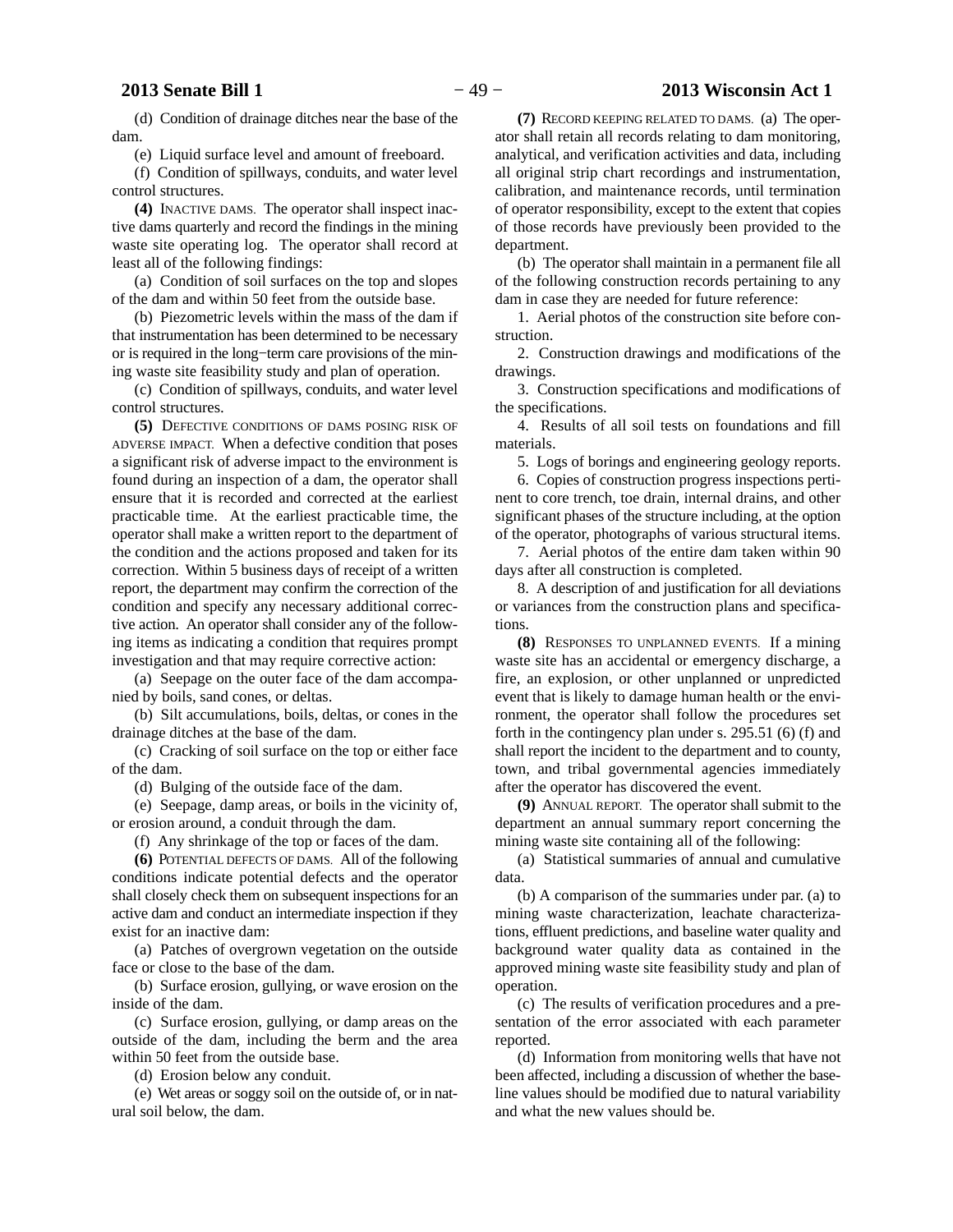(d) Condition of drainage ditches near the base of the dam.

(e) Liquid surface level and amount of freeboard.

(f) Condition of spillways, conduits, and water level control structures.

**(4)** INACTIVE DAMS. The operator shall inspect inactive dams quarterly and record the findings in the mining waste site operating log. The operator shall record at least all of the following findings:

(a) Condition of soil surfaces on the top and slopes of the dam and within 50 feet from the outside base.

(b) Piezometric levels within the mass of the dam if that instrumentation has been determined to be necessary or is required in the long−term care provisions of the mining waste site feasibility study and plan of operation.

(c) Condition of spillways, conduits, and water level control structures.

**(5)** DEFECTIVE CONDITIONS OF DAMS POSING RISK OF ADVERSE IMPACT. When a defective condition that poses a significant risk of adverse impact to the environment is found during an inspection of a dam, the operator shall ensure that it is recorded and corrected at the earliest practicable time. At the earliest practicable time, the operator shall make a written report to the department of the condition and the actions proposed and taken for its correction. Within 5 business days of receipt of a written report, the department may confirm the correction of the condition and specify any necessary additional corrective action. An operator shall consider any of the following items as indicating a condition that requires prompt investigation and that may require corrective action:

(a) Seepage on the outer face of the dam accompanied by boils, sand cones, or deltas.

(b) Silt accumulations, boils, deltas, or cones in the drainage ditches at the base of the dam.

(c) Cracking of soil surface on the top or either face of the dam.

(d) Bulging of the outside face of the dam.

(e) Seepage, damp areas, or boils in the vicinity of, or erosion around, a conduit through the dam.

(f) Any shrinkage of the top or faces of the dam.

**(6)** POTENTIAL DEFECTS OF DAMS. All of the following conditions indicate potential defects and the operator shall closely check them on subsequent inspections for an active dam and conduct an intermediate inspection if they exist for an inactive dam:

(a) Patches of overgrown vegetation on the outside face or close to the base of the dam.

(b) Surface erosion, gullying, or wave erosion on the inside of the dam.

(c) Surface erosion, gullying, or damp areas on the outside of the dam, including the berm and the area within 50 feet from the outside base.

(d) Erosion below any conduit.

(e) Wet areas or soggy soil on the outside of, or in natural soil below, the dam.

**(7)** RECORD KEEPING RELATED TO DAMS. (a) The operator shall retain all records relating to dam monitoring, analytical, and verification activities and data, including all original strip chart recordings and instrumentation, calibration, and maintenance records, until termination of operator responsibility, except to the extent that copies of those records have previously been provided to the department.

(b) The operator shall maintain in a permanent file all of the following construction records pertaining to any dam in case they are needed for future reference:

1. Aerial photos of the construction site before construction.

2. Construction drawings and modifications of the drawings.

3. Construction specifications and modifications of the specifications.

4. Results of all soil tests on foundations and fill materials.

5. Logs of borings and engineering geology reports.

6. Copies of construction progress inspections pertinent to core trench, toe drain, internal drains, and other significant phases of the structure including, at the option of the operator, photographs of various structural items.

7. Aerial photos of the entire dam taken within 90 days after all construction is completed.

8. A description of and justification for all deviations or variances from the construction plans and specifications.

**(8)** RESPONSES TO UNPLANNED EVENTS. If a mining waste site has an accidental or emergency discharge, a fire, an explosion, or other unplanned or unpredicted event that is likely to damage human health or the environment, the operator shall follow the procedures set forth in the contingency plan under s. 295.51 (6) (f) and shall report the incident to the department and to county, town, and tribal governmental agencies immediately after the operator has discovered the event.

**(9)** ANNUAL REPORT. The operator shall submit to the department an annual summary report concerning the mining waste site containing all of the following:

(a) Statistical summaries of annual and cumulative data.

(b) A comparison of the summaries under par. (a) to mining waste characterization, leachate characterizations, effluent predictions, and baseline water quality and background water quality data as contained in the approved mining waste site feasibility study and plan of operation.

(c) The results of verification procedures and a presentation of the error associated with each parameter reported.

(d) Information from monitoring wells that have not been affected, including a discussion of whether the baseline values should be modified due to natural variability and what the new values should be.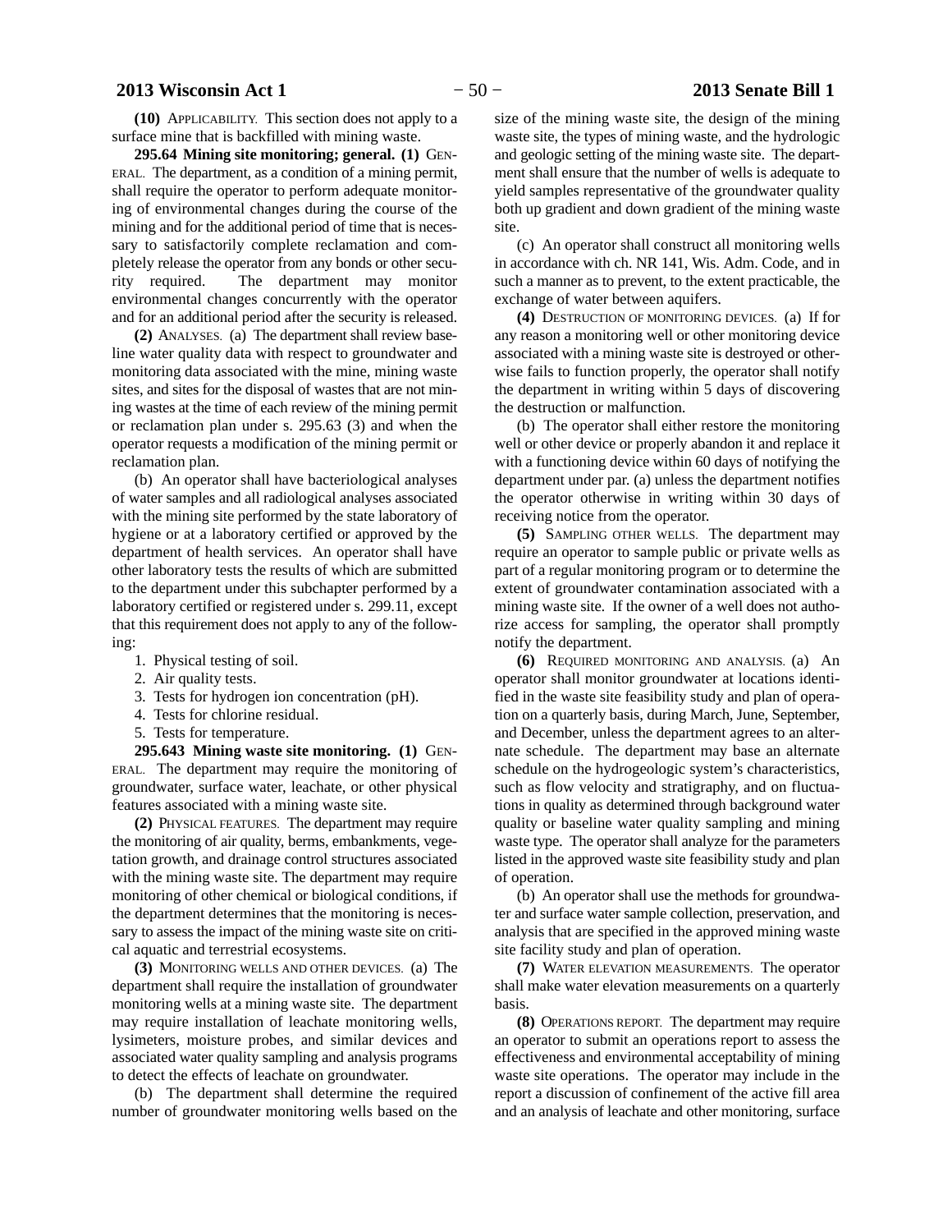**(10)** APPLICABILITY. This section does not apply to a surface mine that is backfilled with mining waste.

**295.64 Mining site monitoring; general. (1)** GENERAL. The department, as a condition of a mining permit, shall require the operator to perform adequate monitoring of environmental changes during the course of the mining and for the additional period of time that is necessary to satisfactorily complete reclamation and completely release the operator from any bonds or other security required. The department may monitor environmental changes concurrently with the operator and for an additional period after the security is released.

**(2)** ANALYSES. (a) The department shall review baseline water quality data with respect to groundwater and monitoring data associated with the mine, mining waste sites, and sites for the disposal of wastes that are not mining wastes at the time of each review of the mining permit or reclamation plan under s. 295.63 (3) and when the operator requests a modification of the mining permit or reclamation plan.

(b) An operator shall have bacteriological analyses of water samples and all radiological analyses associated with the mining site performed by the state laboratory of hygiene or at a laboratory certified or approved by the department of health services. An operator shall have other laboratory tests the results of which are submitted to the department under this subchapter performed by a laboratory certified or registered under s. 299.11, except that this requirement does not apply to any of the following:

1. Physical testing of soil.
2. Air quality tests.
3. Tests for hydrogen ion concentration (pH).
4. Tests for chlorine residual.
5. Tests for temperature.

**295.643 Mining waste site monitoring. (1)** GENERAL. The department may require the monitoring of groundwater, surface water, leachate, or other physical features associated with a mining waste site.

**(2)** PHYSICAL FEATURES. The department may require the monitoring of air quality, berms, embankments, vegetation growth, and drainage control structures associated with the mining waste site. The department may require monitoring of other chemical or biological conditions, if the department determines that the monitoring is necessary to assess the impact of the mining waste site on critical aquatic and terrestrial ecosystems.

**(3)** MONITORING WELLS AND OTHER DEVICES. (a) The department shall require the installation of groundwater monitoring wells at a mining waste site. The department may require installation of leachate monitoring wells, lysimeters, moisture probes, and similar devices and associated water quality sampling and analysis programs to detect the effects of leachate on groundwater.

(b) The department shall determine the required number of groundwater monitoring wells based on the size of the mining waste site, the design of the mining waste site, the types of mining waste, and the hydrologic and geologic setting of the mining waste site. The department shall ensure that the number of wells is adequate to yield samples representative of the groundwater quality both up gradient and down gradient of the mining waste site.

(c) An operator shall construct all monitoring wells in accordance with ch. NR 141, Wis. Adm. Code, and in such a manner as to prevent, to the extent practicable, the exchange of water between aquifers.

**(4)** DESTRUCTION OF MONITORING DEVICES. (a) If for any reason a monitoring well or other monitoring device associated with a mining waste site is destroyed or otherwise fails to function properly, the operator shall notify the department in writing within 5 days of discovering the destruction or malfunction.

(b) The operator shall either restore the monitoring well or other device or properly abandon it and replace it with a functioning device within 60 days of notifying the department under par. (a) unless the department notifies the operator otherwise in writing within 30 days of receiving notice from the operator.

**(5)** SAMPLING OTHER WELLS. The department may require an operator to sample public or private wells as part of a regular monitoring program or to determine the extent of groundwater contamination associated with a mining waste site. If the owner of a well does not authorize access for sampling, the operator shall promptly notify the department.

**(6)** REQUIRED MONITORING AND ANALYSIS. (a) An operator shall monitor groundwater at locations identified in the waste site feasibility study and plan of operation on a quarterly basis, during March, June, September, and December, unless the department agrees to an alternate schedule. The department may base an alternate schedule on the hydrogeologic system's characteristics, such as flow velocity and stratigraphy, and on fluctuations in quality as determined through background water quality or baseline water quality sampling and mining waste type. The operator shall analyze for the parameters listed in the approved waste site feasibility study and plan of operation.

(b) An operator shall use the methods for groundwater and surface water sample collection, preservation, and analysis that are specified in the approved mining waste site facility study and plan of operation.

**(7)** WATER ELEVATION MEASUREMENTS. The operator shall make water elevation measurements on a quarterly basis.

**(8)** OPERATIONS REPORT. The department may require an operator to submit an operations report to assess the effectiveness and environmental acceptability of mining waste site operations. The operator may include in the report a discussion of confinement of the active fill area and an analysis of leachate and other monitoring, surface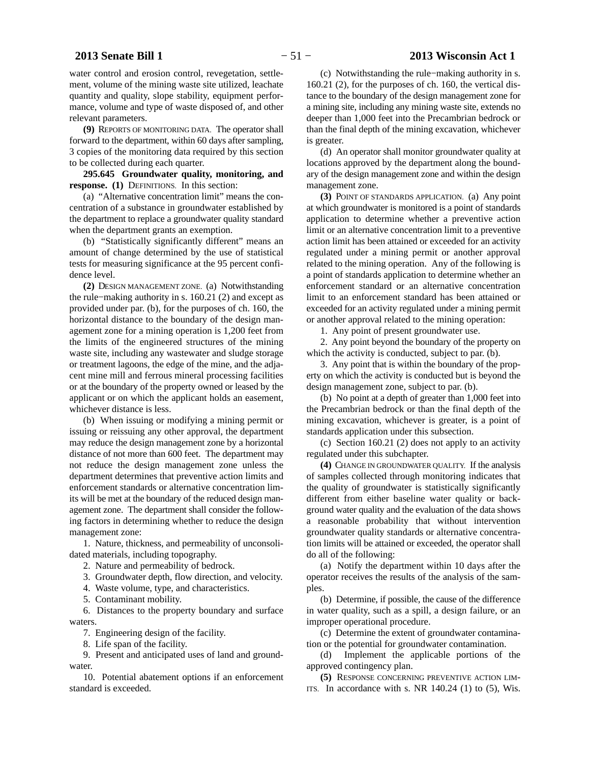water control and erosion control, revegetation, settlement, volume of the mining waste site utilized, leachate quantity and quality, slope stability, equipment performance, volume and type of waste disposed of, and other relevant parameters.

**(9)** REPORTS OF MONITORING DATA. The operator shall forward to the department, within 60 days after sampling, 3 copies of the monitoring data required by this section to be collected during each quarter.

**295.645 Groundwater quality, monitoring, and response. (1)** DEFINITIONS. In this section:

(a) "Alternative concentration limit" means the concentration of a substance in groundwater established by the department to replace a groundwater quality standard when the department grants an exemption.

(b) "Statistically significantly different" means an amount of change determined by the use of statistical tests for measuring significance at the 95 percent confidence level.

**(2)** DESIGN MANAGEMENT ZONE. (a) Notwithstanding the rule−making authority in s. 160.21 (2) and except as provided under par. (b), for the purposes of ch. 160, the horizontal distance to the boundary of the design management zone for a mining operation is 1,200 feet from the limits of the engineered structures of the mining waste site, including any wastewater and sludge storage or treatment lagoons, the edge of the mine, and the adjacent mine mill and ferrous mineral processing facilities or at the boundary of the property owned or leased by the applicant or on which the applicant holds an easement, whichever distance is less.

(b) When issuing or modifying a mining permit or issuing or reissuing any other approval, the department may reduce the design management zone by a horizontal distance of not more than 600 feet. The department may not reduce the design management zone unless the department determines that preventive action limits and enforcement standards or alternative concentration limits will be met at the boundary of the reduced design management zone. The department shall consider the following factors in determining whether to reduce the design management zone:

1. Nature, thickness, and permeability of unconsolidated materials, including topography.

2. Nature and permeability of bedrock.

3. Groundwater depth, flow direction, and velocity.

4. Waste volume, type, and characteristics.

5. Contaminant mobility.

6. Distances to the property boundary and surface waters.

7. Engineering design of the facility.

8. Life span of the facility.

9. Present and anticipated uses of land and groundwater.

10. Potential abatement options if an enforcement standard is exceeded.

(c) Notwithstanding the rule−making authority in s. 160.21 (2), for the purposes of ch. 160, the vertical distance to the boundary of the design management zone for a mining site, including any mining waste site, extends no deeper than 1,000 feet into the Precambrian bedrock or than the final depth of the mining excavation, whichever is greater.

(d) An operator shall monitor groundwater quality at locations approved by the department along the boundary of the design management zone and within the design management zone.

**(3)** POINT OF STANDARDS APPLICATION. (a) Any point at which groundwater is monitored is a point of standards application to determine whether a preventive action limit or an alternative concentration limit to a preventive action limit has been attained or exceeded for an activity regulated under a mining permit or another approval related to the mining operation. Any of the following is a point of standards application to determine whether an enforcement standard or an alternative concentration limit to an enforcement standard has been attained or exceeded for an activity regulated under a mining permit or another approval related to the mining operation:

1. Any point of present groundwater use.

2. Any point beyond the boundary of the property on which the activity is conducted, subject to par. (b).

3. Any point that is within the boundary of the property on which the activity is conducted but is beyond the design management zone, subject to par. (b).

(b) No point at a depth of greater than 1,000 feet into the Precambrian bedrock or than the final depth of the mining excavation, whichever is greater, is a point of standards application under this subsection.

(c) Section 160.21 (2) does not apply to an activity regulated under this subchapter.

**(4)** CHANGE IN GROUNDWATER QUALITY. If the analysis of samples collected through monitoring indicates that the quality of groundwater is statistically significantly different from either baseline water quality or background water quality and the evaluation of the data shows a reasonable probability that without intervention groundwater quality standards or alternative concentration limits will be attained or exceeded, the operator shall do all of the following:

(a) Notify the department within 10 days after the operator receives the results of the analysis of the samples.

(b) Determine, if possible, the cause of the difference in water quality, such as a spill, a design failure, or an improper operational procedure.

(c) Determine the extent of groundwater contamination or the potential for groundwater contamination.

(d) Implement the applicable portions of the approved contingency plan.

**(5)** RESPONSE CONCERNING PREVENTIVE ACTION LIMITS. In accordance with s. NR 140.24 (1) to (5), Wis.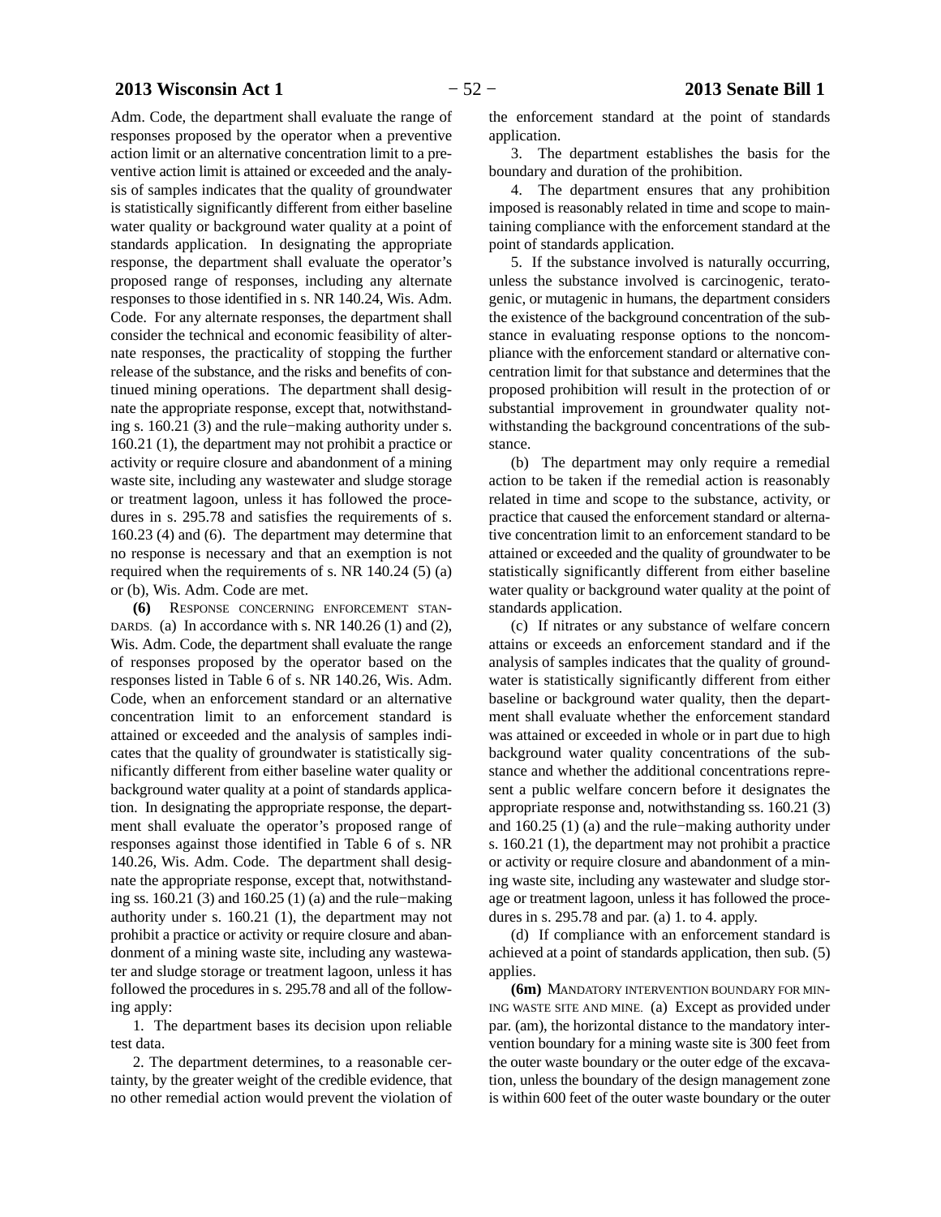Adm. Code, the department shall evaluate the range of responses proposed by the operator when a preventive action limit or an alternative concentration limit to a preventive action limit is attained or exceeded and the analysis of samples indicates that the quality of groundwater is statistically significantly different from either baseline water quality or background water quality at a point of standards application. In designating the appropriate response, the department shall evaluate the operator's proposed range of responses, including any alternate responses to those identified in s. NR 140.24, Wis. Adm. Code. For any alternate responses, the department shall consider the technical and economic feasibility of alternate responses, the practicality of stopping the further release of the substance, and the risks and benefits of continued mining operations. The department shall designate the appropriate response, except that, notwithstanding s. 160.21 (3) and the rule−making authority under s. 160.21 (1), the department may not prohibit a practice or activity or require closure and abandonment of a mining waste site, including any wastewater and sludge storage or treatment lagoon, unless it has followed the procedures in s. 295.78 and satisfies the requirements of s. 160.23 (4) and (6). The department may determine that no response is necessary and that an exemption is not required when the requirements of s. NR 140.24 (5) (a) or (b), Wis. Adm. Code are met.

**(6)** RESPONSE CONCERNING ENFORCEMENT STANDARDS. (a) In accordance with s. NR 140.26 (1) and (2), Wis. Adm. Code, the department shall evaluate the range of responses proposed by the operator based on the responses listed in Table 6 of s. NR 140.26, Wis. Adm. Code, when an enforcement standard or an alternative concentration limit to an enforcement standard is attained or exceeded and the analysis of samples indicates that the quality of groundwater is statistically significantly different from either baseline water quality or background water quality at a point of standards application. In designating the appropriate response, the department shall evaluate the operator's proposed range of responses against those identified in Table 6 of s. NR 140.26, Wis. Adm. Code. The department shall designate the appropriate response, except that, notwithstanding ss. 160.21 (3) and 160.25 (1) (a) and the rule−making authority under s. 160.21 (1), the department may not prohibit a practice or activity or require closure and abandonment of a mining waste site, including any wastewater and sludge storage or treatment lagoon, unless it has followed the procedures in s. 295.78 and all of the following apply:

1. The department bases its decision upon reliable test data.

2. The department determines, to a reasonable certainty, by the greater weight of the credible evidence, that no other remedial action would prevent the violation of the enforcement standard at the point of standards application.

3. The department establishes the basis for the boundary and duration of the prohibition.

4. The department ensures that any prohibition imposed is reasonably related in time and scope to maintaining compliance with the enforcement standard at the point of standards application.

5. If the substance involved is naturally occurring, unless the substance involved is carcinogenic, teratogenic, or mutagenic in humans, the department considers the existence of the background concentration of the substance in evaluating response options to the noncompliance with the enforcement standard or alternative concentration limit for that substance and determines that the proposed prohibition will result in the protection of or substantial improvement in groundwater quality notwithstanding the background concentrations of the substance.

(b) The department may only require a remedial action to be taken if the remedial action is reasonably related in time and scope to the substance, activity, or practice that caused the enforcement standard or alternative concentration limit to an enforcement standard to be attained or exceeded and the quality of groundwater to be statistically significantly different from either baseline water quality or background water quality at the point of standards application.

(c) If nitrates or any substance of welfare concern attains or exceeds an enforcement standard and if the analysis of samples indicates that the quality of groundwater is statistically significantly different from either baseline or background water quality, then the department shall evaluate whether the enforcement standard was attained or exceeded in whole or in part due to high background water quality concentrations of the substance and whether the additional concentrations represent a public welfare concern before it designates the appropriate response and, notwithstanding ss. 160.21 (3) and 160.25 (1) (a) and the rule−making authority under s. 160.21 (1), the department may not prohibit a practice or activity or require closure and abandonment of a mining waste site, including any wastewater and sludge storage or treatment lagoon, unless it has followed the procedures in s. 295.78 and par. (a) 1. to 4. apply.

(d) If compliance with an enforcement standard is achieved at a point of standards application, then sub. (5) applies.

**(6m)** MANDATORY INTERVENTION BOUNDARY FOR MINING WASTE SITE AND MINE. (a) Except as provided under par. (am), the horizontal distance to the mandatory intervention boundary for a mining waste site is 300 feet from the outer waste boundary or the outer edge of the excavation, unless the boundary of the design management zone is within 600 feet of the outer waste boundary or the outer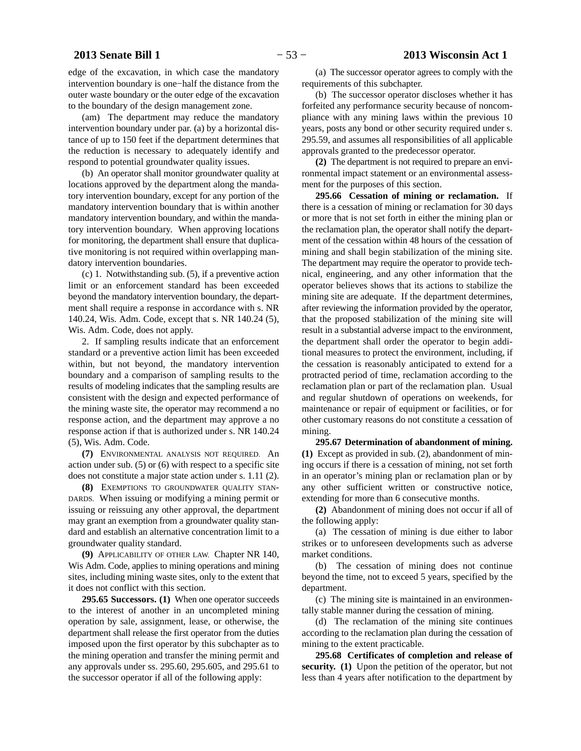edge of the excavation, in which case the mandatory intervention boundary is one−half the distance from the outer waste boundary or the outer edge of the excavation to the boundary of the design management zone.

(am) The department may reduce the mandatory intervention boundary under par. (a) by a horizontal distance of up to 150 feet if the department determines that the reduction is necessary to adequately identify and respond to potential groundwater quality issues.

(b) An operator shall monitor groundwater quality at locations approved by the department along the mandatory intervention boundary, except for any portion of the mandatory intervention boundary that is within another mandatory intervention boundary, and within the mandatory intervention boundary. When approving locations for monitoring, the department shall ensure that duplicative monitoring is not required within overlapping mandatory intervention boundaries.

(c) 1. Notwithstanding sub. (5), if a preventive action limit or an enforcement standard has been exceeded beyond the mandatory intervention boundary, the department shall require a response in accordance with s. NR 140.24, Wis. Adm. Code, except that s. NR 140.24 (5), Wis. Adm. Code, does not apply.

2. If sampling results indicate that an enforcement standard or a preventive action limit has been exceeded within, but not beyond, the mandatory intervention boundary and a comparison of sampling results to the results of modeling indicates that the sampling results are consistent with the design and expected performance of the mining waste site, the operator may recommend a no response action, and the department may approve a no response action if that is authorized under s. NR 140.24 (5), Wis. Adm. Code.

**(7)** ENVIRONMENTAL ANALYSIS NOT REQUIRED. An action under sub. (5) or (6) with respect to a specific site does not constitute a major state action under s. 1.11 (2).

**(8)** EXEMPTIONS TO GROUNDWATER QUALITY STANDARDS. When issuing or modifying a mining permit or issuing or reissuing any other approval, the department may grant an exemption from a groundwater quality standard and establish an alternative concentration limit to a groundwater quality standard.

**(9)** APPLICABILITY OF OTHER LAW. Chapter NR 140, Wis Adm. Code, applies to mining operations and mining sites, including mining waste sites, only to the extent that it does not conflict with this section.

**295.65 Successors. (1)** When one operator succeeds to the interest of another in an uncompleted mining operation by sale, assignment, lease, or otherwise, the department shall release the first operator from the duties imposed upon the first operator by this subchapter as to the mining operation and transfer the mining permit and any approvals under ss. 295.60, 295.605, and 295.61 to the successor operator if all of the following apply:

(a) The successor operator agrees to comply with the requirements of this subchapter.

(b) The successor operator discloses whether it has forfeited any performance security because of noncompliance with any mining laws within the previous 10 years, posts any bond or other security required under s. 295.59, and assumes all responsibilities of all applicable approvals granted to the predecessor operator.

**(2)** The department is not required to prepare an environmental impact statement or an environmental assessment for the purposes of this section.

**295.66 Cessation of mining or reclamation.** If there is a cessation of mining or reclamation for 30 days or more that is not set forth in either the mining plan or the reclamation plan, the operator shall notify the department of the cessation within 48 hours of the cessation of mining and shall begin stabilization of the mining site. The department may require the operator to provide technical, engineering, and any other information that the operator believes shows that its actions to stabilize the mining site are adequate. If the department determines, after reviewing the information provided by the operator, that the proposed stabilization of the mining site will result in a substantial adverse impact to the environment, the department shall order the operator to begin additional measures to protect the environment, including, if the cessation is reasonably anticipated to extend for a protracted period of time, reclamation according to the reclamation plan or part of the reclamation plan. Usual and regular shutdown of operations on weekends, for maintenance or repair of equipment or facilities, or for other customary reasons do not constitute a cessation of mining.

**295.67 Determination of abandonment of mining. (1)** Except as provided in sub. (2), abandonment of mining occurs if there is a cessation of mining, not set forth in an operator's mining plan or reclamation plan or by any other sufficient written or constructive notice, extending for more than 6 consecutive months.

**(2)** Abandonment of mining does not occur if all of the following apply:

(a) The cessation of mining is due either to labor strikes or to unforeseen developments such as adverse market conditions.

(b) The cessation of mining does not continue beyond the time, not to exceed 5 years, specified by the department.

(c) The mining site is maintained in an environmentally stable manner during the cessation of mining.

(d) The reclamation of the mining site continues according to the reclamation plan during the cessation of mining to the extent practicable.

**295.68 Certificates of completion and release of security. (1)** Upon the petition of the operator, but not less than 4 years after notification to the department by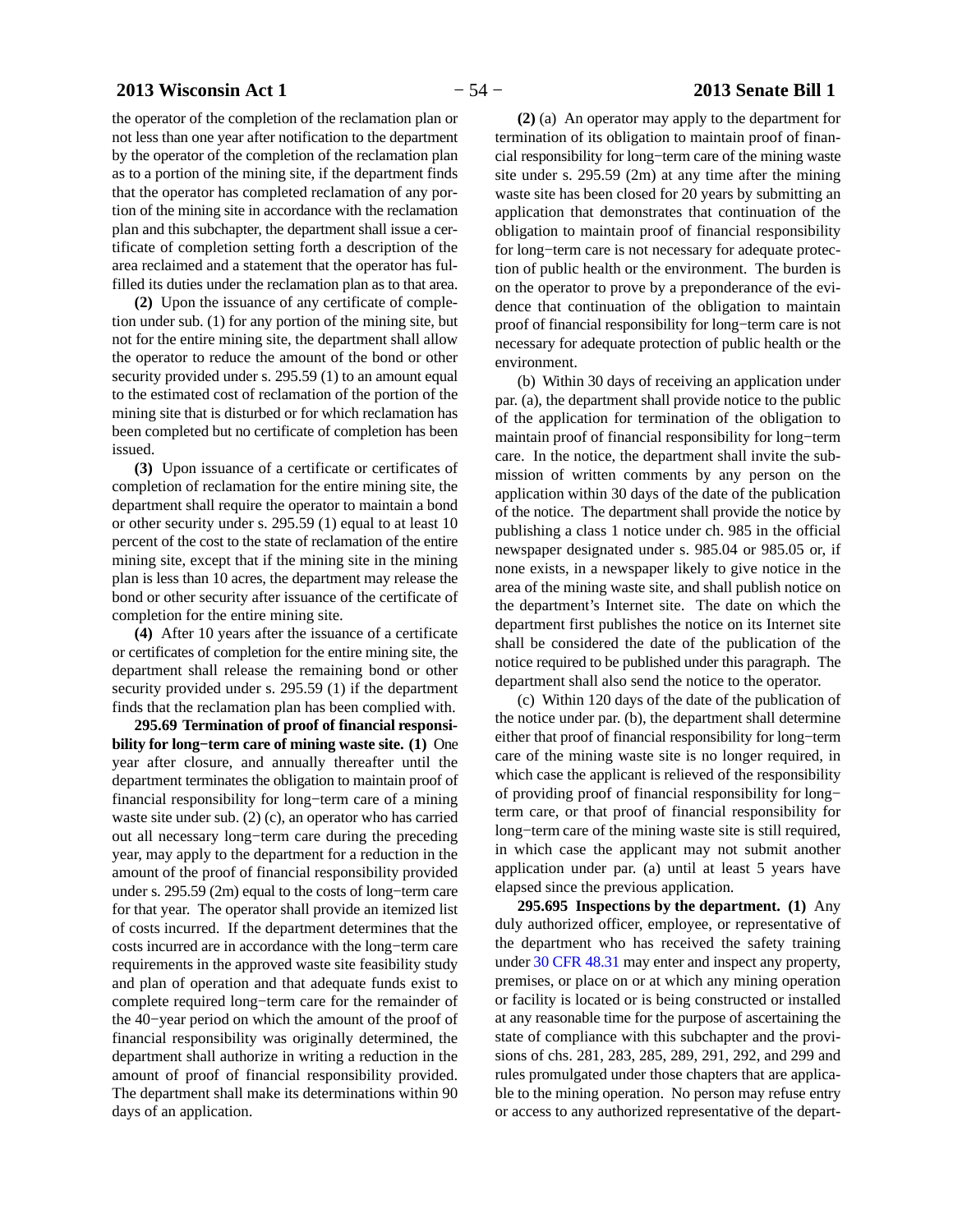the operator of the completion of the reclamation plan or not less than one year after notification to the department by the operator of the completion of the reclamation plan as to a portion of the mining site, if the department finds that the operator has completed reclamation of any portion of the mining site in accordance with the reclamation plan and this subchapter, the department shall issue a certificate of completion setting forth a description of the area reclaimed and a statement that the operator has fulfilled its duties under the reclamation plan as to that area.

**(2)** Upon the issuance of any certificate of completion under sub. (1) for any portion of the mining site, but not for the entire mining site, the department shall allow the operator to reduce the amount of the bond or other security provided under s. 295.59 (1) to an amount equal to the estimated cost of reclamation of the portion of the mining site that is disturbed or for which reclamation has been completed but no certificate of completion has been issued.

**(3)** Upon issuance of a certificate or certificates of completion of reclamation for the entire mining site, the department shall require the operator to maintain a bond or other security under s. 295.59 (1) equal to at least 10 percent of the cost to the state of reclamation of the entire mining site, except that if the mining site in the mining plan is less than 10 acres, the department may release the bond or other security after issuance of the certificate of completion for the entire mining site.

**(4)** After 10 years after the issuance of a certificate or certificates of completion for the entire mining site, the department shall release the remaining bond or other security provided under s. 295.59 (1) if the department finds that the reclamation plan has been complied with.

**295.69 Termination of proof of financial responsibility for long−term care of mining waste site. (1)** One year after closure, and annually thereafter until the department terminates the obligation to maintain proof of financial responsibility for long−term care of a mining waste site under sub. (2) (c), an operator who has carried out all necessary long−term care during the preceding year, may apply to the department for a reduction in the amount of the proof of financial responsibility provided under s. 295.59 (2m) equal to the costs of long−term care for that year. The operator shall provide an itemized list of costs incurred. If the department determines that the costs incurred are in accordance with the long−term care requirements in the approved waste site feasibility study and plan of operation and that adequate funds exist to complete required long−term care for the remainder of the 40−year period on which the amount of the proof of financial responsibility was originally determined, the department shall authorize in writing a reduction in the amount of proof of financial responsibility provided. The department shall make its determinations within 90 days of an application.

**(2)** (a) An operator may apply to the department for termination of its obligation to maintain proof of financial responsibility for long−term care of the mining waste site under s. 295.59 (2m) at any time after the mining waste site has been closed for 20 years by submitting an application that demonstrates that continuation of the obligation to maintain proof of financial responsibility for long−term care is not necessary for adequate protection of public health or the environment. The burden is on the operator to prove by a preponderance of the evidence that continuation of the obligation to maintain proof of financial responsibility for long−term care is not necessary for adequate protection of public health or the environment.

(b) Within 30 days of receiving an application under par. (a), the department shall provide notice to the public of the application for termination of the obligation to maintain proof of financial responsibility for long−term care. In the notice, the department shall invite the submission of written comments by any person on the application within 30 days of the date of the publication of the notice. The department shall provide the notice by publishing a class 1 notice under ch. 985 in the official newspaper designated under s. 985.04 or 985.05 or, if none exists, in a newspaper likely to give notice in the area of the mining waste site, and shall publish notice on the department's Internet site. The date on which the department first publishes the notice on its Internet site shall be considered the date of the publication of the notice required to be published under this paragraph. The department shall also send the notice to the operator.

(c) Within 120 days of the date of the publication of the notice under par. (b), the department shall determine either that proof of financial responsibility for long−term care of the mining waste site is no longer required, in which case the applicant is relieved of the responsibility of providing proof of financial responsibility for long−term care, or that proof of financial responsibility for long−term care of the mining waste site is still required, in which case the applicant may not submit another application under par. (a) until at least 5 years have elapsed since the previous application.

**295.695 Inspections by the department. (1)** Any duly authorized officer, employee, or representative of the department who has received the safety training under 30 CFR 48.31 may enter and inspect any property, premises, or place on or at which any mining operation or facility is located or is being constructed or installed at any reasonable time for the purpose of ascertaining the state of compliance with this subchapter and the provisions of chs. 281, 283, 285, 289, 291, 292, and 299 and rules promulgated under those chapters that are applicable to the mining operation. No person may refuse entry or access to any authorized representative of the depart-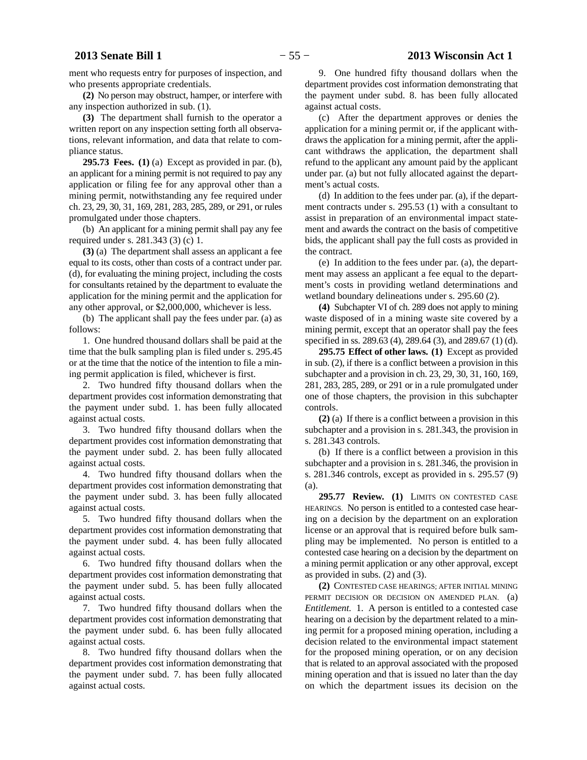ment who requests entry for purposes of inspection, and who presents appropriate credentials.

**(2)** No person may obstruct, hamper, or interfere with any inspection authorized in sub. (1).

**(3)** The department shall furnish to the operator a written report on any inspection setting forth all observations, relevant information, and data that relate to compliance status.

**295.73 Fees. (1)** (a) Except as provided in par. (b), an applicant for a mining permit is not required to pay any application or filing fee for any approval other than a mining permit, notwithstanding any fee required under ch. 23, 29, 30, 31, 169, 281, 283, 285, 289, or 291, or rules promulgated under those chapters.

(b) An applicant for a mining permit shall pay any fee required under s. 281.343 (3) (c) 1.

**(3)** (a) The department shall assess an applicant a fee equal to its costs, other than costs of a contract under par. (d), for evaluating the mining project, including the costs for consultants retained by the department to evaluate the application for the mining permit and the application for any other approval, or $2,000,000, whichever is less.

(b) The applicant shall pay the fees under par. (a) as follows:

1. One hundred thousand dollars shall be paid at the time that the bulk sampling plan is filed under s. 295.45 or at the time that the notice of the intention to file a mining permit application is filed, whichever is first.

2. Two hundred fifty thousand dollars when the department provides cost information demonstrating that the payment under subd. 1. has been fully allocated against actual costs.

3. Two hundred fifty thousand dollars when the department provides cost information demonstrating that the payment under subd. 2. has been fully allocated against actual costs.

4. Two hundred fifty thousand dollars when the department provides cost information demonstrating that the payment under subd. 3. has been fully allocated against actual costs.

5. Two hundred fifty thousand dollars when the department provides cost information demonstrating that the payment under subd. 4. has been fully allocated against actual costs.

6. Two hundred fifty thousand dollars when the department provides cost information demonstrating that the payment under subd. 5. has been fully allocated against actual costs.

7. Two hundred fifty thousand dollars when the department provides cost information demonstrating that the payment under subd. 6. has been fully allocated against actual costs.

8. Two hundred fifty thousand dollars when the department provides cost information demonstrating that the payment under subd. 7. has been fully allocated against actual costs.

9. One hundred fifty thousand dollars when the department provides cost information demonstrating that the payment under subd. 8. has been fully allocated against actual costs.

(c) After the department approves or denies the application for a mining permit or, if the applicant withdraws the application for a mining permit, after the applicant withdraws the application, the department shall refund to the applicant any amount paid by the applicant under par. (a) but not fully allocated against the department's actual costs.

(d) In addition to the fees under par. (a), if the department contracts under s. 295.53 (1) with a consultant to assist in preparation of an environmental impact statement and awards the contract on the basis of competitive bids, the applicant shall pay the full costs as provided in the contract.

(e) In addition to the fees under par. (a), the department may assess an applicant a fee equal to the department's costs in providing wetland determinations and wetland boundary delineations under s. 295.60 (2).

**(4)** Subchapter VI of ch. 289 does not apply to mining waste disposed of in a mining waste site covered by a mining permit, except that an operator shall pay the fees specified in ss. 289.63 (4), 289.64 (3), and 289.67 (1) (d).

**295.75 Effect of other laws. (1)** Except as provided in sub. (2), if there is a conflict between a provision in this subchapter and a provision in ch. 23, 29, 30, 31, 160, 169, 281, 283, 285, 289, or 291 or in a rule promulgated under one of those chapters, the provision in this subchapter controls.

**(2)** (a) If there is a conflict between a provision in this subchapter and a provision in s. 281.343, the provision in s. 281.343 controls.

(b) If there is a conflict between a provision in this subchapter and a provision in s. 281.346, the provision in s. 281.346 controls, except as provided in s. 295.57 (9) (a).

**295.77 Review. (1)** LIMITS ON CONTESTED CASE HEARINGS. No person is entitled to a contested case hearing on a decision by the department on an exploration license or an approval that is required before bulk sampling may be implemented. No person is entitled to a contested case hearing on a decision by the department on a mining permit application or any other approval, except as provided in subs. (2) and (3).

**(2)** CONTESTED CASE HEARINGS; AFTER INITIAL MINING PERMIT DECISION OR DECISION ON AMENDED PLAN. (a) *Entitlement.* 1. A person is entitled to a contested case hearing on a decision by the department related to a mining permit for a proposed mining operation, including a decision related to the environmental impact statement for the proposed mining operation, or on any decision that is related to an approval associated with the proposed mining operation and that is issued no later than the day on which the department issues its decision on the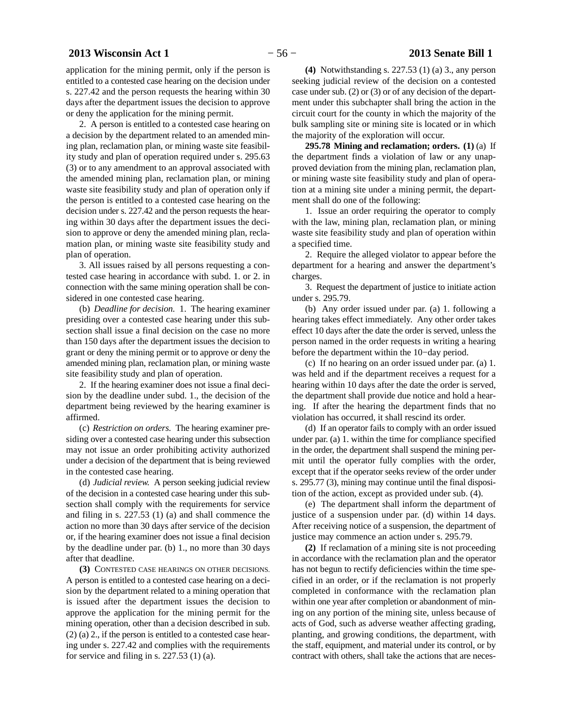application for the mining permit, only if the person is entitled to a contested case hearing on the decision under s. 227.42 and the person requests the hearing within 30 days after the department issues the decision to approve or deny the application for the mining permit.

2. A person is entitled to a contested case hearing on a decision by the department related to an amended mining plan, reclamation plan, or mining waste site feasibility study and plan of operation required under s. 295.63 (3) or to any amendment to an approval associated with the amended mining plan, reclamation plan, or mining waste site feasibility study and plan of operation only if the person is entitled to a contested case hearing on the decision under s. 227.42 and the person requests the hearing within 30 days after the department issues the decision to approve or deny the amended mining plan, reclamation plan, or mining waste site feasibility study and plan of operation.

3. All issues raised by all persons requesting a contested case hearing in accordance with subd. 1. or 2. in connection with the same mining operation shall be considered in one contested case hearing.

(b) *Deadline for decision.* 1. The hearing examiner presiding over a contested case hearing under this subsection shall issue a final decision on the case no more than 150 days after the department issues the decision to grant or deny the mining permit or to approve or deny the amended mining plan, reclamation plan, or mining waste site feasibility study and plan of operation.

2. If the hearing examiner does not issue a final decision by the deadline under subd. 1., the decision of the department being reviewed by the hearing examiner is affirmed.

(c) *Restriction on orders.* The hearing examiner presiding over a contested case hearing under this subsection may not issue an order prohibiting activity authorized under a decision of the department that is being reviewed in the contested case hearing.

(d) *Judicial review.* A person seeking judicial review of the decision in a contested case hearing under this subsection shall comply with the requirements for service and filing in s. 227.53 (1) (a) and shall commence the action no more than 30 days after service of the decision or, if the hearing examiner does not issue a final decision by the deadline under par. (b) 1., no more than 30 days after that deadline.

**(3)** CONTESTED CASE HEARINGS ON OTHER DECISIONS. A person is entitled to a contested case hearing on a decision by the department related to a mining operation that is issued after the department issues the decision to approve the application for the mining permit for the mining operation, other than a decision described in sub. (2) (a) 2., if the person is entitled to a contested case hearing under s. 227.42 and complies with the requirements for service and filing in s. 227.53 (1) (a).

**(4)** Notwithstanding s. 227.53 (1) (a) 3., any person seeking judicial review of the decision on a contested case under sub. (2) or (3) or of any decision of the department under this subchapter shall bring the action in the circuit court for the county in which the majority of the bulk sampling site or mining site is located or in which the majority of the exploration will occur.

**295.78 Mining and reclamation; orders. (1)** (a) If the department finds a violation of law or any unapproved deviation from the mining plan, reclamation plan, or mining waste site feasibility study and plan of operation at a mining site under a mining permit, the department shall do one of the following:

1. Issue an order requiring the operator to comply with the law, mining plan, reclamation plan, or mining waste site feasibility study and plan of operation within a specified time.

2. Require the alleged violator to appear before the department for a hearing and answer the department's charges.

3. Request the department of justice to initiate action under s. 295.79.

(b) Any order issued under par. (a) 1. following a hearing takes effect immediately. Any other order takes effect 10 days after the date the order is served, unless the person named in the order requests in writing a hearing before the department within the 10−day period.

(c) If no hearing on an order issued under par. (a) 1. was held and if the department receives a request for a hearing within 10 days after the date the order is served, the department shall provide due notice and hold a hearing. If after the hearing the department finds that no violation has occurred, it shall rescind its order.

(d) If an operator fails to comply with an order issued under par. (a) 1. within the time for compliance specified in the order, the department shall suspend the mining permit until the operator fully complies with the order, except that if the operator seeks review of the order under s. 295.77 (3), mining may continue until the final disposition of the action, except as provided under sub. (4).

(e) The department shall inform the department of justice of a suspension under par. (d) within 14 days. After receiving notice of a suspension, the department of justice may commence an action under s. 295.79.

**(2)** If reclamation of a mining site is not proceeding in accordance with the reclamation plan and the operator has not begun to rectify deficiencies within the time specified in an order, or if the reclamation is not properly completed in conformance with the reclamation plan within one year after completion or abandonment of mining on any portion of the mining site, unless because of acts of God, such as adverse weather affecting grading, planting, and growing conditions, the department, with the staff, equipment, and material under its control, or by contract with others, shall take the actions that are neces-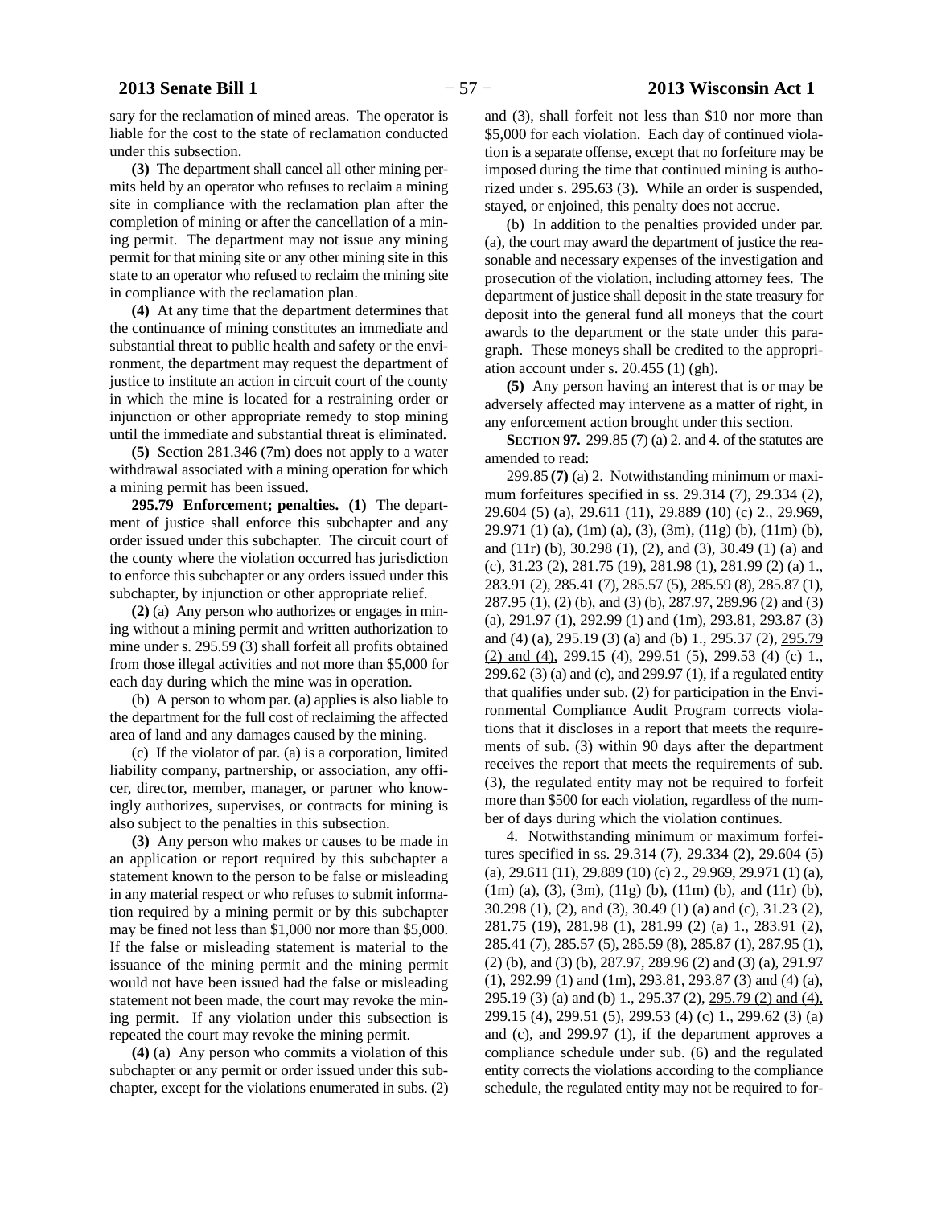sary for the reclamation of mined areas. The operator is liable for the cost to the state of reclamation conducted under this subsection.

**(3)** The department shall cancel all other mining permits held by an operator who refuses to reclaim a mining site in compliance with the reclamation plan after the completion of mining or after the cancellation of a mining permit. The department may not issue any mining permit for that mining site or any other mining site in this state to an operator who refused to reclaim the mining site in compliance with the reclamation plan.

**(4)** At any time that the department determines that the continuance of mining constitutes an immediate and substantial threat to public health and safety or the environment, the department may request the department of justice to institute an action in circuit court of the county in which the mine is located for a restraining order or injunction or other appropriate remedy to stop mining until the immediate and substantial threat is eliminated.

**(5)** Section 281.346 (7m) does not apply to a water withdrawal associated with a mining operation for which a mining permit has been issued.

**295.79 Enforcement; penalties. (1)** The department of justice shall enforce this subchapter and any order issued under this subchapter. The circuit court of the county where the violation occurred has jurisdiction to enforce this subchapter or any orders issued under this subchapter, by injunction or other appropriate relief.

**(2)** (a) Any person who authorizes or engages in mining without a mining permit and written authorization to mine under s. 295.59 (3) shall forfeit all profits obtained from those illegal activities and not more than $5,000 for each day during which the mine was in operation.

(b) A person to whom par. (a) applies is also liable to the department for the full cost of reclaiming the affected area of land and any damages caused by the mining.

(c) If the violator of par. (a) is a corporation, limited liability company, partnership, or association, any officer, director, member, manager, or partner who knowingly authorizes, supervises, or contracts for mining is also subject to the penalties in this subsection.

**(3)** Any person who makes or causes to be made in an application or report required by this subchapter a statement known to the person to be false or misleading in any material respect or who refuses to submit information required by a mining permit or by this subchapter may be fined not less than $1,000 nor more than $5,000. If the false or misleading statement is material to the issuance of the mining permit and the mining permit would not have been issued had the false or misleading statement not been made, the court may revoke the mining permit. If any violation under this subsection is repeated the court may revoke the mining permit.

**(4)** (a) Any person who commits a violation of this subchapter or any permit or order issued under this subchapter, except for the violations enumerated in subs. (2) and (3), shall forfeit not less than $10 nor more than $5,000 for each violation. Each day of continued violation is a separate offense, except that no forfeiture may be imposed during the time that continued mining is authorized under s. 295.63 (3). While an order is suspended, stayed, or enjoined, this penalty does not accrue.

(b) In addition to the penalties provided under par. (a), the court may award the department of justice the reasonable and necessary expenses of the investigation and prosecution of the violation, including attorney fees. The department of justice shall deposit in the state treasury for deposit into the general fund all moneys that the court awards to the department or the state under this paragraph. These moneys shall be credited to the appropriation account under s. 20.455 (1) (gh).

**(5)** Any person having an interest that is or may be adversely affected may intervene as a matter of right, in any enforcement action brought under this section.

**SECTION 97.** 299.85 (7) (a) 2. and 4. of the statutes are amended to read:

299.85 **(7)** (a) 2. Notwithstanding minimum or maximum forfeitures specified in ss. 29.314 (7), 29.334 (2), 29.604 (5) (a), 29.611 (11), 29.889 (10) (c) 2., 29.969, 29.971 (1) (a), (1m) (a), (3), (3m), (11g) (b), (11m) (b), and (11r) (b), 30.298 (1), (2), and (3), 30.49 (1) (a) and (c), 31.23 (2), 281.75 (19), 281.98 (1), 281.99 (2) (a) 1., 283.91 (2), 285.41 (7), 285.57 (5), 285.59 (8), 285.87 (1), 287.95 (1), (2) (b), and (3) (b), 287.97, 289.96 (2) and (3) (a), 291.97 (1), 292.99 (1) and (1m), 293.81, 293.87 (3) and (4) (a), 295.19 (3) (a) and (b) 1., 295.37 (2), 295.79 (2) and (4), 299.15 (4), 299.51 (5), 299.53 (4) (c) 1., 299.62 (3) (a) and (c), and 299.97 (1), if a regulated entity that qualifies under sub. (2) for participation in the Environmental Compliance Audit Program corrects violations that it discloses in a report that meets the requirements of sub. (3) within 90 days after the department receives the report that meets the requirements of sub. (3), the regulated entity may not be required to forfeit more than $500 for each violation, regardless of the number of days during which the violation continues.

4. Notwithstanding minimum or maximum forfeitures specified in ss. 29.314 (7), 29.334 (2), 29.604 (5) (a), 29.611 (11), 29.889 (10) (c) 2., 29.969, 29.971 (1) (a), (1m) (a), (3), (3m), (11g) (b), (11m) (b), and (11r) (b), 30.298 (1), (2), and (3), 30.49 (1) (a) and (c), 31.23 (2), 281.75 (19), 281.98 (1), 281.99 (2) (a) 1., 283.91 (2), 285.41 (7), 285.57 (5), 285.59 (8), 285.87 (1), 287.95 (1), (2) (b), and (3) (b), 287.97, 289.96 (2) and (3) (a), 291.97 (1), 292.99 (1) and (1m), 293.81, 293.87 (3) and (4) (a), 295.19 (3) (a) and (b) 1., 295.37 (2), 295.79 (2) and (4), 299.15 (4), 299.51 (5), 299.53 (4) (c) 1., 299.62 (3) (a) and (c), and 299.97 (1), if the department approves a compliance schedule under sub. (6) and the regulated entity corrects the violations according to the compliance schedule, the regulated entity may not be required to for-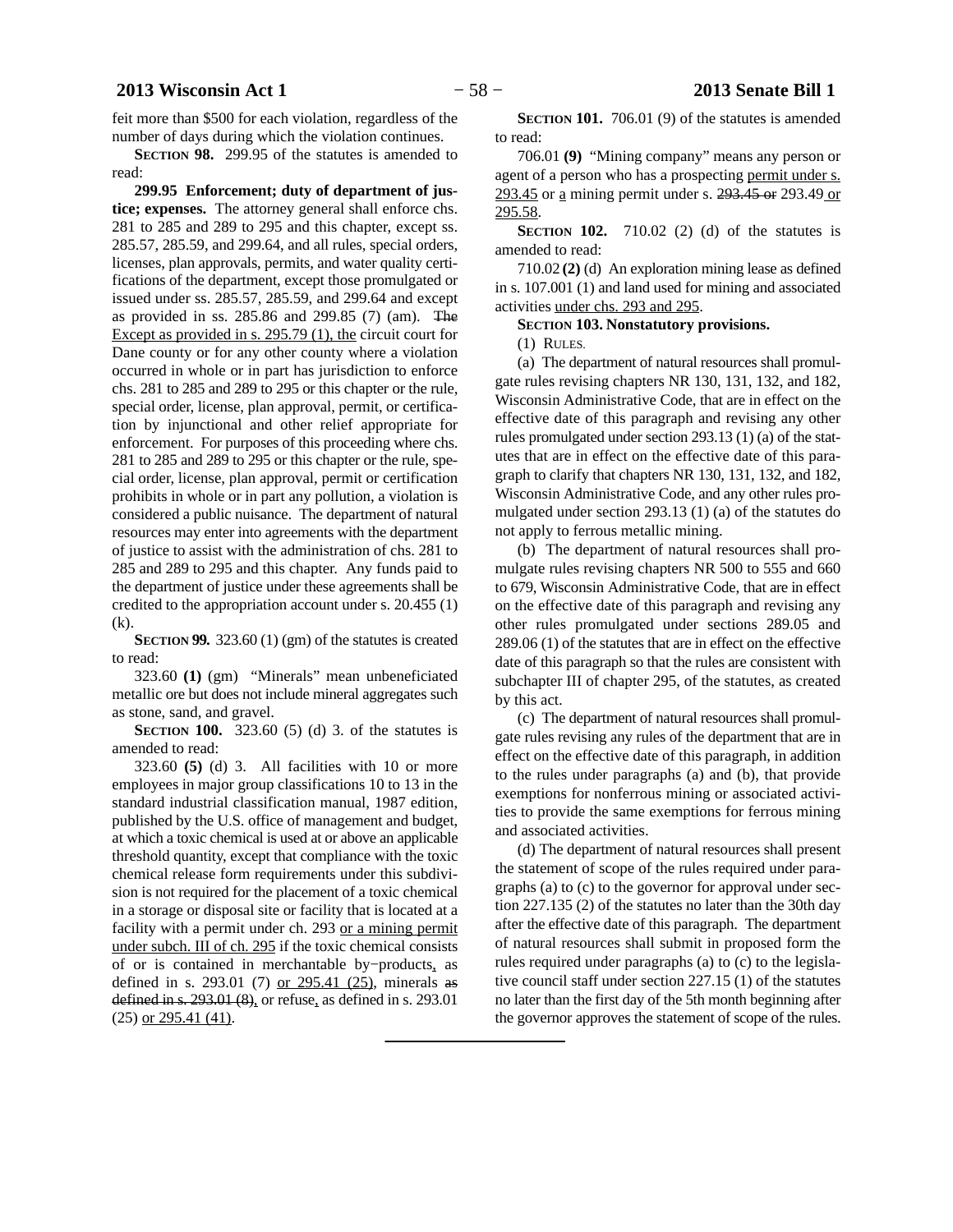feit more than $500 for each violation, regardless of the number of days during which the violation continues.

**SECTION 98.** 299.95 of the statutes is amended to read:

**299.95 Enforcement; duty of department of justice; expenses.** The attorney general shall enforce chs. 281 to 285 and 289 to 295 and this chapter, except ss. 285.57, 285.59, and 299.64, and all rules, special orders, licenses, plan approvals, permits, and water quality certifications of the department, except those promulgated or issued under ss. 285.57, 285.59, and 299.64 and except as provided in ss. 285.86 and 299.85 (7) (am). ~~The~~ Except as provided in s. 295.79 (1), the circuit court for Dane county or for any other county where a violation occurred in whole or in part has jurisdiction to enforce chs. 281 to 285 and 289 to 295 or this chapter or the rule, special order, license, plan approval, permit, or certification by injunctional and other relief appropriate for enforcement. For purposes of this proceeding where chs. 281 to 285 and 289 to 295 or this chapter or the rule, special order, license, plan approval, permit or certification prohibits in whole or in part any pollution, a violation is considered a public nuisance. The department of natural resources may enter into agreements with the department of justice to assist with the administration of chs. 281 to 285 and 289 to 295 and this chapter. Any funds paid to the department of justice under these agreements shall be credited to the appropriation account under s. 20.455 (1) (k).

**SECTION 99.** 323.60 (1) (gm) of the statutes is created to read:

323.60 **(1)** (gm) "Minerals" mean unbeneficiated metallic ore but does not include mineral aggregates such as stone, sand, and gravel.

**SECTION 100.** 323.60 (5) (d) 3. of the statutes is amended to read:

323.60 **(5)** (d) 3. All facilities with 10 or more employees in major group classifications 10 to 13 in the standard industrial classification manual, 1987 edition, published by the U.S. office of management and budget, at which a toxic chemical is used at or above an applicable threshold quantity, except that compliance with the toxic chemical release form requirements under this subdivision is not required for the placement of a toxic chemical in a storage or disposal site or facility that is located at a facility with a permit under ch. 293 or a mining permit under subch. III of ch. 295 if the toxic chemical consists of or is contained in merchantable by−products, as defined in s. 293.01 (7) or 295.41 (25), minerals ~~as defined in s. 293.01 (8)~~, or refuse, as defined in s. 293.01 (25) or 295.41 (41).

**SECTION 101.** 706.01 (9) of the statutes is amended to read:

706.01 **(9)** "Mining company" means any person or agent of a person who has a prospecting permit under s. 293.45 or a mining permit under s. ~~293.45 or~~ 293.49 or 295.58.

**SECTION 102.** 710.02 (2) (d) of the statutes is amended to read:

710.02 **(2)** (d) An exploration mining lease as defined in s. 107.001 (1) and land used for mining and associated activities under chs. 293 and 295.

**SECTION 103. Nonstatutory provisions.**

(1) RULES.

(a) The department of natural resources shall promulgate rules revising chapters NR 130, 131, 132, and 182, Wisconsin Administrative Code, that are in effect on the effective date of this paragraph and revising any other rules promulgated under section 293.13 (1) (a) of the statutes that are in effect on the effective date of this paragraph to clarify that chapters NR 130, 131, 132, and 182, Wisconsin Administrative Code, and any other rules promulgated under section 293.13 (1) (a) of the statutes do not apply to ferrous metallic mining.

(b) The department of natural resources shall promulgate rules revising chapters NR 500 to 555 and 660 to 679, Wisconsin Administrative Code, that are in effect on the effective date of this paragraph and revising any other rules promulgated under sections 289.05 and 289.06 (1) of the statutes that are in effect on the effective date of this paragraph so that the rules are consistent with subchapter III of chapter 295, of the statutes, as created by this act.

(c) The department of natural resources shall promulgate rules revising any rules of the department that are in effect on the effective date of this paragraph, in addition to the rules under paragraphs (a) and (b), that provide exemptions for nonferrous mining or associated activities to provide the same exemptions for ferrous mining and associated activities.

(d) The department of natural resources shall present the statement of scope of the rules required under paragraphs (a) to (c) to the governor for approval under section 227.135 (2) of the statutes no later than the 30th day after the effective date of this paragraph. The department of natural resources shall submit in proposed form the rules required under paragraphs (a) to (c) to the legislative council staff under section 227.15 (1) of the statutes no later than the first day of the 5th month beginning after the governor approves the statement of scope of the rules.